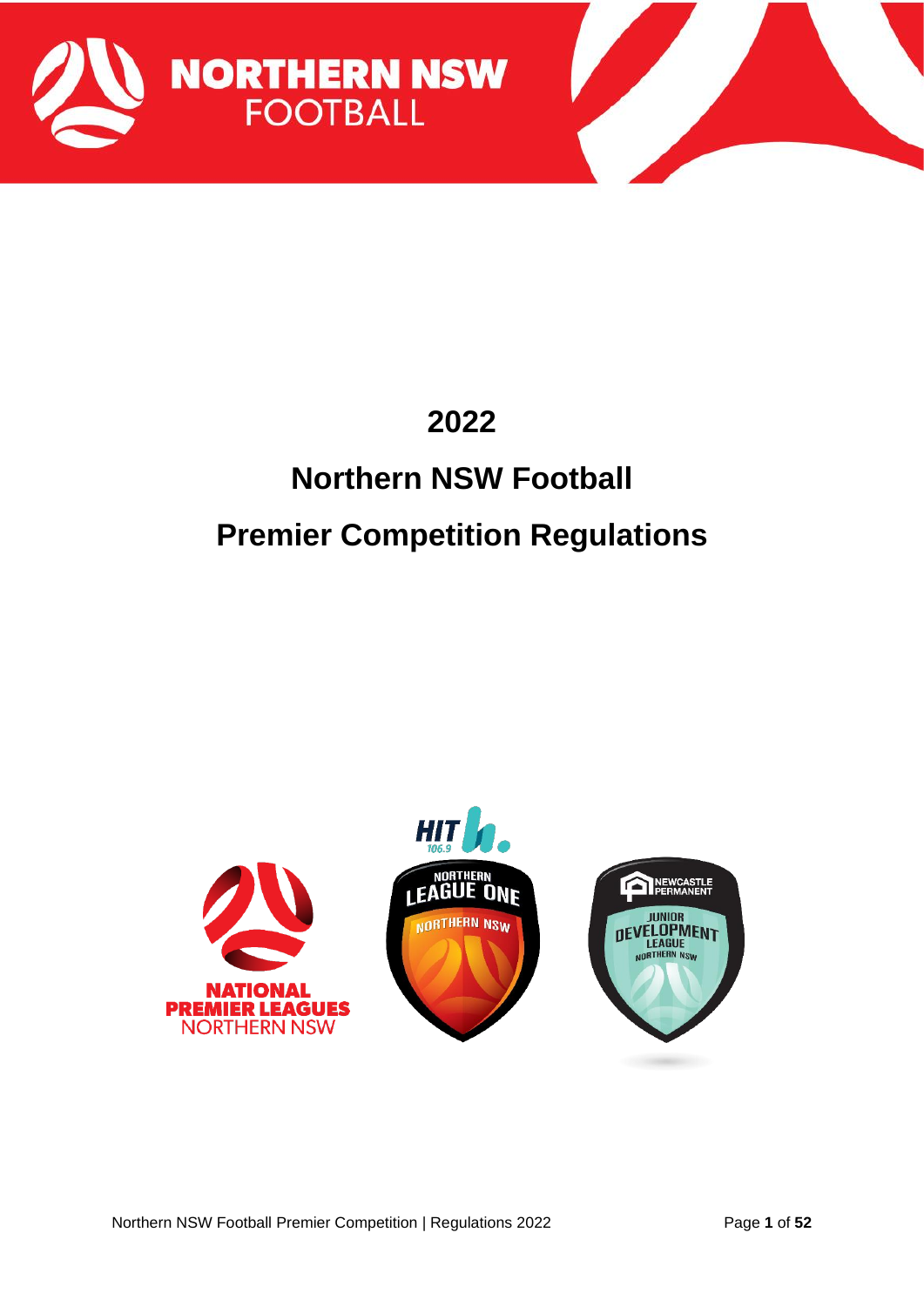# 2022

# Northern NSW Football

# Premier Competition Regulations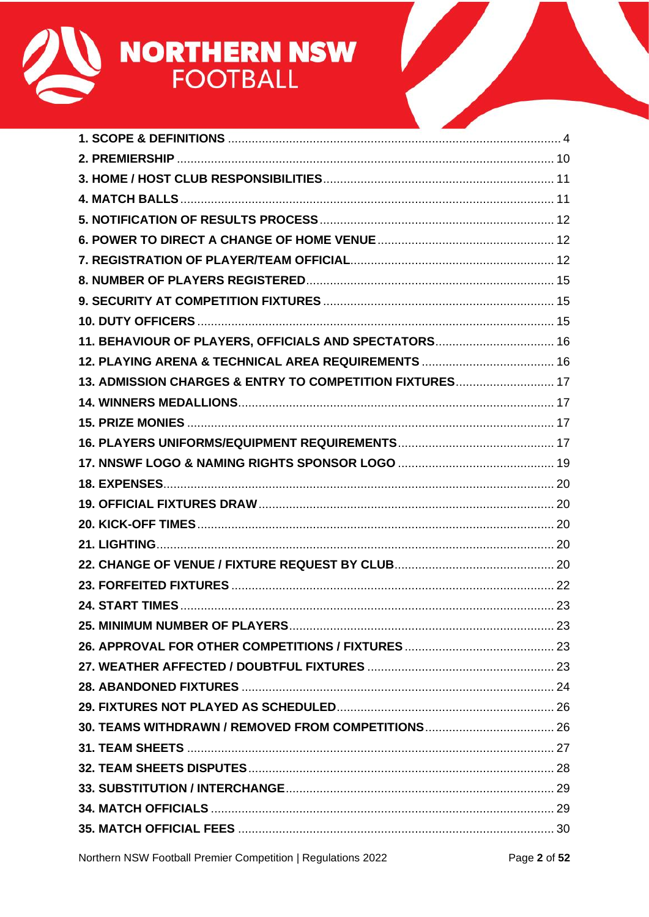| | |
|---|---|
| **1. SCOPE & DEFINITIONS** | 4 |
| **2. PREMIERSHIP** | 10 |
| **3. HOME / HOST CLUB RESPONSIBILITIES** | 11 |
| **4. MATCH BALLS** | 11 |
| **5. NOTIFICATION OF RESULTS PROCESS** | 12 |
| **6. POWER TO DIRECT A CHANGE OF HOME VENUE** | 12 |
| **7. REGISTRATION OF PLAYER/TEAM OFFICIAL** | 12 |
| **8. NUMBER OF PLAYERS REGISTERED** | 15 |
| **9. SECURITY AT COMPETITION FIXTURES** | 15 |
| **10. DUTY OFFICERS** | 15 |
| **11. BEHAVIOUR OF PLAYERS, OFFICIALS AND SPECTATORS** | 16 |
| **12. PLAYING ARENA & TECHNICAL AREA REQUIREMENTS** | 16 |
| **13. ADMISSION CHARGES & ENTRY TO COMPETITION FIXTURES** | 17 |
| **14. WINNERS MEDALLIONS** | 17 |
| **15. PRIZE MONIES** | 17 |
| **16. PLAYERS UNIFORMS/EQUIPMENT REQUIREMENTS** | 17 |
| **17. NNSWF LOGO & NAMING RIGHTS SPONSOR LOGO** | 19 |
| **18. EXPENSES** | 20 |
| **19. OFFICIAL FIXTURES DRAW** | 20 |
| **20. KICK-OFF TIMES** | 20 |
| **21. LIGHTING** | 20 |
| **22. CHANGE OF VENUE / FIXTURE REQUEST BY CLUB** | 20 |
| **23. FORFEITED FIXTURES** | 22 |
| **24. START TIMES** | 23 |
| **25. MINIMUM NUMBER OF PLAYERS** | 23 |
| **26. APPROVAL FOR OTHER COMPETITIONS / FIXTURES** | 23 |
| **27. WEATHER AFFECTED / DOUBTFUL FIXTURES** | 23 |
| **28. ABANDONED FIXTURES** | 24 |
| **29. FIXTURES NOT PLAYED AS SCHEDULED** | 26 |
| **30. TEAMS WITHDRAWN / REMOVED FROM COMPETITIONS** | 26 |
| **31. TEAM SHEETS** | 27 |
| **32. TEAM SHEETS DISPUTES** | 28 |
| **33. SUBSTITUTION / INTERCHANGE** | 29 |
| **34. MATCH OFFICIALS** | 29 |
| **35. MATCH OFFICIAL FEES** | 30 |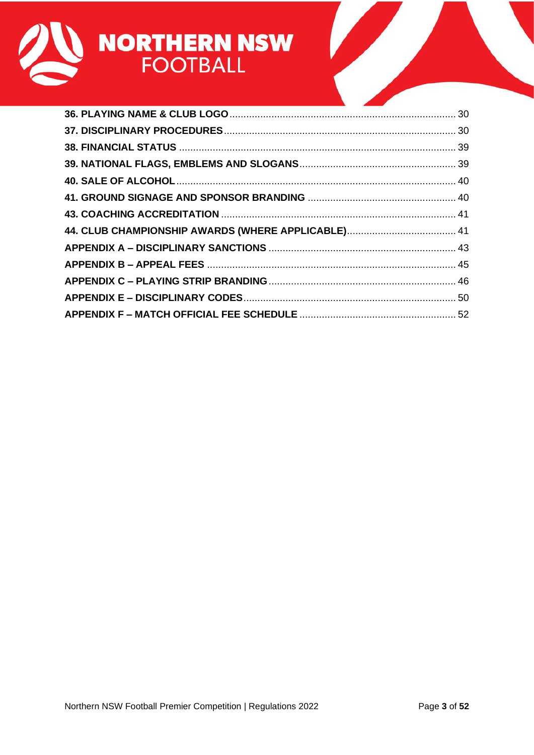**36. PLAYING NAME & CLUB LOGO** ........................................ 30

**37. DISCIPLINARY PROCEDURES** ........................................ 30

**38. FINANCIAL STATUS** ........................................ 39

**39. NATIONAL FLAGS, EMBLEMS AND SLOGANS** ........................................ 39

**40. SALE OF ALCOHOL** ........................................ 40

**41. GROUND SIGNAGE AND SPONSOR BRANDING** ........................................ 40

**43. COACHING ACCREDITATION** ........................................ 41

**44. CLUB CHAMPIONSHIP AWARDS (WHERE APPLICABLE)** ........................................ 41

**APPENDIX A – DISCIPLINARY SANCTIONS** ........................................ 43

**APPENDIX B – APPEAL FEES** ........................................ 45

**APPENDIX C – PLAYING STRIP BRANDING** ........................................ 46

**APPENDIX E – DISCIPLINARY CODES** ........................................ 50

**APPENDIX F – MATCH OFFICIAL FEE SCHEDULE** ........................................ 52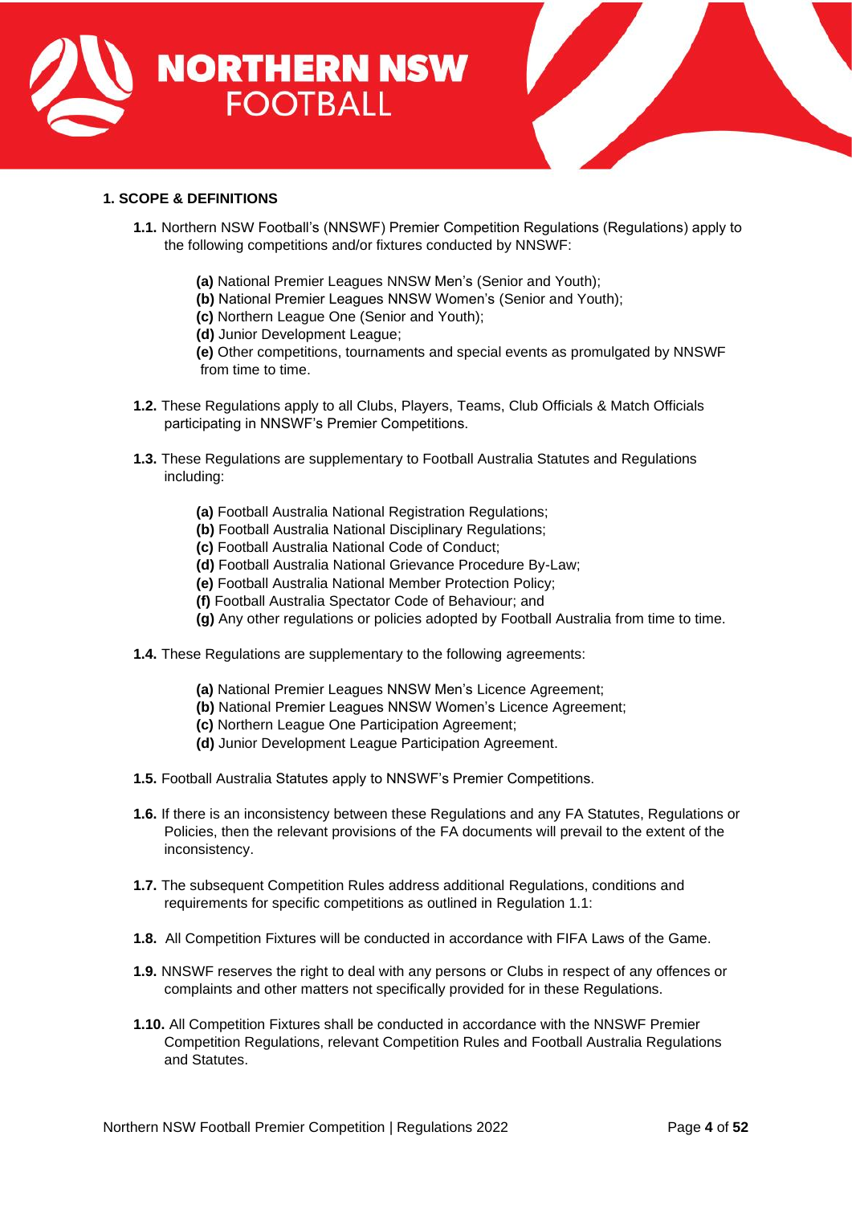## 1. SCOPE & DEFINITIONS

**1.1.** Northern NSW Football's (NNSWF) Premier Competition Regulations (Regulations) apply to the following competitions and/or fixtures conducted by NNSWF:

- **(a)** National Premier Leagues NNSW Men's (Senior and Youth);
- **(b)** National Premier Leagues NNSW Women's (Senior and Youth);
- **(c)** Northern League One (Senior and Youth);
- **(d)** Junior Development League;
- **(e)** Other competitions, tournaments and special events as promulgated by NNSWF from time to time.

**1.2.** These Regulations apply to all Clubs, Players, Teams, Club Officials & Match Officials participating in NNSWF's Premier Competitions.

**1.3.** These Regulations are supplementary to Football Australia Statutes and Regulations including:

- **(a)** Football Australia National Registration Regulations;
- **(b)** Football Australia National Disciplinary Regulations;
- **(c)** Football Australia National Code of Conduct;
- **(d)** Football Australia National Grievance Procedure By-Law;
- **(e)** Football Australia National Member Protection Policy;
- **(f)** Football Australia Spectator Code of Behaviour; and
- **(g)** Any other regulations or policies adopted by Football Australia from time to time.

**1.4.** These Regulations are supplementary to the following agreements:

- **(a)** National Premier Leagues NNSW Men's Licence Agreement;
- **(b)** National Premier Leagues NNSW Women's Licence Agreement;
- **(c)** Northern League One Participation Agreement;
- **(d)** Junior Development League Participation Agreement.

**1.5.** Football Australia Statutes apply to NNSWF's Premier Competitions.

**1.6.** If there is an inconsistency between these Regulations and any FA Statutes, Regulations or Policies, then the relevant provisions of the FA documents will prevail to the extent of the inconsistency.

**1.7.** The subsequent Competition Rules address additional Regulations, conditions and requirements for specific competitions as outlined in Regulation 1.1:

**1.8.** All Competition Fixtures will be conducted in accordance with FIFA Laws of the Game.

**1.9.** NNSWF reserves the right to deal with any persons or Clubs in respect of any offences or complaints and other matters not specifically provided for in these Regulations.

**1.10.** All Competition Fixtures shall be conducted in accordance with the NNSWF Premier Competition Regulations, relevant Competition Rules and Football Australia Regulations and Statutes.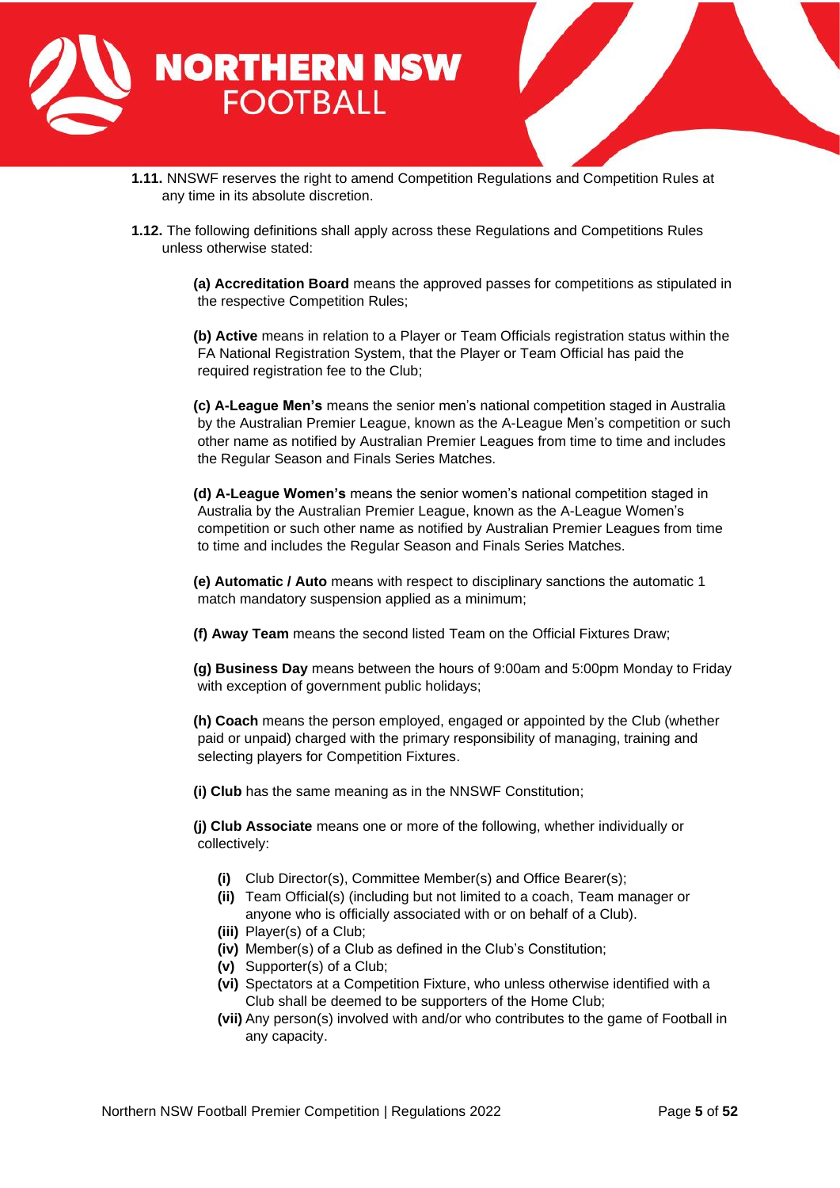**1.11.** NNSWF reserves the right to amend Competition Regulations and Competition Rules at any time in its absolute discretion.

**1.12.** The following definitions shall apply across these Regulations and Competitions Rules unless otherwise stated:

**(a) Accreditation Board** means the approved passes for competitions as stipulated in the respective Competition Rules;

**(b) Active** means in relation to a Player or Team Officials registration status within the FA National Registration System, that the Player or Team Official has paid the required registration fee to the Club;

**(c) A-League Men's** means the senior men's national competition staged in Australia by the Australian Premier League, known as the A-League Men's competition or such other name as notified by Australian Premier Leagues from time to time and includes the Regular Season and Finals Series Matches.

**(d) A-League Women's** means the senior women's national competition staged in Australia by the Australian Premier League, known as the A-League Women's competition or such other name as notified by Australian Premier Leagues from time to time and includes the Regular Season and Finals Series Matches.

**(e) Automatic / Auto** means with respect to disciplinary sanctions the automatic 1 match mandatory suspension applied as a minimum;

**(f) Away Team** means the second listed Team on the Official Fixtures Draw;

**(g) Business Day** means between the hours of 9:00am and 5:00pm Monday to Friday with exception of government public holidays;

**(h) Coach** means the person employed, engaged or appointed by the Club (whether paid or unpaid) charged with the primary responsibility of managing, training and selecting players for Competition Fixtures.

**(i) Club** has the same meaning as in the NNSWF Constitution;

**(j) Club Associate** means one or more of the following, whether individually or collectively:

- **(i)** Club Director(s), Committee Member(s) and Office Bearer(s);
- **(ii)** Team Official(s) (including but not limited to a coach, Team manager or anyone who is officially associated with or on behalf of a Club).
- **(iii)** Player(s) of a Club;
- **(iv)** Member(s) of a Club as defined in the Club's Constitution;
- **(v)** Supporter(s) of a Club;
- **(vi)** Spectators at a Competition Fixture, who unless otherwise identified with a Club shall be deemed to be supporters of the Home Club;
- **(vii)** Any person(s) involved with and/or who contributes to the game of Football in any capacity.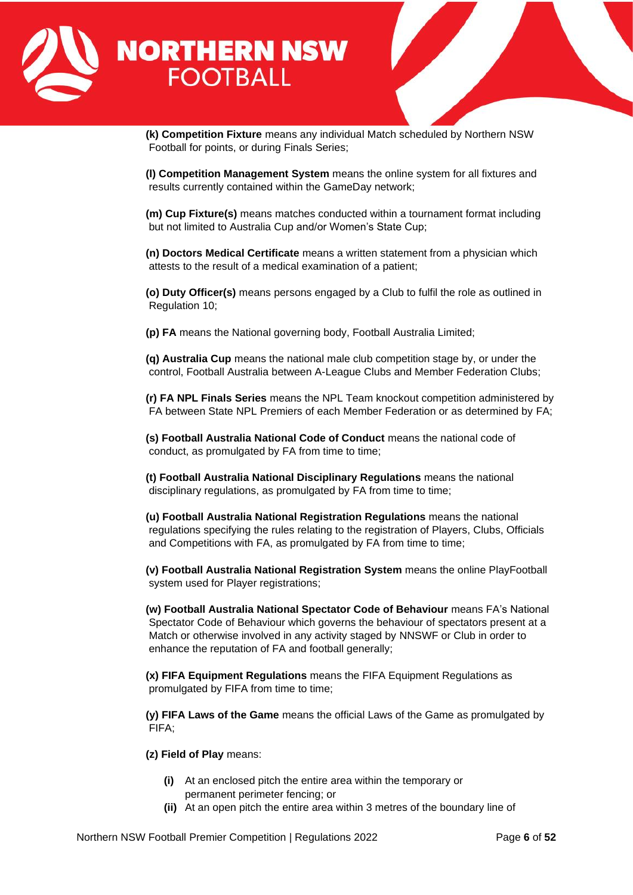**(k) Competition Fixture** means any individual Match scheduled by Northern NSW Football for points, or during Finals Series;

**(l) Competition Management System** means the online system for all fixtures and results currently contained within the GameDay network;

**(m) Cup Fixture(s)** means matches conducted within a tournament format including but not limited to Australia Cup and/or Women's State Cup;

**(n) Doctors Medical Certificate** means a written statement from a physician which attests to the result of a medical examination of a patient;

**(o) Duty Officer(s)** means persons engaged by a Club to fulfil the role as outlined in Regulation 10;

**(p) FA** means the National governing body, Football Australia Limited;

**(q) Australia Cup** means the national male club competition stage by, or under the control, Football Australia between A-League Clubs and Member Federation Clubs;

**(r) FA NPL Finals Series** means the NPL Team knockout competition administered by FA between State NPL Premiers of each Member Federation or as determined by FA;

**(s) Football Australia National Code of Conduct** means the national code of conduct, as promulgated by FA from time to time;

**(t) Football Australia National Disciplinary Regulations** means the national disciplinary regulations, as promulgated by FA from time to time;

**(u) Football Australia National Registration Regulations** means the national regulations specifying the rules relating to the registration of Players, Clubs, Officials and Competitions with FA, as promulgated by FA from time to time;

**(v) Football Australia National Registration System** means the online PlayFootball system used for Player registrations;

**(w) Football Australia National Spectator Code of Behaviour** means FA's National Spectator Code of Behaviour which governs the behaviour of spectators present at a Match or otherwise involved in any activity staged by NNSWF or Club in order to enhance the reputation of FA and football generally;

**(x) FIFA Equipment Regulations** means the FIFA Equipment Regulations as promulgated by FIFA from time to time;

**(y) FIFA Laws of the Game** means the official Laws of the Game as promulgated by FIFA;

**(z) Field of Play** means:

- **(i)** At an enclosed pitch the entire area within the temporary or permanent perimeter fencing; or
- **(ii)** At an open pitch the entire area within 3 metres of the boundary line of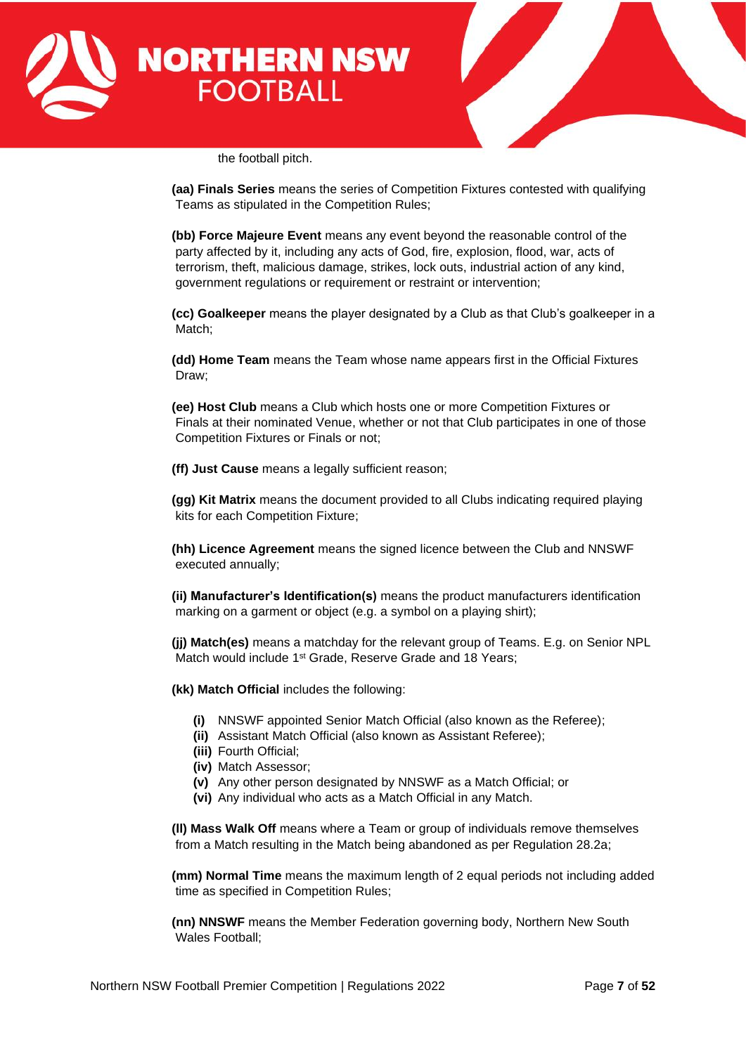the football pitch.

**(aa) Finals Series** means the series of Competition Fixtures contested with qualifying Teams as stipulated in the Competition Rules;

**(bb) Force Majeure Event** means any event beyond the reasonable control of the party affected by it, including any acts of God, fire, explosion, flood, war, acts of terrorism, theft, malicious damage, strikes, lock outs, industrial action of any kind, government regulations or requirement or restraint or intervention;

**(cc) Goalkeeper** means the player designated by a Club as that Club's goalkeeper in a Match;

**(dd) Home Team** means the Team whose name appears first in the Official Fixtures Draw;

**(ee) Host Club** means a Club which hosts one or more Competition Fixtures or Finals at their nominated Venue, whether or not that Club participates in one of those Competition Fixtures or Finals or not;

**(ff) Just Cause** means a legally sufficient reason;

**(gg) Kit Matrix** means the document provided to all Clubs indicating required playing kits for each Competition Fixture;

**(hh) Licence Agreement** means the signed licence between the Club and NNSWF executed annually;

**(ii) Manufacturer's Identification(s)** means the product manufacturers identification marking on a garment or object (e.g. a symbol on a playing shirt);

**(jj) Match(es)** means a matchday for the relevant group of Teams. E.g. on Senior NPL Match would include 1st Grade, Reserve Grade and 18 Years;

**(kk) Match Official** includes the following:

- **(i)** NNSWF appointed Senior Match Official (also known as the Referee);
- **(ii)** Assistant Match Official (also known as Assistant Referee);
- **(iii)** Fourth Official;
- **(iv)** Match Assessor;
- **(v)** Any other person designated by NNSWF as a Match Official; or
- **(vi)** Any individual who acts as a Match Official in any Match.

**(ll) Mass Walk Off** means where a Team or group of individuals remove themselves from a Match resulting in the Match being abandoned as per Regulation 28.2a;

**(mm) Normal Time** means the maximum length of 2 equal periods not including added time as specified in Competition Rules;

**(nn) NNSWF** means the Member Federation governing body, Northern New South Wales Football;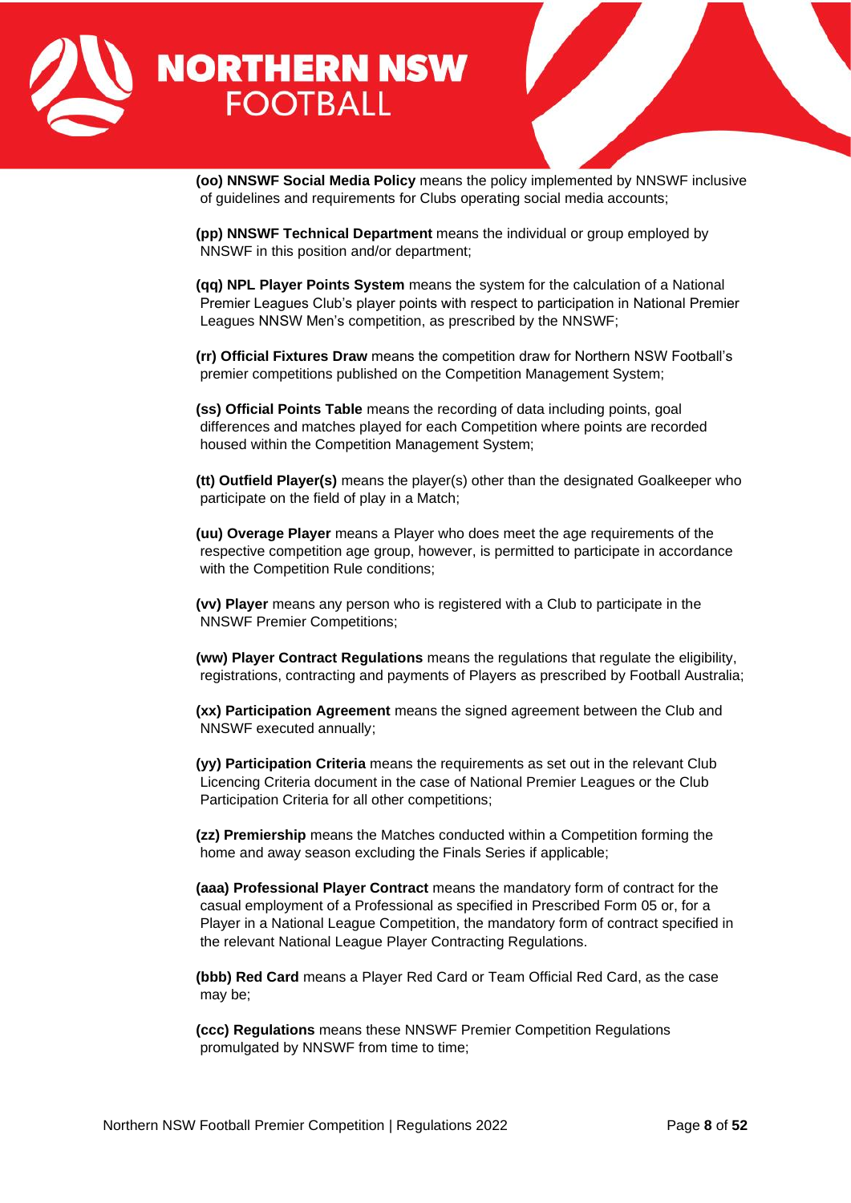**(oo) NNSWF Social Media Policy** means the policy implemented by NNSWF inclusive of guidelines and requirements for Clubs operating social media accounts;

**(pp) NNSWF Technical Department** means the individual or group employed by NNSWF in this position and/or department;

**(qq) NPL Player Points System** means the system for the calculation of a National Premier Leagues Club's player points with respect to participation in National Premier Leagues NNSW Men's competition, as prescribed by the NNSWF;

**(rr) Official Fixtures Draw** means the competition draw for Northern NSW Football's premier competitions published on the Competition Management System;

**(ss) Official Points Table** means the recording of data including points, goal differences and matches played for each Competition where points are recorded housed within the Competition Management System;

**(tt) Outfield Player(s)** means the player(s) other than the designated Goalkeeper who participate on the field of play in a Match;

**(uu) Overage Player** means a Player who does meet the age requirements of the respective competition age group, however, is permitted to participate in accordance with the Competition Rule conditions;

**(vv) Player** means any person who is registered with a Club to participate in the NNSWF Premier Competitions;

**(ww) Player Contract Regulations** means the regulations that regulate the eligibility, registrations, contracting and payments of Players as prescribed by Football Australia;

**(xx) Participation Agreement** means the signed agreement between the Club and NNSWF executed annually;

**(yy) Participation Criteria** means the requirements as set out in the relevant Club Licencing Criteria document in the case of National Premier Leagues or the Club Participation Criteria for all other competitions;

**(zz) Premiership** means the Matches conducted within a Competition forming the home and away season excluding the Finals Series if applicable;

**(aaa) Professional Player Contract** means the mandatory form of contract for the casual employment of a Professional as specified in Prescribed Form 05 or, for a Player in a National League Competition, the mandatory form of contract specified in the relevant National League Player Contracting Regulations.

**(bbb) Red Card** means a Player Red Card or Team Official Red Card, as the case may be;

**(ccc) Regulations** means these NNSWF Premier Competition Regulations promulgated by NNSWF from time to time;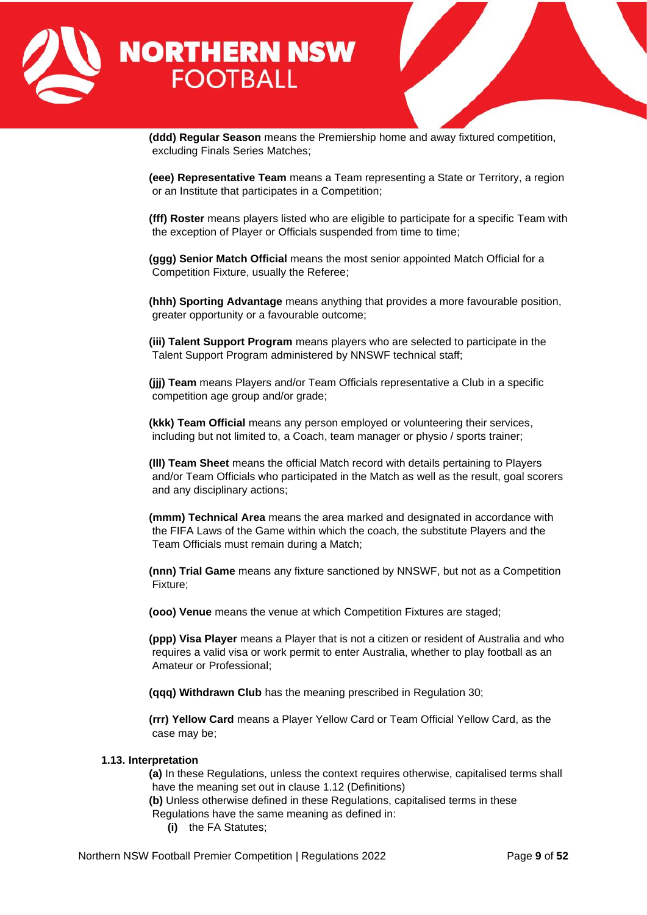**(ddd) Regular Season** means the Premiership home and away fixtured competition, excluding Finals Series Matches;

**(eee) Representative Team** means a Team representing a State or Territory, a region or an Institute that participates in a Competition;

**(fff) Roster** means players listed who are eligible to participate for a specific Team with the exception of Player or Officials suspended from time to time;

**(ggg) Senior Match Official** means the most senior appointed Match Official for a Competition Fixture, usually the Referee;

**(hhh) Sporting Advantage** means anything that provides a more favourable position, greater opportunity or a favourable outcome;

**(iii) Talent Support Program** means players who are selected to participate in the Talent Support Program administered by NNSWF technical staff;

**(jjj) Team** means Players and/or Team Officials representative a Club in a specific competition age group and/or grade;

**(kkk) Team Official** means any person employed or volunteering their services, including but not limited to, a Coach, team manager or physio / sports trainer;

**(lll) Team Sheet** means the official Match record with details pertaining to Players and/or Team Officials who participated in the Match as well as the result, goal scorers and any disciplinary actions;

**(mmm) Technical Area** means the area marked and designated in accordance with the FIFA Laws of the Game within which the coach, the substitute Players and the Team Officials must remain during a Match;

**(nnn) Trial Game** means any fixture sanctioned by NNSWF, but not as a Competition Fixture;

**(ooo) Venue** means the venue at which Competition Fixtures are staged;

**(ppp) Visa Player** means a Player that is not a citizen or resident of Australia and who requires a valid visa or work permit to enter Australia, whether to play football as an Amateur or Professional;

**(qqq) Withdrawn Club** has the meaning prescribed in Regulation 30;

**(rrr) Yellow Card** means a Player Yellow Card or Team Official Yellow Card, as the case may be;

**1.13. Interpretation**

**(a)** In these Regulations, unless the context requires otherwise, capitalised terms shall have the meaning set out in clause 1.12 (Definitions)

**(b)** Unless otherwise defined in these Regulations, capitalised terms in these Regulations have the same meaning as defined in:

- **(i)** the FA Statutes;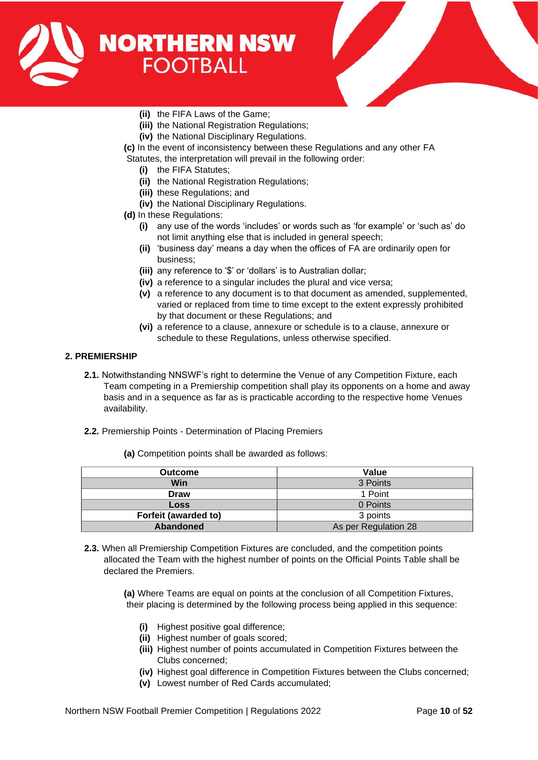(ii) the FIFA Laws of the Game;
(iii) the National Registration Regulations;
(iv) the National Disciplinary Regulations.

**(c)** In the event of inconsistency between these Regulations and any other FA Statutes, the interpretation will prevail in the following order:

- **(i)** the FIFA Statutes;
- **(ii)** the National Registration Regulations;
- **(iii)** these Regulations; and
- **(iv)** the National Disciplinary Regulations.

**(d)** In these Regulations:

- **(i)** any use of the words 'includes' or words such as 'for example' or 'such as' do not limit anything else that is included in general speech;
- **(ii)** 'business day' means a day when the offices of FA are ordinarily open for business;
- **(iii)** any reference to '$' or 'dollars' is to Australian dollar;
- **(iv)** a reference to a singular includes the plural and vice versa;
- **(v)** a reference to any document is to that document as amended, supplemented, varied or replaced from time to time except to the extent expressly prohibited by that document or these Regulations; and
- **(vi)** a reference to a clause, annexure or schedule is to a clause, annexure or schedule to these Regulations, unless otherwise specified.

## 2. PREMIERSHIP

**2.1.** Notwithstanding NNSWF's right to determine the Venue of any Competition Fixture, each Team competing in a Premiership competition shall play its opponents on a home and away basis and in a sequence as far as is practicable according to the respective home Venues availability.

**2.2.** Premiership Points - Determination of Placing Premiers

**(a)** Competition points shall be awarded as follows:

| Outcome | Value |
|---|---|
| **Win** | 3 Points |
| **Draw** | 1 Point |
| **Loss** | 0 Points |
| **Forfeit (awarded to)** | 3 points |
| **Abandoned** | As per Regulation 28 |

**2.3.** When all Premiership Competition Fixtures are concluded, and the competition points allocated the Team with the highest number of points on the Official Points Table shall be declared the Premiers.

**(a)** Where Teams are equal on points at the conclusion of all Competition Fixtures, their placing is determined by the following process being applied in this sequence:

- **(i)** Highest positive goal difference;
- **(ii)** Highest number of goals scored;
- **(iii)** Highest number of points accumulated in Competition Fixtures between the Clubs concerned;
- **(iv)** Highest goal difference in Competition Fixtures between the Clubs concerned;
- **(v)** Lowest number of Red Cards accumulated;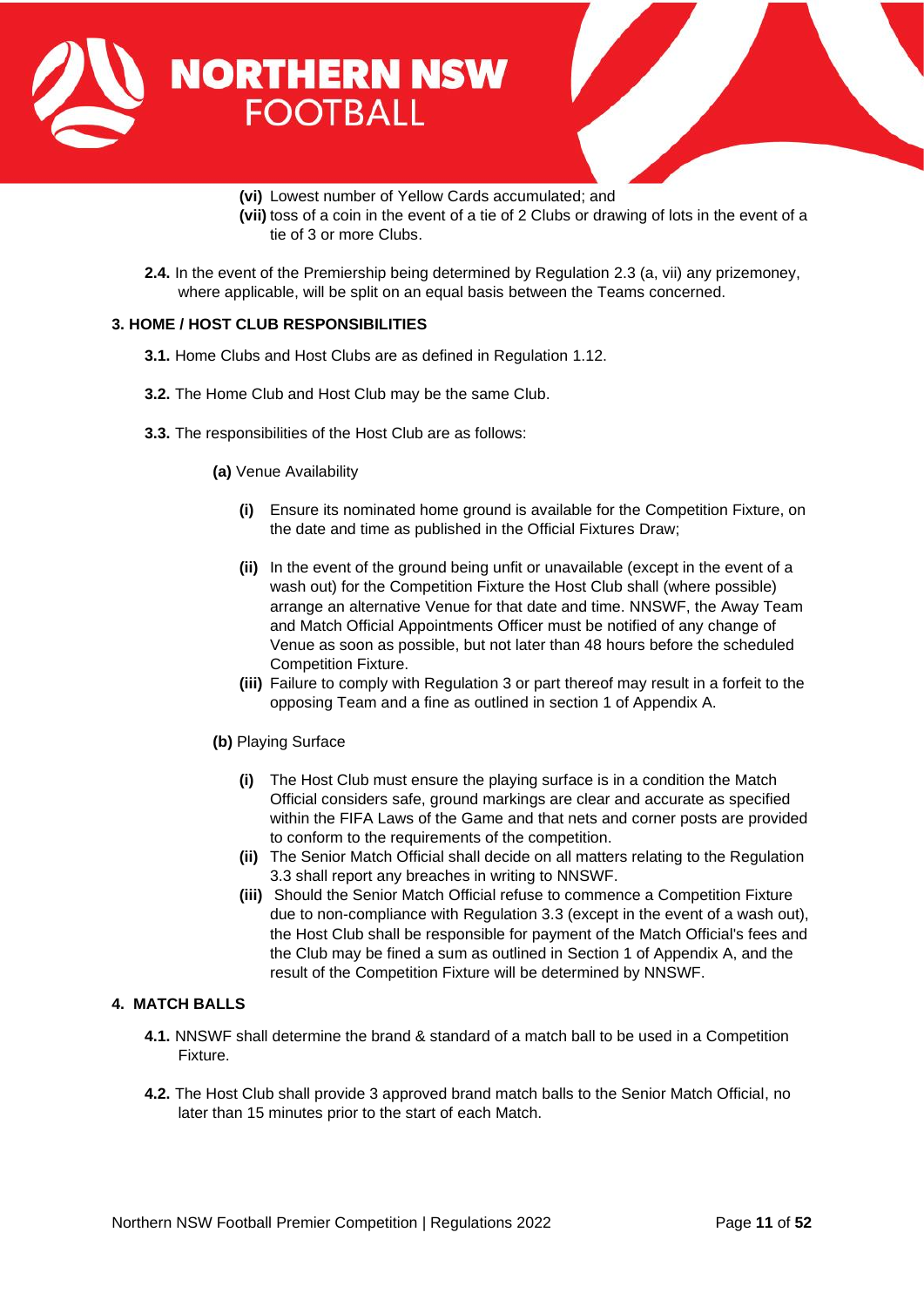- **(vi)** Lowest number of Yellow Cards accumulated; and
- **(vii)** toss of a coin in the event of a tie of 2 Clubs or drawing of lots in the event of a tie of 3 or more Clubs.

**2.4.** In the event of the Premiership being determined by Regulation 2.3 (a, vii) any prizemoney, where applicable, will be split on an equal basis between the Teams concerned.

## 3. HOME / HOST CLUB RESPONSIBILITIES

**3.1.** Home Clubs and Host Clubs are as defined in Regulation 1.12.

**3.2.** The Home Club and Host Club may be the same Club.

**3.3.** The responsibilities of the Host Club are as follows:

**(a)** Venue Availability

- **(i)** Ensure its nominated home ground is available for the Competition Fixture, on the date and time as published in the Official Fixtures Draw;
- **(ii)** In the event of the ground being unfit or unavailable (except in the event of a wash out) for the Competition Fixture the Host Club shall (where possible) arrange an alternative Venue for that date and time. NNSWF, the Away Team and Match Official Appointments Officer must be notified of any change of Venue as soon as possible, but not later than 48 hours before the scheduled Competition Fixture.
- **(iii)** Failure to comply with Regulation 3 or part thereof may result in a forfeit to the opposing Team and a fine as outlined in section 1 of Appendix A.

**(b)** Playing Surface

- **(i)** The Host Club must ensure the playing surface is in a condition the Match Official considers safe, ground markings are clear and accurate as specified within the FIFA Laws of the Game and that nets and corner posts are provided to conform to the requirements of the competition.
- **(ii)** The Senior Match Official shall decide on all matters relating to the Regulation 3.3 shall report any breaches in writing to NNSWF.
- **(iii)** Should the Senior Match Official refuse to commence a Competition Fixture due to non-compliance with Regulation 3.3 (except in the event of a wash out), the Host Club shall be responsible for payment of the Match Official's fees and the Club may be fined a sum as outlined in Section 1 of Appendix A, and the result of the Competition Fixture will be determined by NNSWF.

## 4. MATCH BALLS

**4.1.** NNSWF shall determine the brand & standard of a match ball to be used in a Competition Fixture.

**4.2.** The Host Club shall provide 3 approved brand match balls to the Senior Match Official, no later than 15 minutes prior to the start of each Match.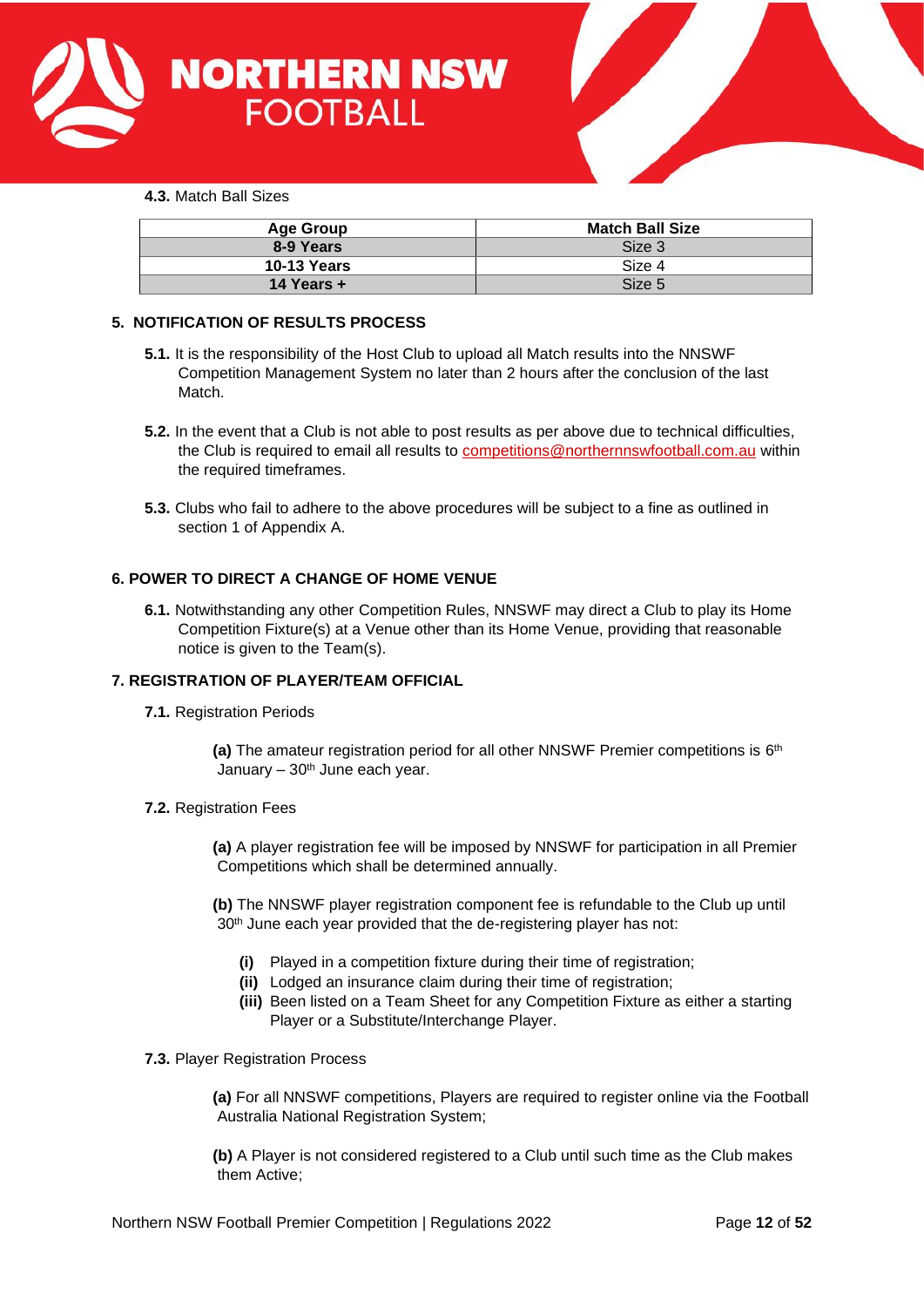**4.3.** Match Ball Sizes

| Age Group | Match Ball Size |
|---|---|
| **8-9 Years** | Size 3 |
| **10-13 Years** | Size 4 |
| **14 Years +** | Size 5 |

## 5. NOTIFICATION OF RESULTS PROCESS

**5.1.** It is the responsibility of the Host Club to upload all Match results into the NNSWF Competition Management System no later than 2 hours after the conclusion of the last Match.

**5.2.** In the event that a Club is not able to post results as per above due to technical difficulties, the Club is required to email all results to competitions@northernnswfootball.com.au within the required timeframes.

**5.3.** Clubs who fail to adhere to the above procedures will be subject to a fine as outlined in section 1 of Appendix A.

## 6. POWER TO DIRECT A CHANGE OF HOME VENUE

**6.1.** Notwithstanding any other Competition Rules, NNSWF may direct a Club to play its Home Competition Fixture(s) at a Venue other than its Home Venue, providing that reasonable notice is given to the Team(s).

## 7. REGISTRATION OF PLAYER/TEAM OFFICIAL

**7.1.** Registration Periods

**(a)** The amateur registration period for all other NNSWF Premier competitions is 6th January – 30th June each year.

**7.2.** Registration Fees

**(a)** A player registration fee will be imposed by NNSWF for participation in all Premier Competitions which shall be determined annually.

**(b)** The NNSWF player registration component fee is refundable to the Club up until 30th June each year provided that the de-registering player has not:

- **(i)** Played in a competition fixture during their time of registration;
- **(ii)** Lodged an insurance claim during their time of registration;
- **(iii)** Been listed on a Team Sheet for any Competition Fixture as either a starting Player or a Substitute/Interchange Player.

**7.3.** Player Registration Process

**(a)** For all NNSWF competitions, Players are required to register online via the Football Australia National Registration System;

**(b)** A Player is not considered registered to a Club until such time as the Club makes them Active;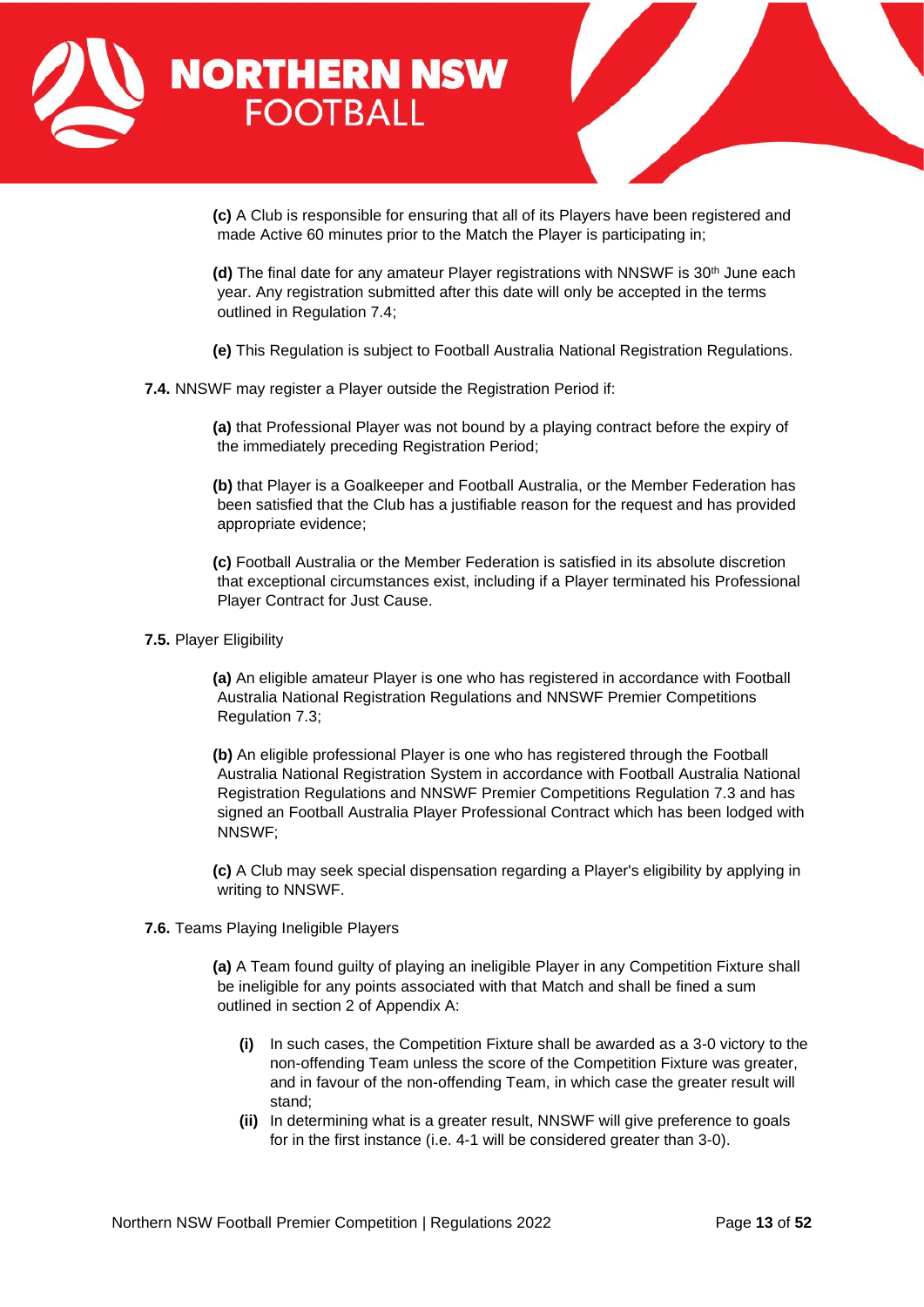**(c)** A Club is responsible for ensuring that all of its Players have been registered and made Active 60 minutes prior to the Match the Player is participating in;

**(d)** The final date for any amateur Player registrations with NNSWF is 30th June each year. Any registration submitted after this date will only be accepted in the terms outlined in Regulation 7.4;

**(e)** This Regulation is subject to Football Australia National Registration Regulations.

**7.4.** NNSWF may register a Player outside the Registration Period if:

**(a)** that Professional Player was not bound by a playing contract before the expiry of the immediately preceding Registration Period;

**(b)** that Player is a Goalkeeper and Football Australia, or the Member Federation has been satisfied that the Club has a justifiable reason for the request and has provided appropriate evidence;

**(c)** Football Australia or the Member Federation is satisfied in its absolute discretion that exceptional circumstances exist, including if a Player terminated his Professional Player Contract for Just Cause.

**7.5.** Player Eligibility

**(a)** An eligible amateur Player is one who has registered in accordance with Football Australia National Registration Regulations and NNSWF Premier Competitions Regulation 7.3;

**(b)** An eligible professional Player is one who has registered through the Football Australia National Registration System in accordance with Football Australia National Registration Regulations and NNSWF Premier Competitions Regulation 7.3 and has signed an Football Australia Player Professional Contract which has been lodged with NNSWF;

**(c)** A Club may seek special dispensation regarding a Player's eligibility by applying in writing to NNSWF.

**7.6.** Teams Playing Ineligible Players

**(a)** A Team found guilty of playing an ineligible Player in any Competition Fixture shall be ineligible for any points associated with that Match and shall be fined a sum outlined in section 2 of Appendix A:

- **(i)** In such cases, the Competition Fixture shall be awarded as a 3-0 victory to the non-offending Team unless the score of the Competition Fixture was greater, and in favour of the non-offending Team, in which case the greater result will stand;
- **(ii)** In determining what is a greater result, NNSWF will give preference to goals for in the first instance (i.e. 4-1 will be considered greater than 3-0).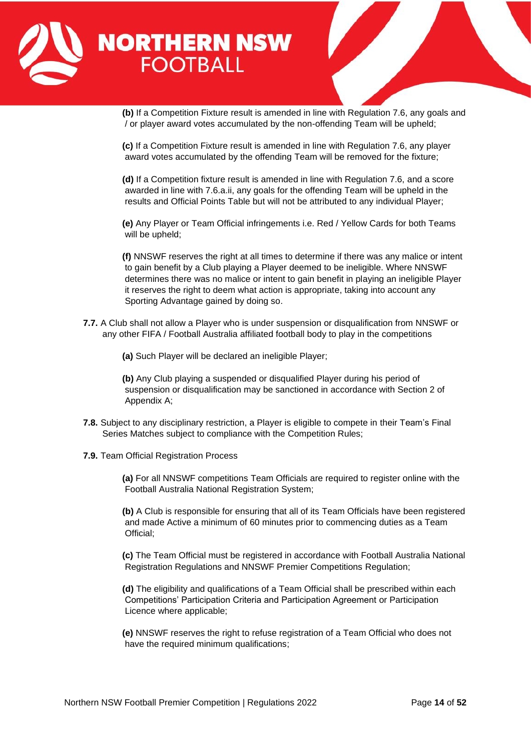**(b)** If a Competition Fixture result is amended in line with Regulation 7.6, any goals and / or player award votes accumulated by the non-offending Team will be upheld;

**(c)** If a Competition Fixture result is amended in line with Regulation 7.6, any player award votes accumulated by the offending Team will be removed for the fixture;

**(d)** If a Competition fixture result is amended in line with Regulation 7.6, and a score awarded in line with 7.6.a.ii, any goals for the offending Team will be upheld in the results and Official Points Table but will not be attributed to any individual Player;

**(e)** Any Player or Team Official infringements i.e. Red / Yellow Cards for both Teams will be upheld;

**(f)** NNSWF reserves the right at all times to determine if there was any malice or intent to gain benefit by a Club playing a Player deemed to be ineligible. Where NNSWF determines there was no malice or intent to gain benefit in playing an ineligible Player it reserves the right to deem what action is appropriate, taking into account any Sporting Advantage gained by doing so.

**7.7.** A Club shall not allow a Player who is under suspension or disqualification from NNSWF or any other FIFA / Football Australia affiliated football body to play in the competitions

**(a)** Such Player will be declared an ineligible Player;

**(b)** Any Club playing a suspended or disqualified Player during his period of suspension or disqualification may be sanctioned in accordance with Section 2 of Appendix A;

**7.8.** Subject to any disciplinary restriction, a Player is eligible to compete in their Team's Final Series Matches subject to compliance with the Competition Rules;

**7.9.** Team Official Registration Process

**(a)** For all NNSWF competitions Team Officials are required to register online with the Football Australia National Registration System;

**(b)** A Club is responsible for ensuring that all of its Team Officials have been registered and made Active a minimum of 60 minutes prior to commencing duties as a Team Official;

**(c)** The Team Official must be registered in accordance with Football Australia National Registration Regulations and NNSWF Premier Competitions Regulation;

**(d)** The eligibility and qualifications of a Team Official shall be prescribed within each Competitions' Participation Criteria and Participation Agreement or Participation Licence where applicable;

**(e)** NNSWF reserves the right to refuse registration of a Team Official who does not have the required minimum qualifications;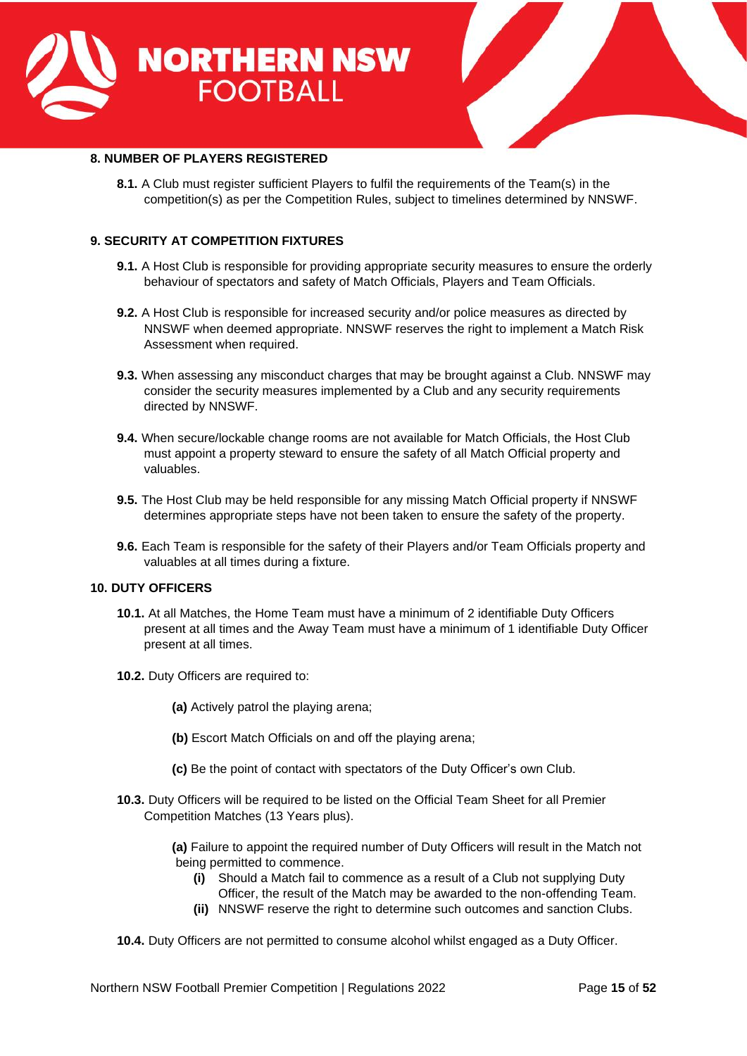## 8. NUMBER OF PLAYERS REGISTERED

**8.1.** A Club must register sufficient Players to fulfil the requirements of the Team(s) in the competition(s) as per the Competition Rules, subject to timelines determined by NNSWF.

## 9. SECURITY AT COMPETITION FIXTURES

**9.1.** A Host Club is responsible for providing appropriate security measures to ensure the orderly behaviour of spectators and safety of Match Officials, Players and Team Officials.

**9.2.** A Host Club is responsible for increased security and/or police measures as directed by NNSWF when deemed appropriate. NNSWF reserves the right to implement a Match Risk Assessment when required.

**9.3.** When assessing any misconduct charges that may be brought against a Club. NNSWF may consider the security measures implemented by a Club and any security requirements directed by NNSWF.

**9.4.** When secure/lockable change rooms are not available for Match Officials, the Host Club must appoint a property steward to ensure the safety of all Match Official property and valuables.

**9.5.** The Host Club may be held responsible for any missing Match Official property if NNSWF determines appropriate steps have not been taken to ensure the safety of the property.

**9.6.** Each Team is responsible for the safety of their Players and/or Team Officials property and valuables at all times during a fixture.

## 10. DUTY OFFICERS

**10.1.** At all Matches, the Home Team must have a minimum of 2 identifiable Duty Officers present at all times and the Away Team must have a minimum of 1 identifiable Duty Officer present at all times.

**10.2.** Duty Officers are required to:

- **(a)** Actively patrol the playing arena;
- **(b)** Escort Match Officials on and off the playing arena;
- **(c)** Be the point of contact with spectators of the Duty Officer's own Club.

**10.3.** Duty Officers will be required to be listed on the Official Team Sheet for all Premier Competition Matches (13 Years plus).

- **(a)** Failure to appoint the required number of Duty Officers will result in the Match not being permitted to commence.
  - **(i)** Should a Match fail to commence as a result of a Club not supplying Duty Officer, the result of the Match may be awarded to the non-offending Team.
  - **(ii)** NNSWF reserve the right to determine such outcomes and sanction Clubs.

**10.4.** Duty Officers are not permitted to consume alcohol whilst engaged as a Duty Officer.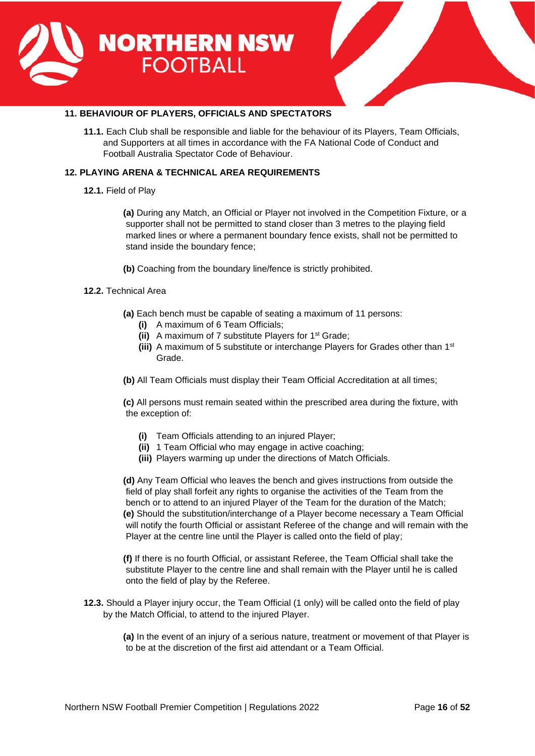## 11. BEHAVIOUR OF PLAYERS, OFFICIALS AND SPECTATORS

**11.1.** Each Club shall be responsible and liable for the behaviour of its Players, Team Officials, and Supporters at all times in accordance with the FA National Code of Conduct and Football Australia Spectator Code of Behaviour.

## 12. PLAYING ARENA & TECHNICAL AREA REQUIREMENTS

**12.1.** Field of Play

**(a)** During any Match, an Official or Player not involved in the Competition Fixture, or a supporter shall not be permitted to stand closer than 3 metres to the playing field marked lines or where a permanent boundary fence exists, shall not be permitted to stand inside the boundary fence;

**(b)** Coaching from the boundary line/fence is strictly prohibited.

**12.2.** Technical Area

**(a)** Each bench must be capable of seating a maximum of 11 persons:

- **(i)** A maximum of 6 Team Officials;
- **(ii)** A maximum of 7 substitute Players for 1st Grade;
- **(iii)** A maximum of 5 substitute or interchange Players for Grades other than 1st Grade.

**(b)** All Team Officials must display their Team Official Accreditation at all times;

**(c)** All persons must remain seated within the prescribed area during the fixture, with the exception of:

- **(i)** Team Officials attending to an injured Player;
- **(ii)** 1 Team Official who may engage in active coaching;
- **(iii)** Players warming up under the directions of Match Officials.

**(d)** Any Team Official who leaves the bench and gives instructions from outside the field of play shall forfeit any rights to organise the activities of the Team from the bench or to attend to an injured Player of the Team for the duration of the Match;

**(e)** Should the substitution/interchange of a Player become necessary a Team Official will notify the fourth Official or assistant Referee of the change and will remain with the Player at the centre line until the Player is called onto the field of play;

**(f)** If there is no fourth Official, or assistant Referee, the Team Official shall take the substitute Player to the centre line and shall remain with the Player until he is called onto the field of play by the Referee.

**12.3.** Should a Player injury occur, the Team Official (1 only) will be called onto the field of play by the Match Official, to attend to the injured Player.

**(a)** In the event of an injury of a serious nature, treatment or movement of that Player is to be at the discretion of the first aid attendant or a Team Official.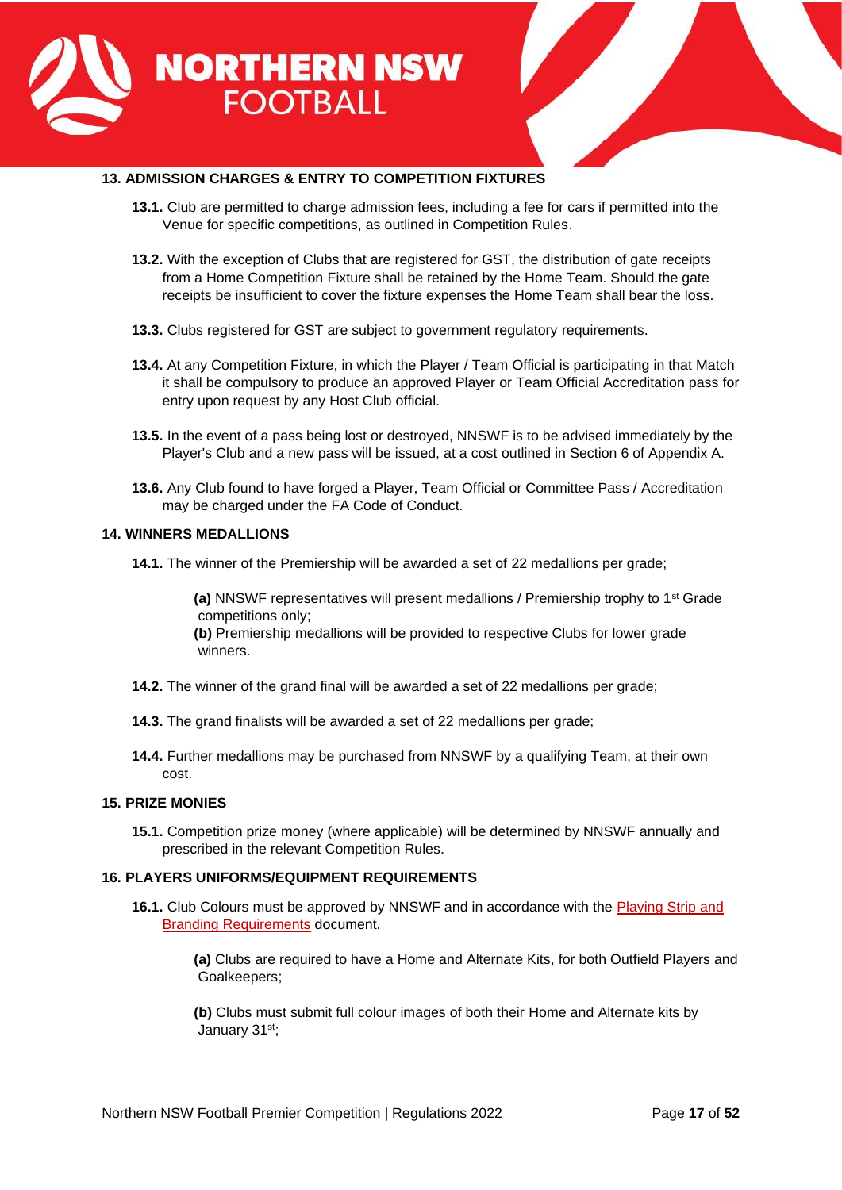## 13. ADMISSION CHARGES & ENTRY TO COMPETITION FIXTURES

**13.1.** Club are permitted to charge admission fees, including a fee for cars if permitted into the Venue for specific competitions, as outlined in Competition Rules.

**13.2.** With the exception of Clubs that are registered for GST, the distribution of gate receipts from a Home Competition Fixture shall be retained by the Home Team. Should the gate receipts be insufficient to cover the fixture expenses the Home Team shall bear the loss.

**13.3.** Clubs registered for GST are subject to government regulatory requirements.

**13.4.** At any Competition Fixture, in which the Player / Team Official is participating in that Match it shall be compulsory to produce an approved Player or Team Official Accreditation pass for entry upon request by any Host Club official.

**13.5.** In the event of a pass being lost or destroyed, NNSWF is to be advised immediately by the Player's Club and a new pass will be issued, at a cost outlined in Section 6 of Appendix A.

**13.6.** Any Club found to have forged a Player, Team Official or Committee Pass / Accreditation may be charged under the FA Code of Conduct.

## 14. WINNERS MEDALLIONS

**14.1.** The winner of the Premiership will be awarded a set of 22 medallions per grade;

**(a)** NNSWF representatives will present medallions / Premiership trophy to 1st Grade competitions only;
**(b)** Premiership medallions will be provided to respective Clubs for lower grade winners.

**14.2.** The winner of the grand final will be awarded a set of 22 medallions per grade;

**14.3.** The grand finalists will be awarded a set of 22 medallions per grade;

**14.4.** Further medallions may be purchased from NNSWF by a qualifying Team, at their own cost.

## 15. PRIZE MONIES

**15.1.** Competition prize money (where applicable) will be determined by NNSWF annually and prescribed in the relevant Competition Rules.

## 16. PLAYERS UNIFORMS/EQUIPMENT REQUIREMENTS

**16.1.** Club Colours must be approved by NNSWF and in accordance with the Playing Strip and Branding Requirements document.

**(a)** Clubs are required to have a Home and Alternate Kits, for both Outfield Players and Goalkeepers;

**(b)** Clubs must submit full colour images of both their Home and Alternate kits by January 31st;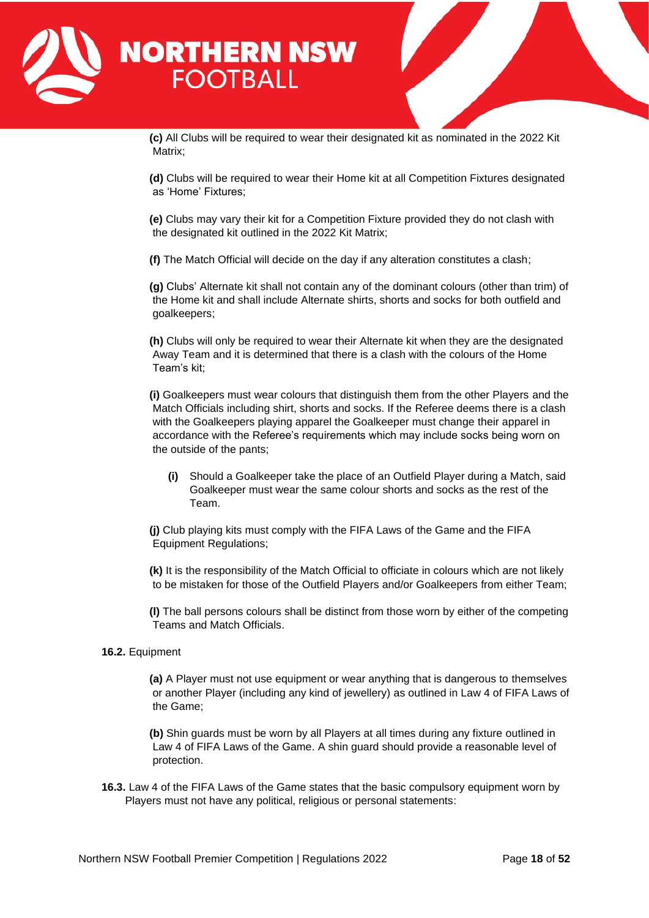**(c)** All Clubs will be required to wear their designated kit as nominated in the 2022 Kit Matrix;

**(d)** Clubs will be required to wear their Home kit at all Competition Fixtures designated as 'Home' Fixtures;

**(e)** Clubs may vary their kit for a Competition Fixture provided they do not clash with the designated kit outlined in the 2022 Kit Matrix;

**(f)** The Match Official will decide on the day if any alteration constitutes a clash;

**(g)** Clubs' Alternate kit shall not contain any of the dominant colours (other than trim) of the Home kit and shall include Alternate shirts, shorts and socks for both outfield and goalkeepers;

**(h)** Clubs will only be required to wear their Alternate kit when they are the designated Away Team and it is determined that there is a clash with the colours of the Home Team's kit;

**(i)** Goalkeepers must wear colours that distinguish them from the other Players and the Match Officials including shirt, shorts and socks. If the Referee deems there is a clash with the Goalkeepers playing apparel the Goalkeeper must change their apparel in accordance with the Referee's requirements which may include socks being worn on the outside of the pants;

- **(i)** Should a Goalkeeper take the place of an Outfield Player during a Match, said Goalkeeper must wear the same colour shorts and socks as the rest of the Team.

**(j)** Club playing kits must comply with the FIFA Laws of the Game and the FIFA Equipment Regulations;

**(k)** It is the responsibility of the Match Official to officiate in colours which are not likely to be mistaken for those of the Outfield Players and/or Goalkeepers from either Team;

**(l)** The ball persons colours shall be distinct from those worn by either of the competing Teams and Match Officials.

**16.2.** Equipment

**(a)** A Player must not use equipment or wear anything that is dangerous to themselves or another Player (including any kind of jewellery) as outlined in Law 4 of FIFA Laws of the Game;

**(b)** Shin guards must be worn by all Players at all times during any fixture outlined in Law 4 of FIFA Laws of the Game. A shin guard should provide a reasonable level of protection.

**16.3.** Law 4 of the FIFA Laws of the Game states that the basic compulsory equipment worn by Players must not have any political, religious or personal statements: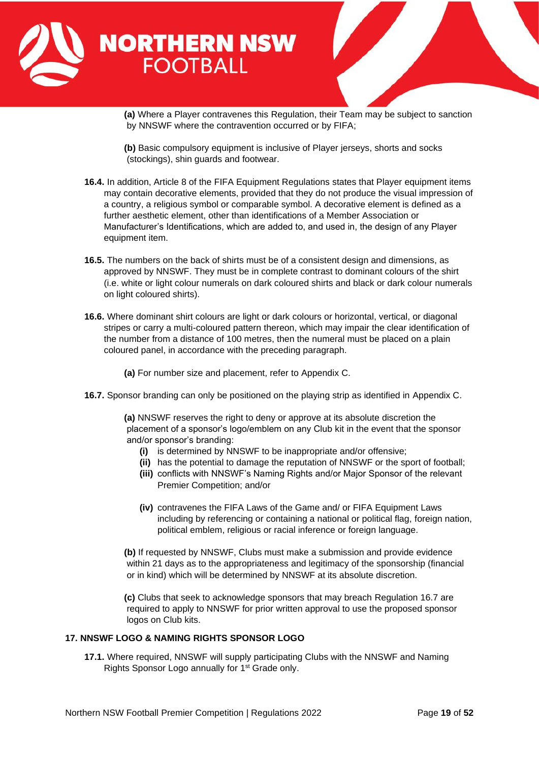**(a)** Where a Player contravenes this Regulation, their Team may be subject to sanction by NNSWF where the contravention occurred or by FIFA;

**(b)** Basic compulsory equipment is inclusive of Player jerseys, shorts and socks (stockings), shin guards and footwear.

**16.4.** In addition, Article 8 of the FIFA Equipment Regulations states that Player equipment items may contain decorative elements, provided that they do not produce the visual impression of a country, a religious symbol or comparable symbol. A decorative element is defined as a further aesthetic element, other than identifications of a Member Association or Manufacturer's Identifications, which are added to, and used in, the design of any Player equipment item.

**16.5.** The numbers on the back of shirts must be of a consistent design and dimensions, as approved by NNSWF. They must be in complete contrast to dominant colours of the shirt (i.e. white or light colour numerals on dark coloured shirts and black or dark colour numerals on light coloured shirts).

**16.6.** Where dominant shirt colours are light or dark colours or horizontal, vertical, or diagonal stripes or carry a multi-coloured pattern thereon, which may impair the clear identification of the number from a distance of 100 metres, then the numeral must be placed on a plain coloured panel, in accordance with the preceding paragraph.

**(a)** For number size and placement, refer to Appendix C.

**16.7.** Sponsor branding can only be positioned on the playing strip as identified in Appendix C.

**(a)** NNSWF reserves the right to deny or approve at its absolute discretion the placement of a sponsor's logo/emblem on any Club kit in the event that the sponsor and/or sponsor's branding:

- **(i)** is determined by NNSWF to be inappropriate and/or offensive;
- **(ii)** has the potential to damage the reputation of NNSWF or the sport of football;
- **(iii)** conflicts with NNSWF's Naming Rights and/or Major Sponsor of the relevant Premier Competition; and/or
- **(iv)** contravenes the FIFA Laws of the Game and/ or FIFA Equipment Laws including by referencing or containing a national or political flag, foreign nation, political emblem, religious or racial inference or foreign language.

**(b)** If requested by NNSWF, Clubs must make a submission and provide evidence within 21 days as to the appropriateness and legitimacy of the sponsorship (financial or in kind) which will be determined by NNSWF at its absolute discretion.

**(c)** Clubs that seek to acknowledge sponsors that may breach Regulation 16.7 are required to apply to NNSWF for prior written approval to use the proposed sponsor logos on Club kits.

## 17. NNSWF LOGO & NAMING RIGHTS SPONSOR LOGO

**17.1.** Where required, NNSWF will supply participating Clubs with the NNSWF and Naming Rights Sponsor Logo annually for 1st Grade only.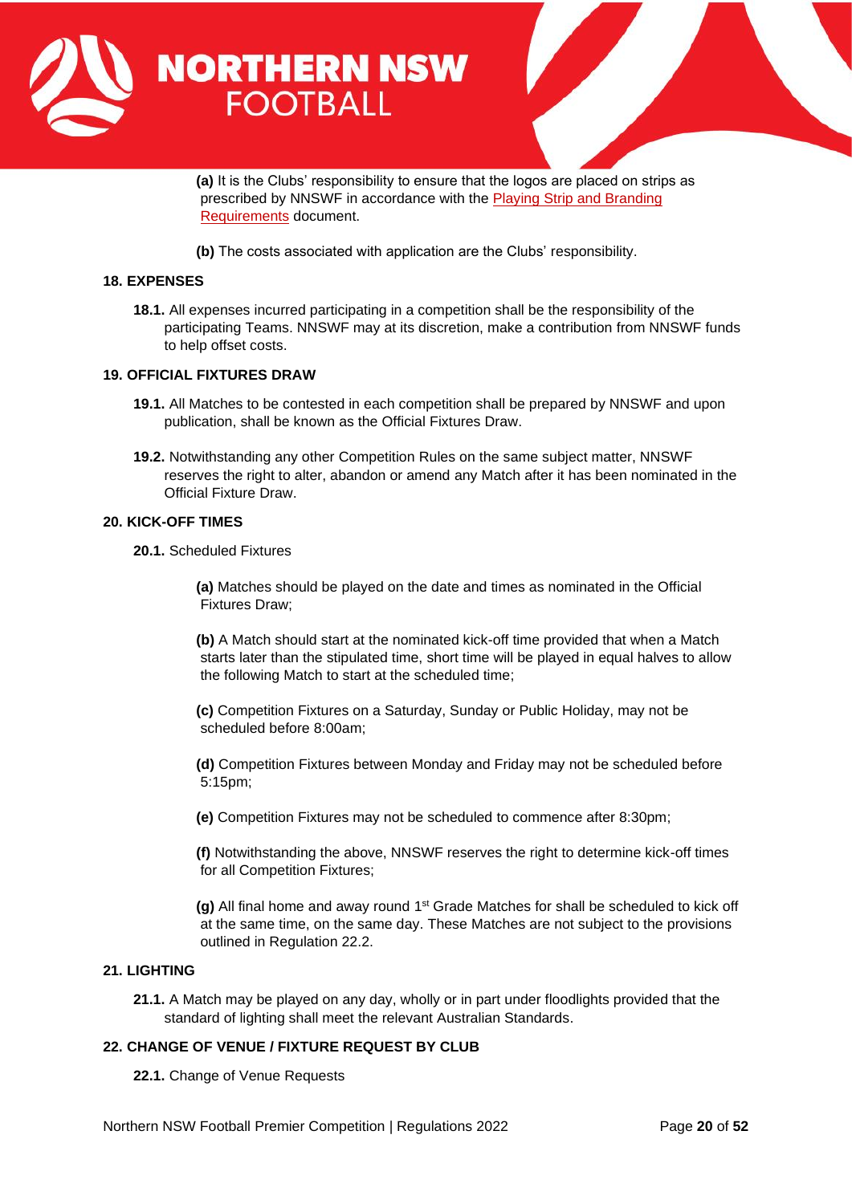**(a)** It is the Clubs' responsibility to ensure that the logos are placed on strips as prescribed by NNSWF in accordance with the Playing Strip and Branding Requirements document.

**(b)** The costs associated with application are the Clubs' responsibility.

### 18. EXPENSES

**18.1.** All expenses incurred participating in a competition shall be the responsibility of the participating Teams. NNSWF may at its discretion, make a contribution from NNSWF funds to help offset costs.

### 19. OFFICIAL FIXTURES DRAW

**19.1.** All Matches to be contested in each competition shall be prepared by NNSWF and upon publication, shall be known as the Official Fixtures Draw.

**19.2.** Notwithstanding any other Competition Rules on the same subject matter, NNSWF reserves the right to alter, abandon or amend any Match after it has been nominated in the Official Fixture Draw.

### 20. KICK-OFF TIMES

**20.1.** Scheduled Fixtures

**(a)** Matches should be played on the date and times as nominated in the Official Fixtures Draw;

**(b)** A Match should start at the nominated kick-off time provided that when a Match starts later than the stipulated time, short time will be played in equal halves to allow the following Match to start at the scheduled time;

**(c)** Competition Fixtures on a Saturday, Sunday or Public Holiday, may not be scheduled before 8:00am;

**(d)** Competition Fixtures between Monday and Friday may not be scheduled before 5:15pm;

**(e)** Competition Fixtures may not be scheduled to commence after 8:30pm;

**(f)** Notwithstanding the above, NNSWF reserves the right to determine kick-off times for all Competition Fixtures;

**(g)** All final home and away round 1st Grade Matches for shall be scheduled to kick off at the same time, on the same day. These Matches are not subject to the provisions outlined in Regulation 22.2.

### 21. LIGHTING

**21.1.** A Match may be played on any day, wholly or in part under floodlights provided that the standard of lighting shall meet the relevant Australian Standards.

### 22. CHANGE OF VENUE / FIXTURE REQUEST BY CLUB

**22.1.** Change of Venue Requests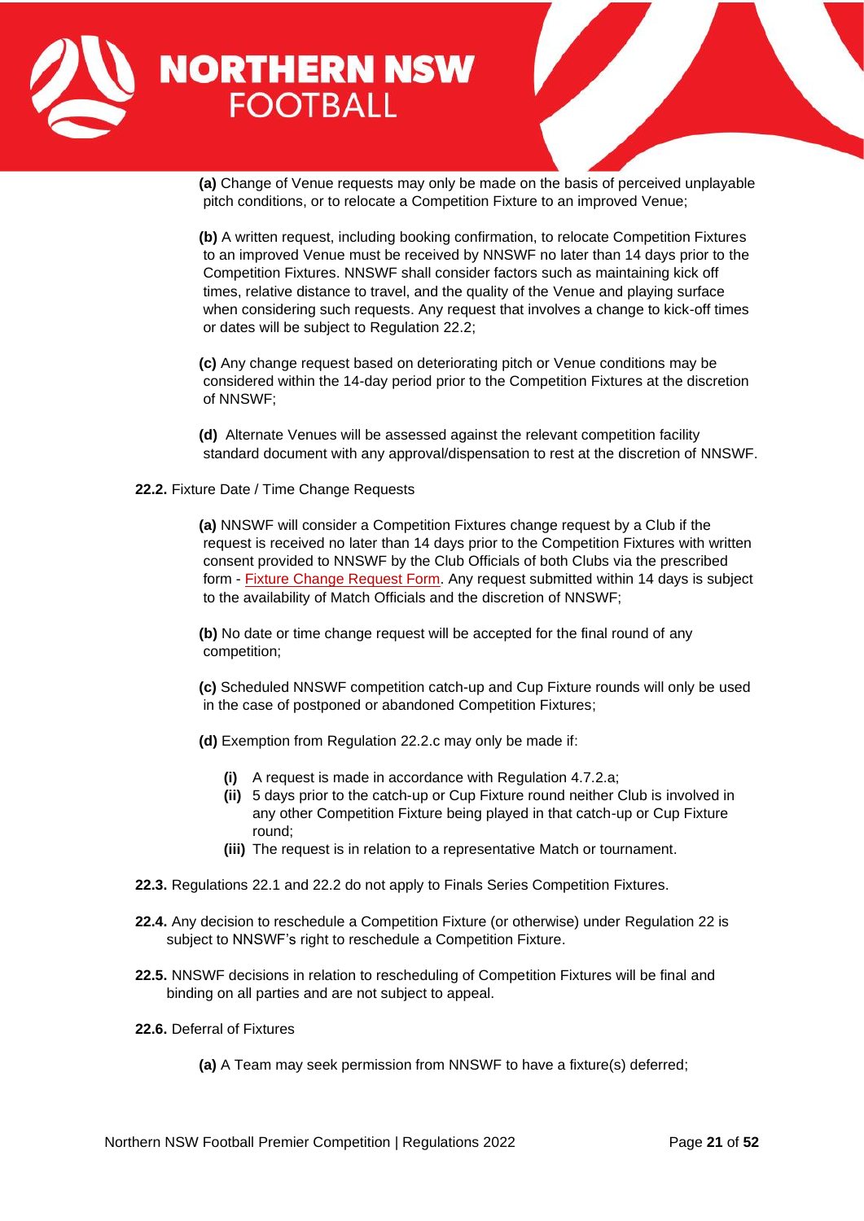**(a)** Change of Venue requests may only be made on the basis of perceived unplayable pitch conditions, or to relocate a Competition Fixture to an improved Venue;

**(b)** A written request, including booking confirmation, to relocate Competition Fixtures to an improved Venue must be received by NNSWF no later than 14 days prior to the Competition Fixtures. NNSWF shall consider factors such as maintaining kick off times, relative distance to travel, and the quality of the Venue and playing surface when considering such requests. Any request that involves a change to kick-off times or dates will be subject to Regulation 22.2;

**(c)** Any change request based on deteriorating pitch or Venue conditions may be considered within the 14-day period prior to the Competition Fixtures at the discretion of NNSWF;

**(d)** Alternate Venues will be assessed against the relevant competition facility standard document with any approval/dispensation to rest at the discretion of NNSWF.

**22.2.** Fixture Date / Time Change Requests

**(a)** NNSWF will consider a Competition Fixtures change request by a Club if the request is received no later than 14 days prior to the Competition Fixtures with written consent provided to NNSWF by the Club Officials of both Clubs via the prescribed form - Fixture Change Request Form. Any request submitted within 14 days is subject to the availability of Match Officials and the discretion of NNSWF;

**(b)** No date or time change request will be accepted for the final round of any competition;

**(c)** Scheduled NNSWF competition catch-up and Cup Fixture rounds will only be used in the case of postponed or abandoned Competition Fixtures;

**(d)** Exemption from Regulation 22.2.c may only be made if:

- **(i)** A request is made in accordance with Regulation 4.7.2.a;
- **(ii)** 5 days prior to the catch-up or Cup Fixture round neither Club is involved in any other Competition Fixture being played in that catch-up or Cup Fixture round;
- **(iii)** The request is in relation to a representative Match or tournament.

**22.3.** Regulations 22.1 and 22.2 do not apply to Finals Series Competition Fixtures.

**22.4.** Any decision to reschedule a Competition Fixture (or otherwise) under Regulation 22 is subject to NNSWF's right to reschedule a Competition Fixture.

**22.5.** NNSWF decisions in relation to rescheduling of Competition Fixtures will be final and binding on all parties and are not subject to appeal.

**22.6.** Deferral of Fixtures

**(a)** A Team may seek permission from NNSWF to have a fixture(s) deferred;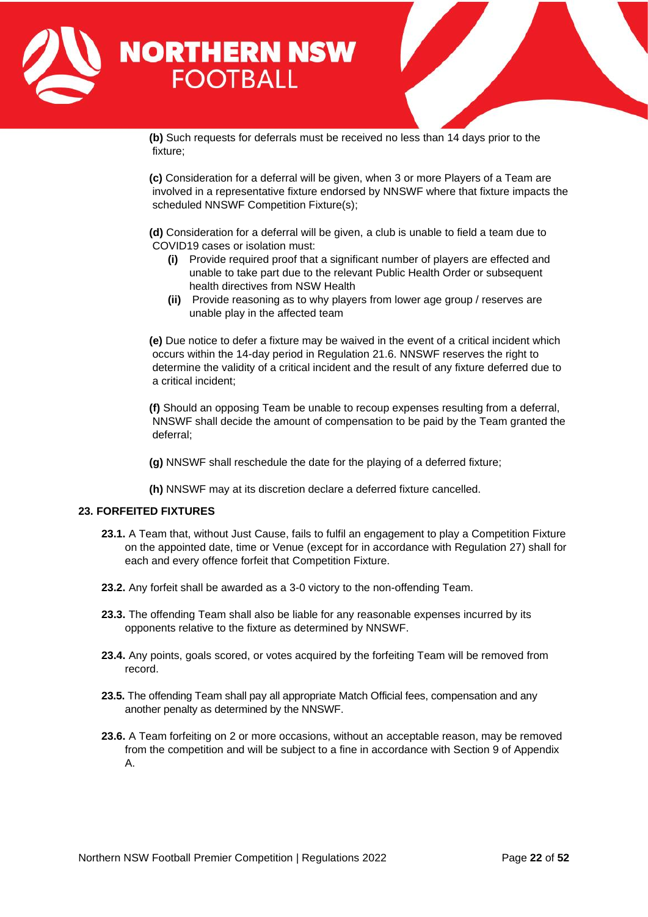**(b)** Such requests for deferrals must be received no less than 14 days prior to the fixture;

**(c)** Consideration for a deferral will be given, when 3 or more Players of a Team are involved in a representative fixture endorsed by NNSWF where that fixture impacts the scheduled NNSWF Competition Fixture(s);

**(d)** Consideration for a deferral will be given, a club is unable to field a team due to COVID19 cases or isolation must:

- **(i)** Provide required proof that a significant number of players are effected and unable to take part due to the relevant Public Health Order or subsequent health directives from NSW Health
- **(ii)** Provide reasoning as to why players from lower age group / reserves are unable play in the affected team

**(e)** Due notice to defer a fixture may be waived in the event of a critical incident which occurs within the 14-day period in Regulation 21.6. NNSWF reserves the right to determine the validity of a critical incident and the result of any fixture deferred due to a critical incident;

**(f)** Should an opposing Team be unable to recoup expenses resulting from a deferral, NNSWF shall decide the amount of compensation to be paid by the Team granted the deferral;

**(g)** NNSWF shall reschedule the date for the playing of a deferred fixture;

**(h)** NNSWF may at its discretion declare a deferred fixture cancelled.

## 23. FORFEITED FIXTURES

**23.1.** A Team that, without Just Cause, fails to fulfil an engagement to play a Competition Fixture on the appointed date, time or Venue (except for in accordance with Regulation 27) shall for each and every offence forfeit that Competition Fixture.

**23.2.** Any forfeit shall be awarded as a 3-0 victory to the non-offending Team.

**23.3.** The offending Team shall also be liable for any reasonable expenses incurred by its opponents relative to the fixture as determined by NNSWF.

**23.4.** Any points, goals scored, or votes acquired by the forfeiting Team will be removed from record.

**23.5.** The offending Team shall pay all appropriate Match Official fees, compensation and any another penalty as determined by the NNSWF.

**23.6.** A Team forfeiting on 2 or more occasions, without an acceptable reason, may be removed from the competition and will be subject to a fine in accordance with Section 9 of Appendix A.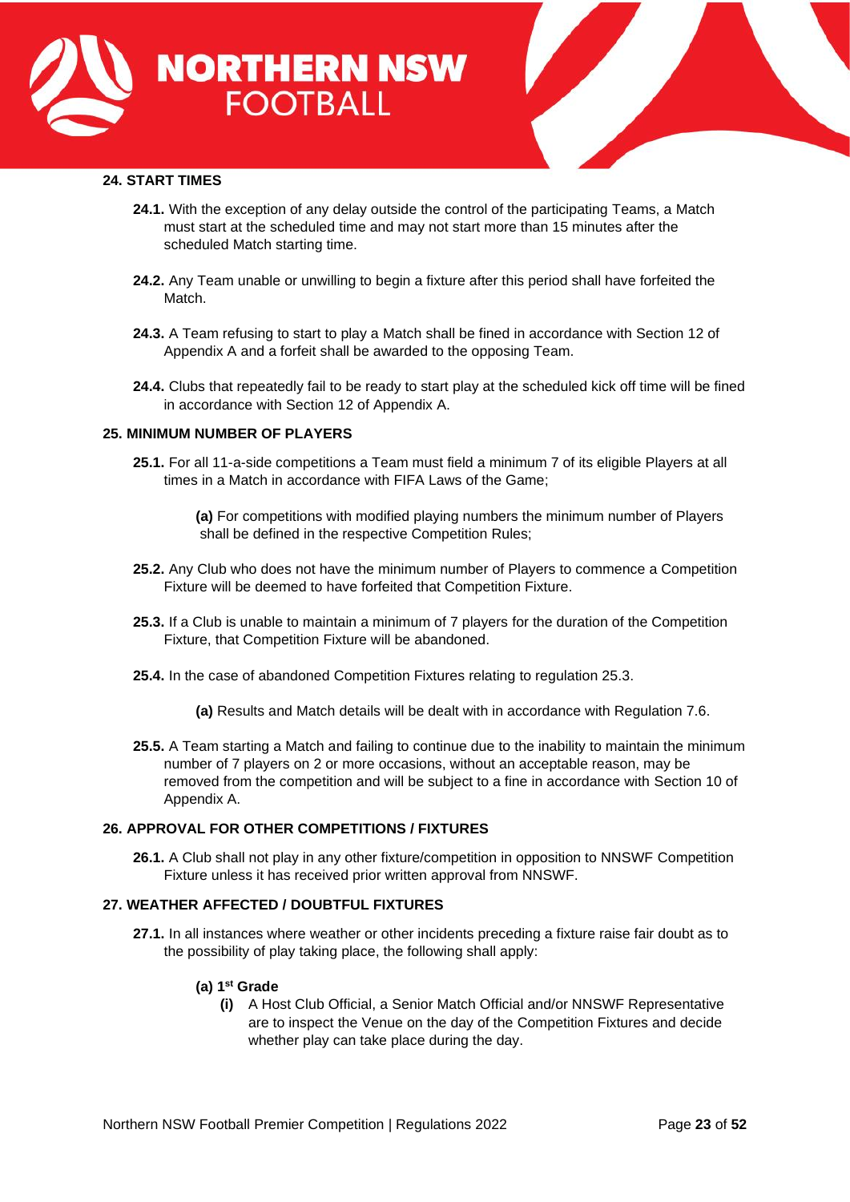## 24. START TIMES

**24.1.** With the exception of any delay outside the control of the participating Teams, a Match must start at the scheduled time and may not start more than 15 minutes after the scheduled Match starting time.

**24.2.** Any Team unable or unwilling to begin a fixture after this period shall have forfeited the Match.

**24.3.** A Team refusing to start to play a Match shall be fined in accordance with Section 12 of Appendix A and a forfeit shall be awarded to the opposing Team.

**24.4.** Clubs that repeatedly fail to be ready to start play at the scheduled kick off time will be fined in accordance with Section 12 of Appendix A.

## 25. MINIMUM NUMBER OF PLAYERS

**25.1.** For all 11-a-side competitions a Team must field a minimum 7 of its eligible Players at all times in a Match in accordance with FIFA Laws of the Game;

> **(a)** For competitions with modified playing numbers the minimum number of Players shall be defined in the respective Competition Rules;

**25.2.** Any Club who does not have the minimum number of Players to commence a Competition Fixture will be deemed to have forfeited that Competition Fixture.

**25.3.** If a Club is unable to maintain a minimum of 7 players for the duration of the Competition Fixture, that Competition Fixture will be abandoned.

**25.4.** In the case of abandoned Competition Fixtures relating to regulation 25.3.

> **(a)** Results and Match details will be dealt with in accordance with Regulation 7.6.

**25.5.** A Team starting a Match and failing to continue due to the inability to maintain the minimum number of 7 players on 2 or more occasions, without an acceptable reason, may be removed from the competition and will be subject to a fine in accordance with Section 10 of Appendix A.

## 26. APPROVAL FOR OTHER COMPETITIONS / FIXTURES

**26.1.** A Club shall not play in any other fixture/competition in opposition to NNSWF Competition Fixture unless it has received prior written approval from NNSWF.

## 27. WEATHER AFFECTED / DOUBTFUL FIXTURES

**27.1.** In all instances where weather or other incidents preceding a fixture raise fair doubt as to the possibility of play taking place, the following shall apply:

> **(a) 1st Grade**
>
> **(i)** A Host Club Official, a Senior Match Official and/or NNSWF Representative are to inspect the Venue on the day of the Competition Fixtures and decide whether play can take place during the day.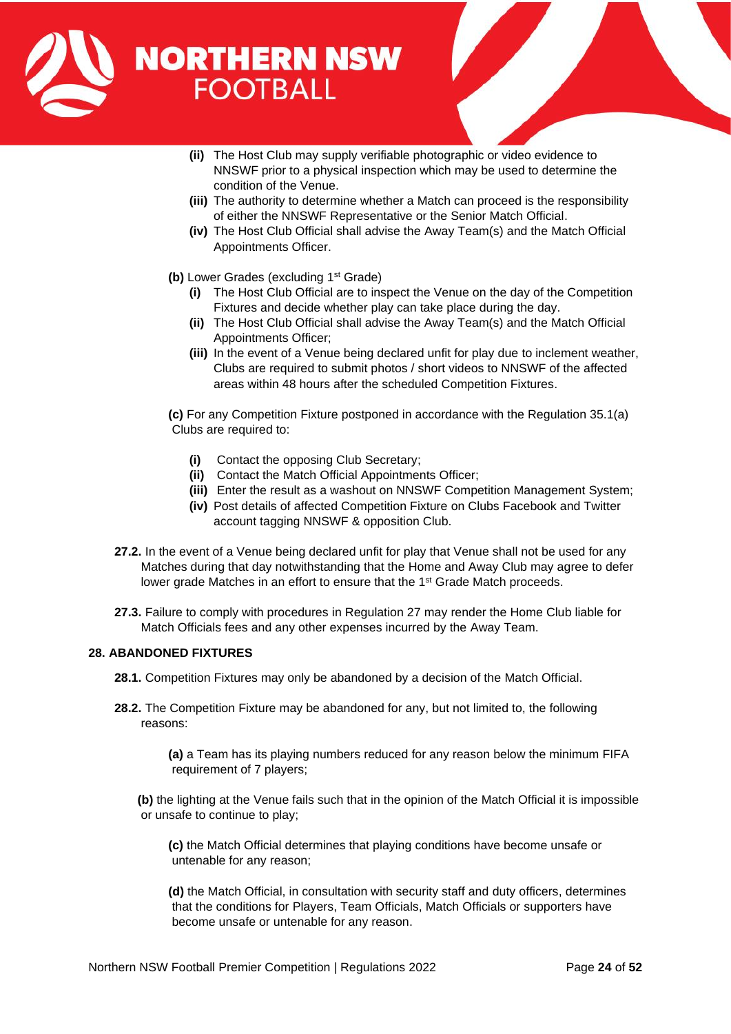- **(ii)** The Host Club may supply verifiable photographic or video evidence to NNSWF prior to a physical inspection which may be used to determine the condition of the Venue.
- **(iii)** The authority to determine whether a Match can proceed is the responsibility of either the NNSWF Representative or the Senior Match Official.
- **(iv)** The Host Club Official shall advise the Away Team(s) and the Match Official Appointments Officer.

**(b)** Lower Grades (excluding 1st Grade)

- **(i)** The Host Club Official are to inspect the Venue on the day of the Competition Fixtures and decide whether play can take place during the day.
- **(ii)** The Host Club Official shall advise the Away Team(s) and the Match Official Appointments Officer;
- **(iii)** In the event of a Venue being declared unfit for play due to inclement weather, Clubs are required to submit photos / short videos to NNSWF of the affected areas within 48 hours after the scheduled Competition Fixtures.

**(c)** For any Competition Fixture postponed in accordance with the Regulation 35.1(a) Clubs are required to:

- **(i)** Contact the opposing Club Secretary;
- **(ii)** Contact the Match Official Appointments Officer;
- **(iii)** Enter the result as a washout on NNSWF Competition Management System;
- **(iv)** Post details of affected Competition Fixture on Clubs Facebook and Twitter account tagging NNSWF & opposition Club.

**27.2.** In the event of a Venue being declared unfit for play that Venue shall not be used for any Matches during that day notwithstanding that the Home and Away Club may agree to defer lower grade Matches in an effort to ensure that the 1st Grade Match proceeds.

**27.3.** Failure to comply with procedures in Regulation 27 may render the Home Club liable for Match Officials fees and any other expenses incurred by the Away Team.

## 28. ABANDONED FIXTURES

**28.1.** Competition Fixtures may only be abandoned by a decision of the Match Official.

**28.2.** The Competition Fixture may be abandoned for any, but not limited to, the following reasons:

**(a)** a Team has its playing numbers reduced for any reason below the minimum FIFA requirement of 7 players;

**(b)** the lighting at the Venue fails such that in the opinion of the Match Official it is impossible or unsafe to continue to play;

**(c)** the Match Official determines that playing conditions have become unsafe or untenable for any reason;

**(d)** the Match Official, in consultation with security staff and duty officers, determines that the conditions for Players, Team Officials, Match Officials or supporters have become unsafe or untenable for any reason.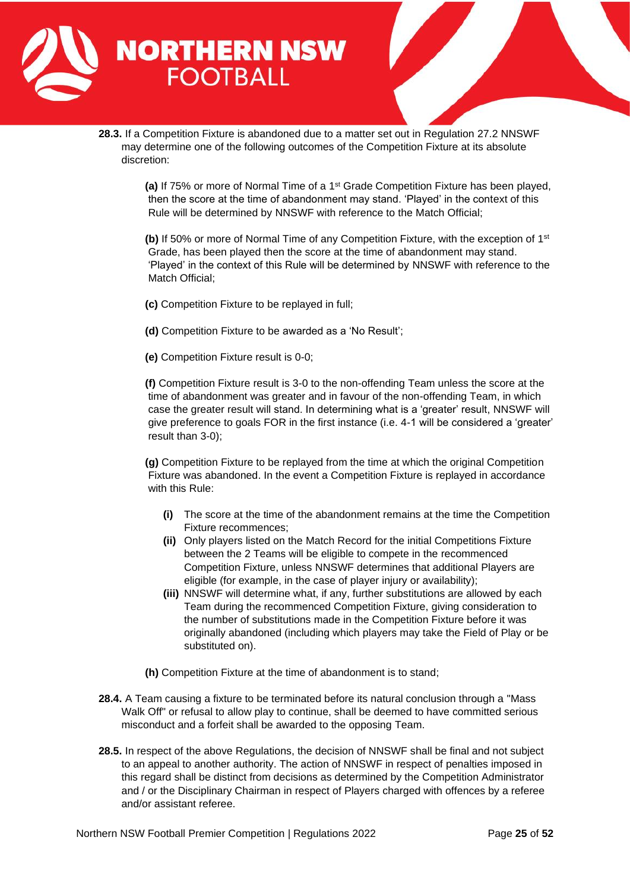**28.3.** If a Competition Fixture is abandoned due to a matter set out in Regulation 27.2 NNSWF may determine one of the following outcomes of the Competition Fixture at its absolute discretion:

**(a)** If 75% or more of Normal Time of a 1st Grade Competition Fixture has been played, then the score at the time of abandonment may stand. 'Played' in the context of this Rule will be determined by NNSWF with reference to the Match Official;

**(b)** If 50% or more of Normal Time of any Competition Fixture, with the exception of 1st Grade, has been played then the score at the time of abandonment may stand. 'Played' in the context of this Rule will be determined by NNSWF with reference to the Match Official;

**(c)** Competition Fixture to be replayed in full;

**(d)** Competition Fixture to be awarded as a 'No Result';

**(e)** Competition Fixture result is 0-0;

**(f)** Competition Fixture result is 3-0 to the non-offending Team unless the score at the time of abandonment was greater and in favour of the non-offending Team, in which case the greater result will stand. In determining what is a 'greater' result, NNSWF will give preference to goals FOR in the first instance (i.e. 4-1 will be considered a 'greater' result than 3-0);

**(g)** Competition Fixture to be replayed from the time at which the original Competition Fixture was abandoned. In the event a Competition Fixture is replayed in accordance with this Rule:

- **(i)** The score at the time of the abandonment remains at the time the Competition Fixture recommences;
- **(ii)** Only players listed on the Match Record for the initial Competitions Fixture between the 2 Teams will be eligible to compete in the recommenced Competition Fixture, unless NNSWF determines that additional Players are eligible (for example, in the case of player injury or availability);
- **(iii)** NNSWF will determine what, if any, further substitutions are allowed by each Team during the recommenced Competition Fixture, giving consideration to the number of substitutions made in the Competition Fixture before it was originally abandoned (including which players may take the Field of Play or be substituted on).

**(h)** Competition Fixture at the time of abandonment is to stand;

**28.4.** A Team causing a fixture to be terminated before its natural conclusion through a "Mass Walk Off" or refusal to allow play to continue, shall be deemed to have committed serious misconduct and a forfeit shall be awarded to the opposing Team.

**28.5.** In respect of the above Regulations, the decision of NNSWF shall be final and not subject to an appeal to another authority. The action of NNSWF in respect of penalties imposed in this regard shall be distinct from decisions as determined by the Competition Administrator and / or the Disciplinary Chairman in respect of Players charged with offences by a referee and/or assistant referee.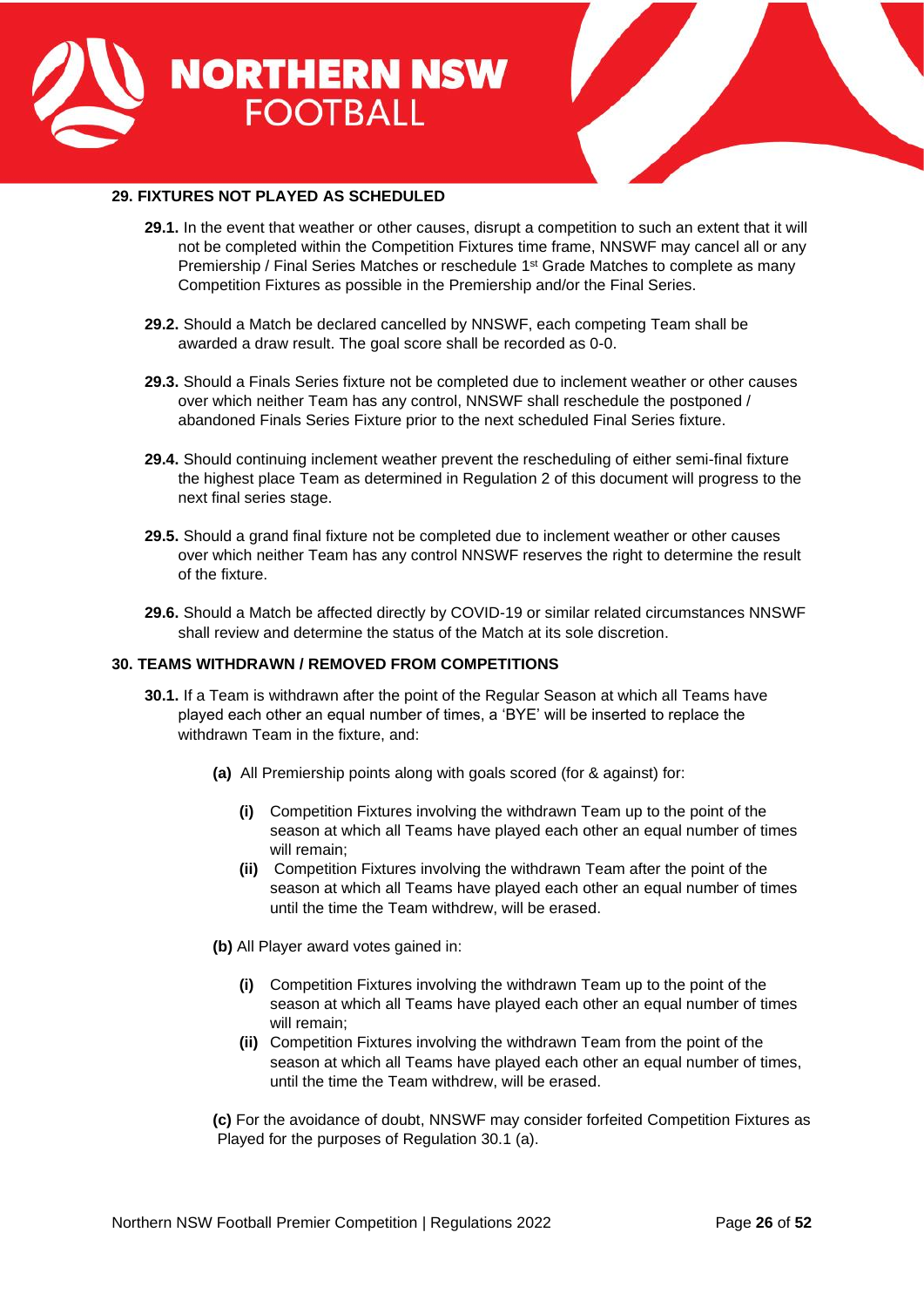## 29. FIXTURES NOT PLAYED AS SCHEDULED

**29.1.** In the event that weather or other causes, disrupt a competition to such an extent that it will not be completed within the Competition Fixtures time frame, NNSWF may cancel all or any Premiership / Final Series Matches or reschedule 1st Grade Matches to complete as many Competition Fixtures as possible in the Premiership and/or the Final Series.

**29.2.** Should a Match be declared cancelled by NNSWF, each competing Team shall be awarded a draw result. The goal score shall be recorded as 0-0.

**29.3.** Should a Finals Series fixture not be completed due to inclement weather or other causes over which neither Team has any control, NNSWF shall reschedule the postponed / abandoned Finals Series Fixture prior to the next scheduled Final Series fixture.

**29.4.** Should continuing inclement weather prevent the rescheduling of either semi-final fixture the highest place Team as determined in Regulation 2 of this document will progress to the next final series stage.

**29.5.** Should a grand final fixture not be completed due to inclement weather or other causes over which neither Team has any control NNSWF reserves the right to determine the result of the fixture.

**29.6.** Should a Match be affected directly by COVID-19 or similar related circumstances NNSWF shall review and determine the status of the Match at its sole discretion.

## 30. TEAMS WITHDRAWN / REMOVED FROM COMPETITIONS

**30.1.** If a Team is withdrawn after the point of the Regular Season at which all Teams have played each other an equal number of times, a 'BYE' will be inserted to replace the withdrawn Team in the fixture, and:

**(a)** All Premiership points along with goals scored (for & against) for:

- **(i)** Competition Fixtures involving the withdrawn Team up to the point of the season at which all Teams have played each other an equal number of times will remain;
- **(ii)** Competition Fixtures involving the withdrawn Team after the point of the season at which all Teams have played each other an equal number of times until the time the Team withdrew, will be erased.

**(b)** All Player award votes gained in:

- **(i)** Competition Fixtures involving the withdrawn Team up to the point of the season at which all Teams have played each other an equal number of times will remain;
- **(ii)** Competition Fixtures involving the withdrawn Team from the point of the season at which all Teams have played each other an equal number of times, until the time the Team withdrew, will be erased.

**(c)** For the avoidance of doubt, NNSWF may consider forfeited Competition Fixtures as Played for the purposes of Regulation 30.1 (a).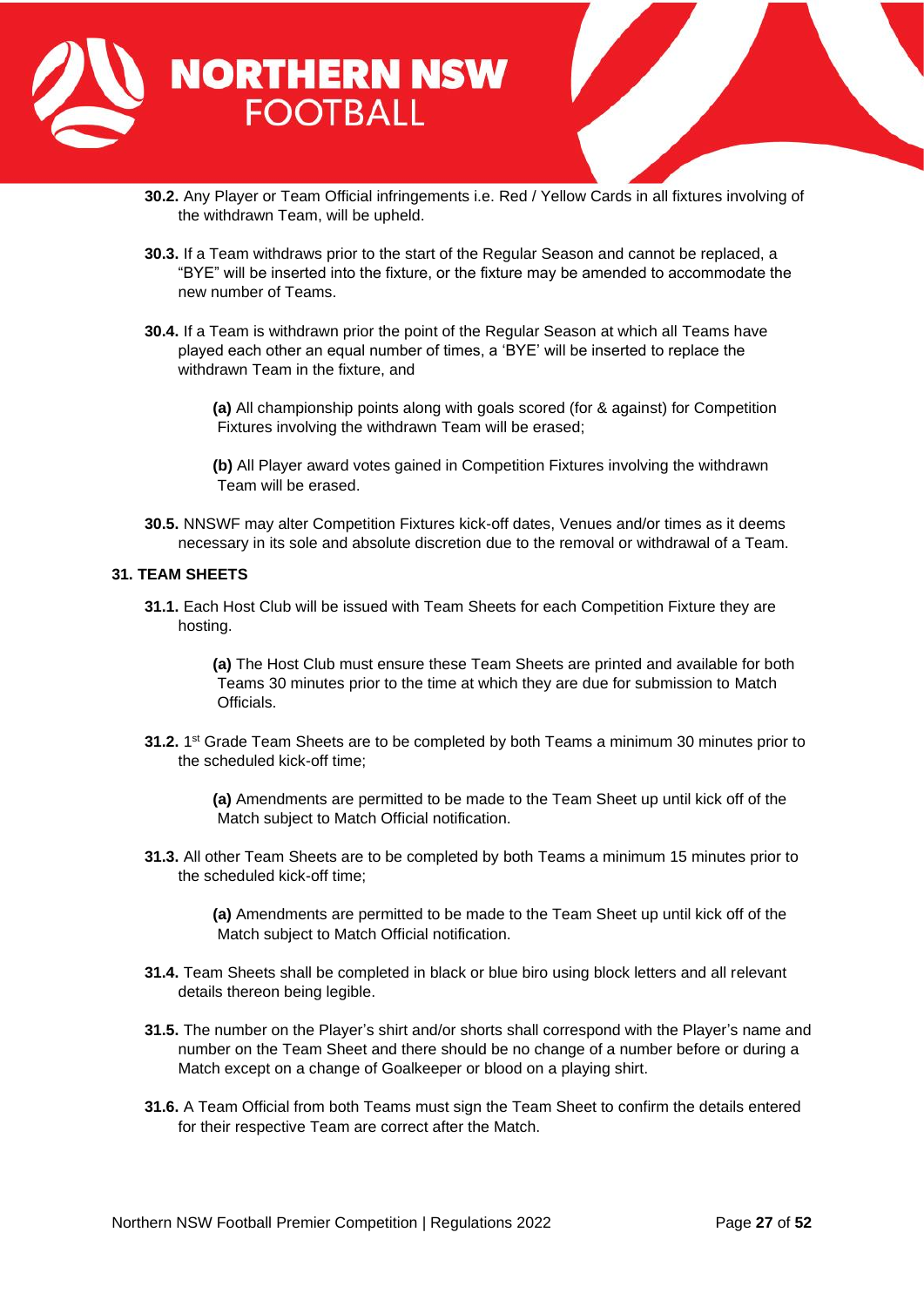**30.2.** Any Player or Team Official infringements i.e. Red / Yellow Cards in all fixtures involving of the withdrawn Team, will be upheld.

**30.3.** If a Team withdraws prior to the start of the Regular Season and cannot be replaced, a "BYE" will be inserted into the fixture, or the fixture may be amended to accommodate the new number of Teams.

**30.4.** If a Team is withdrawn prior the point of the Regular Season at which all Teams have played each other an equal number of times, a 'BYE' will be inserted to replace the withdrawn Team in the fixture, and

> **(a)** All championship points along with goals scored (for & against) for Competition Fixtures involving the withdrawn Team will be erased;
>
> **(b)** All Player award votes gained in Competition Fixtures involving the withdrawn Team will be erased.

**30.5.** NNSWF may alter Competition Fixtures kick-off dates, Venues and/or times as it deems necessary in its sole and absolute discretion due to the removal or withdrawal of a Team.

## 31. TEAM SHEETS

**31.1.** Each Host Club will be issued with Team Sheets for each Competition Fixture they are hosting.

> **(a)** The Host Club must ensure these Team Sheets are printed and available for both Teams 30 minutes prior to the time at which they are due for submission to Match Officials.

**31.2.** 1st Grade Team Sheets are to be completed by both Teams a minimum 30 minutes prior to the scheduled kick-off time;

> **(a)** Amendments are permitted to be made to the Team Sheet up until kick off of the Match subject to Match Official notification.

**31.3.** All other Team Sheets are to be completed by both Teams a minimum 15 minutes prior to the scheduled kick-off time;

> **(a)** Amendments are permitted to be made to the Team Sheet up until kick off of the Match subject to Match Official notification.

**31.4.** Team Sheets shall be completed in black or blue biro using block letters and all relevant details thereon being legible.

**31.5.** The number on the Player's shirt and/or shorts shall correspond with the Player's name and number on the Team Sheet and there should be no change of a number before or during a Match except on a change of Goalkeeper or blood on a playing shirt.

**31.6.** A Team Official from both Teams must sign the Team Sheet to confirm the details entered for their respective Team are correct after the Match.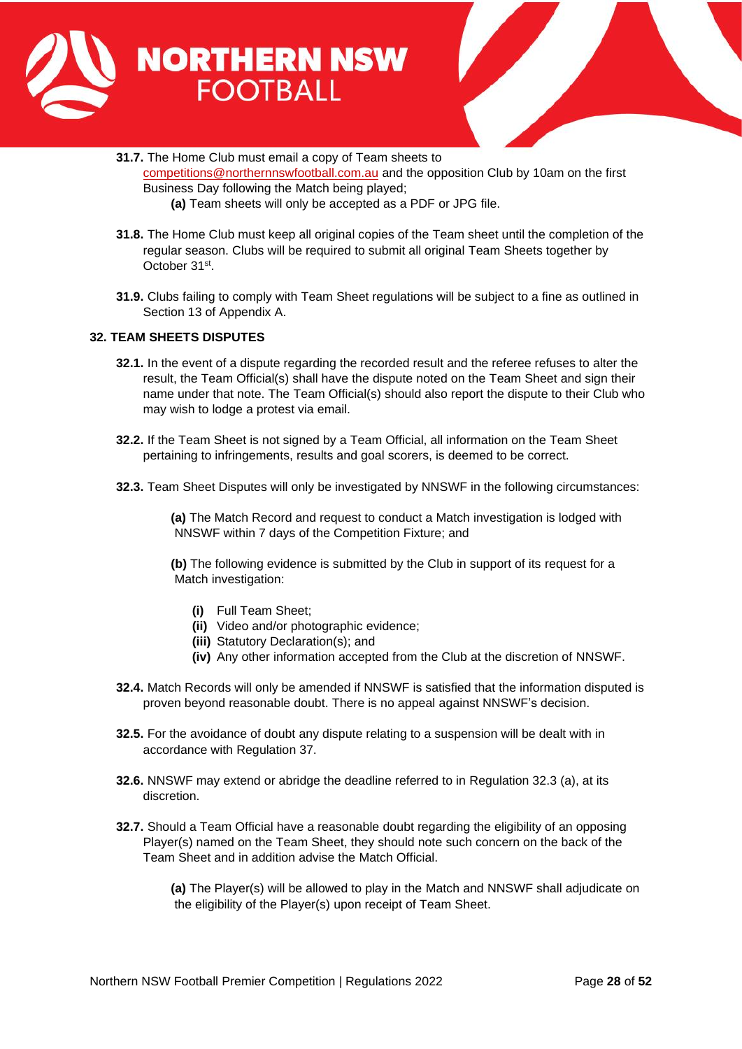**31.7.** The Home Club must email a copy of Team sheets to competitions@northernnswfootball.com.au and the opposition Club by 10am on the first Business Day following the Match being played;

**(a)** Team sheets will only be accepted as a PDF or JPG file.

**31.8.** The Home Club must keep all original copies of the Team sheet until the completion of the regular season. Clubs will be required to submit all original Team Sheets together by October 31st.

**31.9.** Clubs failing to comply with Team Sheet regulations will be subject to a fine as outlined in Section 13 of Appendix A.

## 32. TEAM SHEETS DISPUTES

**32.1.** In the event of a dispute regarding the recorded result and the referee refuses to alter the result, the Team Official(s) shall have the dispute noted on the Team Sheet and sign their name under that note. The Team Official(s) should also report the dispute to their Club who may wish to lodge a protest via email.

**32.2.** If the Team Sheet is not signed by a Team Official, all information on the Team Sheet pertaining to infringements, results and goal scorers, is deemed to be correct.

**32.3.** Team Sheet Disputes will only be investigated by NNSWF in the following circumstances:

**(a)** The Match Record and request to conduct a Match investigation is lodged with NNSWF within 7 days of the Competition Fixture; and

**(b)** The following evidence is submitted by the Club in support of its request for a Match investigation:

- **(i)** Full Team Sheet;
- **(ii)** Video and/or photographic evidence;
- **(iii)** Statutory Declaration(s); and
- **(iv)** Any other information accepted from the Club at the discretion of NNSWF.

**32.4.** Match Records will only be amended if NNSWF is satisfied that the information disputed is proven beyond reasonable doubt. There is no appeal against NNSWF's decision.

**32.5.** For the avoidance of doubt any dispute relating to a suspension will be dealt with in accordance with Regulation 37.

**32.6.** NNSWF may extend or abridge the deadline referred to in Regulation 32.3 (a), at its discretion.

**32.7.** Should a Team Official have a reasonable doubt regarding the eligibility of an opposing Player(s) named on the Team Sheet, they should note such concern on the back of the Team Sheet and in addition advise the Match Official.

**(a)** The Player(s) will be allowed to play in the Match and NNSWF shall adjudicate on the eligibility of the Player(s) upon receipt of Team Sheet.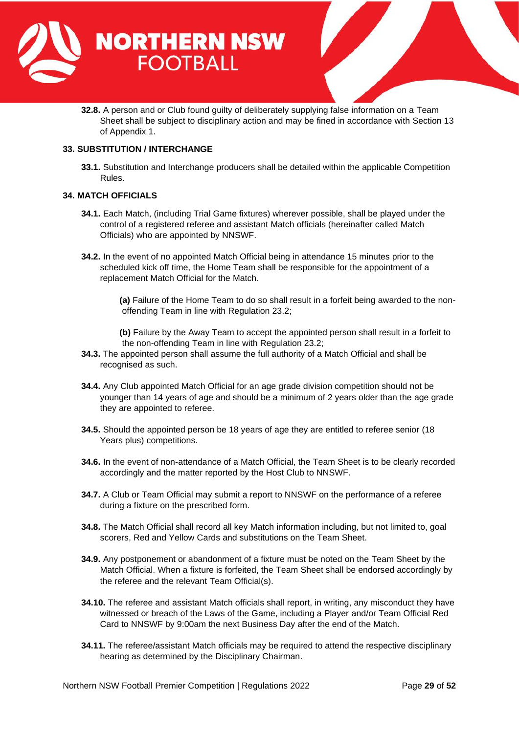**32.8.** A person and or Club found guilty of deliberately supplying false information on a Team Sheet shall be subject to disciplinary action and may be fined in accordance with Section 13 of Appendix 1.

## 33. SUBSTITUTION / INTERCHANGE

**33.1.** Substitution and Interchange producers shall be detailed within the applicable Competition Rules.

## 34. MATCH OFFICIALS

**34.1.** Each Match, (including Trial Game fixtures) wherever possible, shall be played under the control of a registered referee and assistant Match officials (hereinafter called Match Officials) who are appointed by NNSWF.

**34.2.** In the event of no appointed Match Official being in attendance 15 minutes prior to the scheduled kick off time, the Home Team shall be responsible for the appointment of a replacement Match Official for the Match.

**(a)** Failure of the Home Team to do so shall result in a forfeit being awarded to the non-offending Team in line with Regulation 23.2;

**(b)** Failure by the Away Team to accept the appointed person shall result in a forfeit to the non-offending Team in line with Regulation 23.2;

**34.3.** The appointed person shall assume the full authority of a Match Official and shall be recognised as such.

**34.4.** Any Club appointed Match Official for an age grade division competition should not be younger than 14 years of age and should be a minimum of 2 years older than the age grade they are appointed to referee.

**34.5.** Should the appointed person be 18 years of age they are entitled to referee senior (18 Years plus) competitions.

**34.6.** In the event of non-attendance of a Match Official, the Team Sheet is to be clearly recorded accordingly and the matter reported by the Host Club to NNSWF.

**34.7.** A Club or Team Official may submit a report to NNSWF on the performance of a referee during a fixture on the prescribed form.

**34.8.** The Match Official shall record all key Match information including, but not limited to, goal scorers, Red and Yellow Cards and substitutions on the Team Sheet.

**34.9.** Any postponement or abandonment of a fixture must be noted on the Team Sheet by the Match Official. When a fixture is forfeited, the Team Sheet shall be endorsed accordingly by the referee and the relevant Team Official(s).

**34.10.** The referee and assistant Match officials shall report, in writing, any misconduct they have witnessed or breach of the Laws of the Game, including a Player and/or Team Official Red Card to NNSWF by 9:00am the next Business Day after the end of the Match.

**34.11.** The referee/assistant Match officials may be required to attend the respective disciplinary hearing as determined by the Disciplinary Chairman.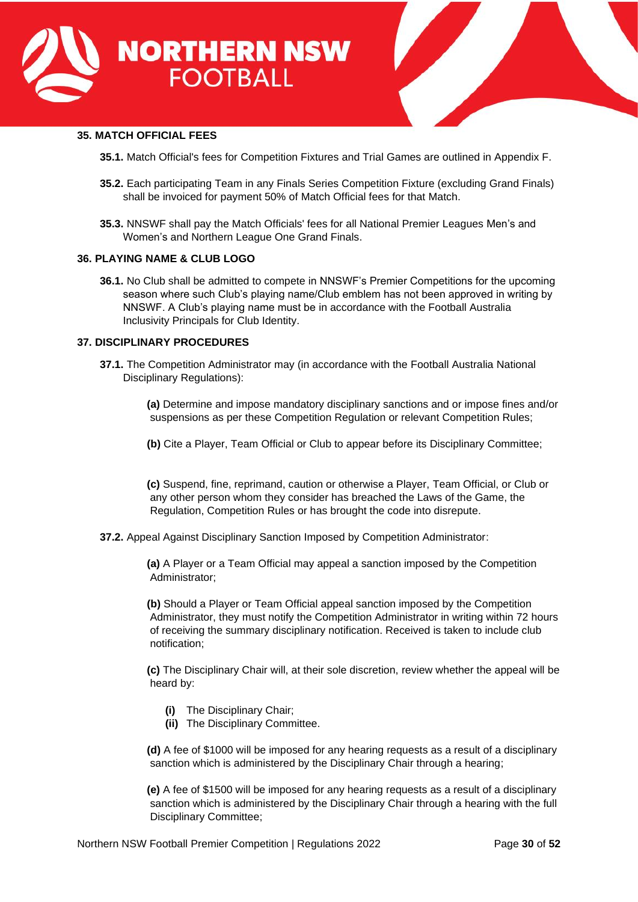## 35. MATCH OFFICIAL FEES

**35.1.** Match Official's fees for Competition Fixtures and Trial Games are outlined in Appendix F.

**35.2.** Each participating Team in any Finals Series Competition Fixture (excluding Grand Finals) shall be invoiced for payment 50% of Match Official fees for that Match.

**35.3.** NNSWF shall pay the Match Officials' fees for all National Premier Leagues Men's and Women's and Northern League One Grand Finals.

## 36. PLAYING NAME & CLUB LOGO

**36.1.** No Club shall be admitted to compete in NNSWF's Premier Competitions for the upcoming season where such Club's playing name/Club emblem has not been approved in writing by NNSWF. A Club's playing name must be in accordance with the Football Australia Inclusivity Principals for Club Identity.

## 37. DISCIPLINARY PROCEDURES

**37.1.** The Competition Administrator may (in accordance with the Football Australia National Disciplinary Regulations):

**(a)** Determine and impose mandatory disciplinary sanctions and or impose fines and/or suspensions as per these Competition Regulation or relevant Competition Rules;

**(b)** Cite a Player, Team Official or Club to appear before its Disciplinary Committee;

**(c)** Suspend, fine, reprimand, caution or otherwise a Player, Team Official, or Club or any other person whom they consider has breached the Laws of the Game, the Regulation, Competition Rules or has brought the code into disrepute.

**37.2.** Appeal Against Disciplinary Sanction Imposed by Competition Administrator:

**(a)** A Player or a Team Official may appeal a sanction imposed by the Competition Administrator;

**(b)** Should a Player or Team Official appeal sanction imposed by the Competition Administrator, they must notify the Competition Administrator in writing within 72 hours of receiving the summary disciplinary notification. Received is taken to include club notification;

**(c)** The Disciplinary Chair will, at their sole discretion, review whether the appeal will be heard by:

- **(i)** The Disciplinary Chair;
- **(ii)** The Disciplinary Committee.

**(d)** A fee of $1000 will be imposed for any hearing requests as a result of a disciplinary sanction which is administered by the Disciplinary Chair through a hearing;

**(e)** A fee of $1500 will be imposed for any hearing requests as a result of a disciplinary sanction which is administered by the Disciplinary Chair through a hearing with the full Disciplinary Committee;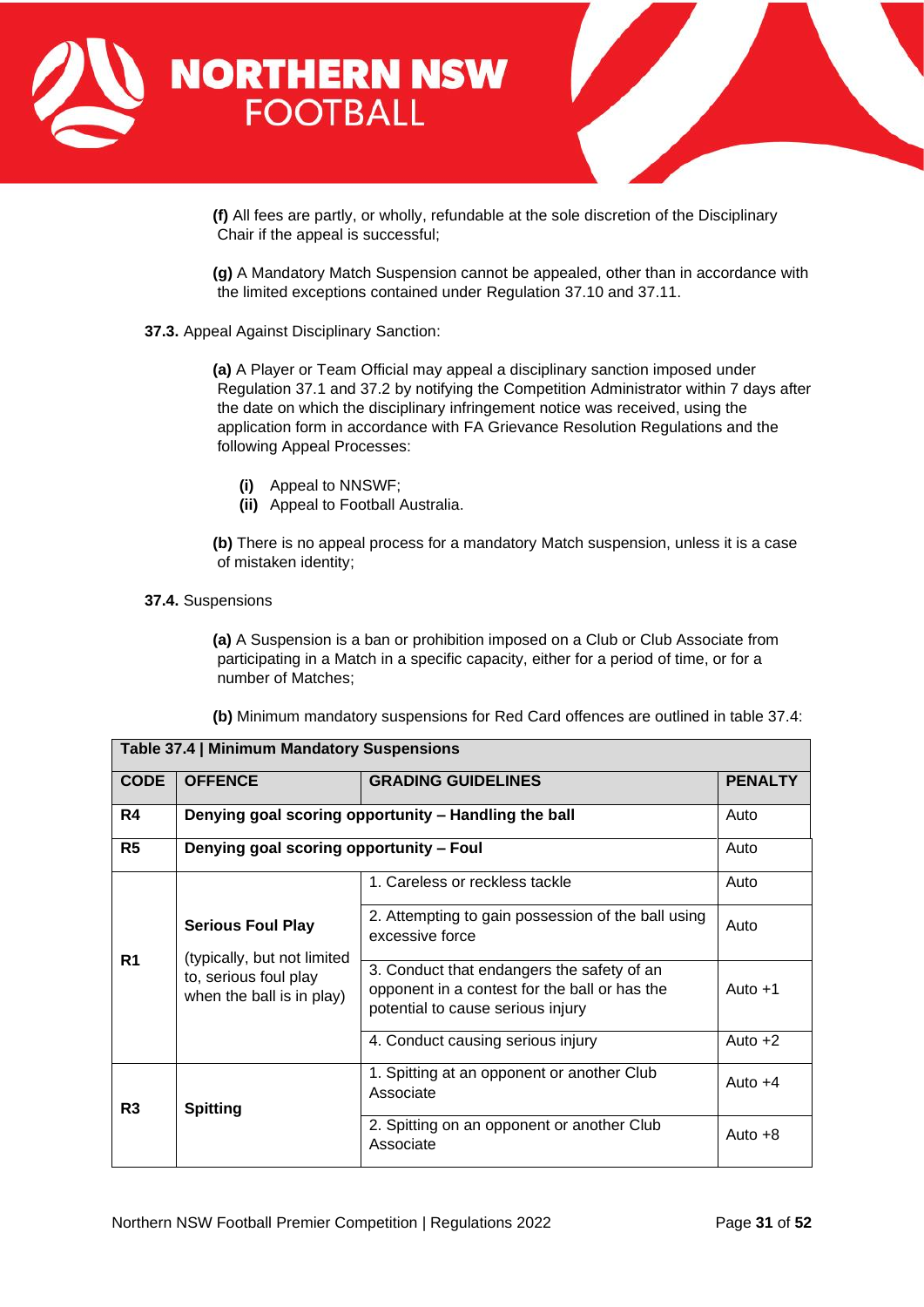**(f)** All fees are partly, or wholly, refundable at the sole discretion of the Disciplinary Chair if the appeal is successful;

**(g)** A Mandatory Match Suspension cannot be appealed, other than in accordance with the limited exceptions contained under Regulation 37.10 and 37.11.

**37.3.** Appeal Against Disciplinary Sanction:

**(a)** A Player or Team Official may appeal a disciplinary sanction imposed under Regulation 37.1 and 37.2 by notifying the Competition Administrator within 7 days after the date on which the disciplinary infringement notice was received, using the application form in accordance with FA Grievance Resolution Regulations and the following Appeal Processes:

- **(i)** Appeal to NNSWF;
- **(ii)** Appeal to Football Australia.

**(b)** There is no appeal process for a mandatory Match suspension, unless it is a case of mistaken identity;

**37.4.** Suspensions

**(a)** A Suspension is a ban or prohibition imposed on a Club or Club Associate from participating in a Match in a specific capacity, either for a period of time, or for a number of Matches;

**(b)** Minimum mandatory suspensions for Red Card offences are outlined in table 37.4:

| Table 37.4 \| Minimum Mandatory Suspensions | | | |
|---|---|---|---|
| **CODE** | **OFFENCE** | **GRADING GUIDELINES** | **PENALTY** |
| **R4** | **Denying goal scoring opportunity – Handling the ball** | | Auto |
| **R5** | **Denying goal scoring opportunity – Foul** | | Auto |
| **R1** | **Serious Foul Play** (typically, but not limited to, serious foul play when the ball is in play) | 1. Careless or reckless tackle | Auto |
| | | 2. Attempting to gain possession of the ball using excessive force | Auto |
| | | 3. Conduct that endangers the safety of an opponent in a contest for the ball or has the potential to cause serious injury | Auto +1 |
| | | 4. Conduct causing serious injury | Auto +2 |
| **R3** | **Spitting** | 1. Spitting at an opponent or another Club Associate | Auto +4 |
| | | 2. Spitting on an opponent or another Club Associate | Auto +8 |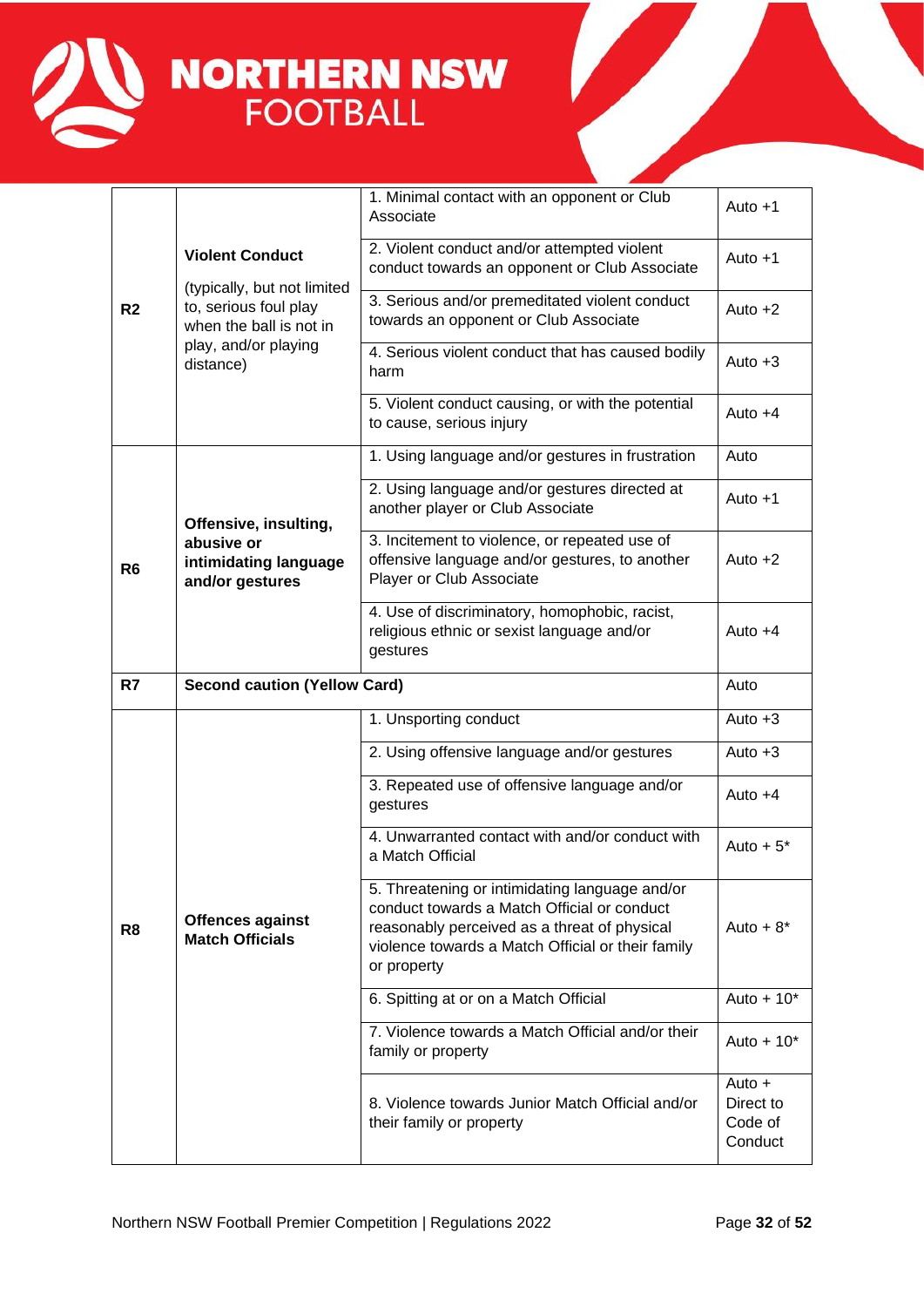| | | | |
|---|---|---|---|
| **R2** | **Violent Conduct** (typically, but not limited to, serious foul play when the ball is not in play, and/or playing distance) | 1. Minimal contact with an opponent or Club Associate | Auto +1 |
| | | 2. Violent conduct and/or attempted violent conduct towards an opponent or Club Associate | Auto +1 |
| | | 3. Serious and/or premeditated violent conduct towards an opponent or Club Associate | Auto +2 |
| | | 4. Serious violent conduct that has caused bodily harm | Auto +3 |
| | | 5. Violent conduct causing, or with the potential to cause, serious injury | Auto +4 |
| **R6** | **Offensive, insulting, abusive or intimidating language and/or gestures** | 1. Using language and/or gestures in frustration | Auto |
| | | 2. Using language and/or gestures directed at another player or Club Associate | Auto +1 |
| | | 3. Incitement to violence, or repeated use of offensive language and/or gestures, to another Player or Club Associate | Auto +2 |
| | | 4. Use of discriminatory, homophobic, racist, religious ethnic or sexist language and/or gestures | Auto +4 |
| **R7** | **Second caution (Yellow Card)** | | Auto |
| **R8** | **Offences against Match Officials** | 1. Unsporting conduct | Auto +3 |
| | | 2. Using offensive language and/or gestures | Auto +3 |
| | | 3. Repeated use of offensive language and/or gestures | Auto +4 |
| | | 4. Unwarranted contact with and/or conduct with a Match Official | Auto + 5* |
| | | 5. Threatening or intimidating language and/or conduct towards a Match Official or conduct reasonably perceived as a threat of physical violence towards a Match Official or their family or property | Auto + 8* |
| | | 6. Spitting at or on a Match Official | Auto + 10* |
| | | 7. Violence towards a Match Official and/or their family or property | Auto + 10* |
| | | 8. Violence towards Junior Match Official and/or their family or property | Auto + Direct to Code of Conduct |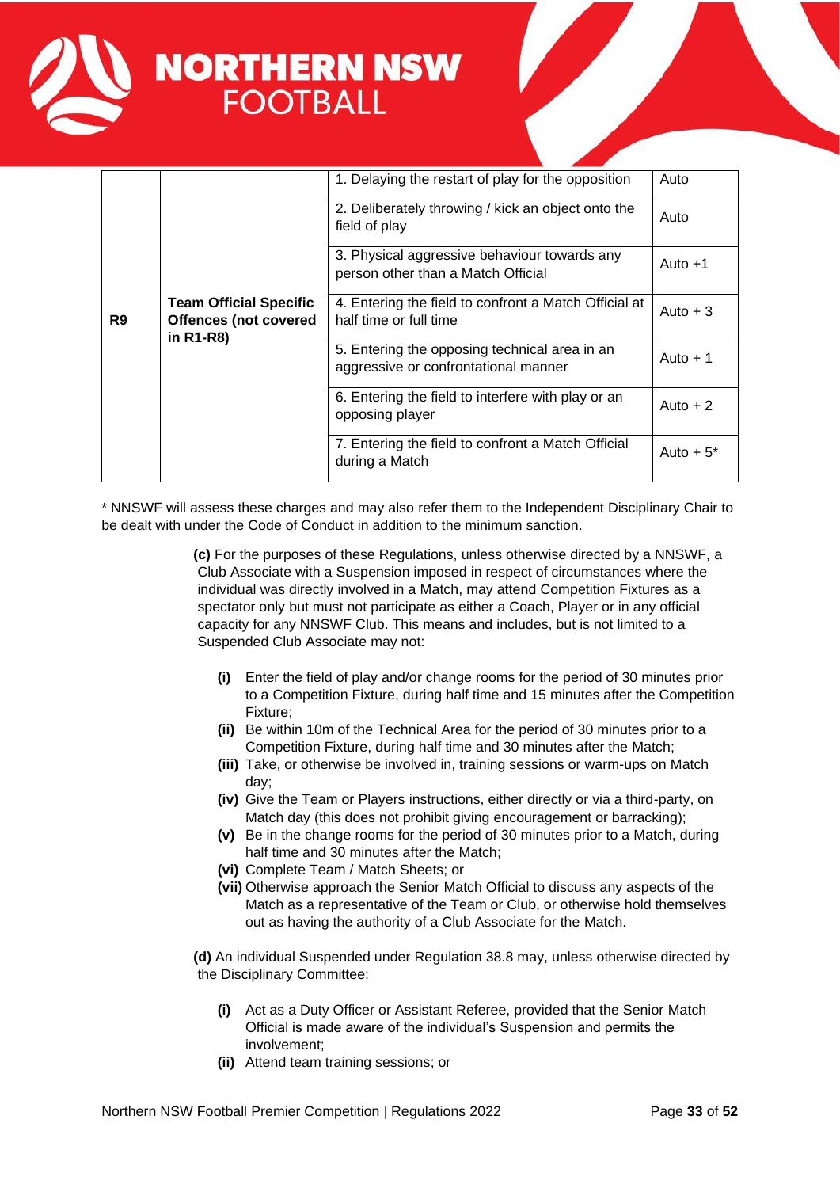| R9 | Team Official Specific Offences (not covered in R1-R8) | 1. Delaying the restart of play for the opposition | Auto |
|---|---|---|---|
| | | 2. Deliberately throwing / kick an object onto the field of play | Auto |
| | | 3. Physical aggressive behaviour towards any person other than a Match Official | Auto +1 |
| | | 4. Entering the field to confront a Match Official at half time or full time | Auto + 3 |
| | | 5. Entering the opposing technical area in an aggressive or confrontational manner | Auto + 1 |
| | | 6. Entering the field to interfere with play or an opposing player | Auto + 2 |
| | | 7. Entering the field to confront a Match Official during a Match | Auto + 5* |

* NNSWF will assess these charges and may also refer them to the Independent Disciplinary Chair to be dealt with under the Code of Conduct in addition to the minimum sanction.

**(c)** For the purposes of these Regulations, unless otherwise directed by a NNSWF, a Club Associate with a Suspension imposed in respect of circumstances where the individual was directly involved in a Match, may attend Competition Fixtures as a spectator only but must not participate as either a Coach, Player or in any official capacity for any NNSWF Club. This means and includes, but is not limited to a Suspended Club Associate may not:

- **(i)** Enter the field of play and/or change rooms for the period of 30 minutes prior to a Competition Fixture, during half time and 15 minutes after the Competition Fixture;
- **(ii)** Be within 10m of the Technical Area for the period of 30 minutes prior to a Competition Fixture, during half time and 30 minutes after the Match;
- **(iii)** Take, or otherwise be involved in, training sessions or warm-ups on Match day;
- **(iv)** Give the Team or Players instructions, either directly or via a third-party, on Match day (this does not prohibit giving encouragement or barracking);
- **(v)** Be in the change rooms for the period of 30 minutes prior to a Match, during half time and 30 minutes after the Match;
- **(vi)** Complete Team / Match Sheets; or
- **(vii)** Otherwise approach the Senior Match Official to discuss any aspects of the Match as a representative of the Team or Club, or otherwise hold themselves out as having the authority of a Club Associate for the Match.

**(d)** An individual Suspended under Regulation 38.8 may, unless otherwise directed by the Disciplinary Committee:

- **(i)** Act as a Duty Officer or Assistant Referee, provided that the Senior Match Official is made aware of the individual's Suspension and permits the involvement;
- **(ii)** Attend team training sessions; or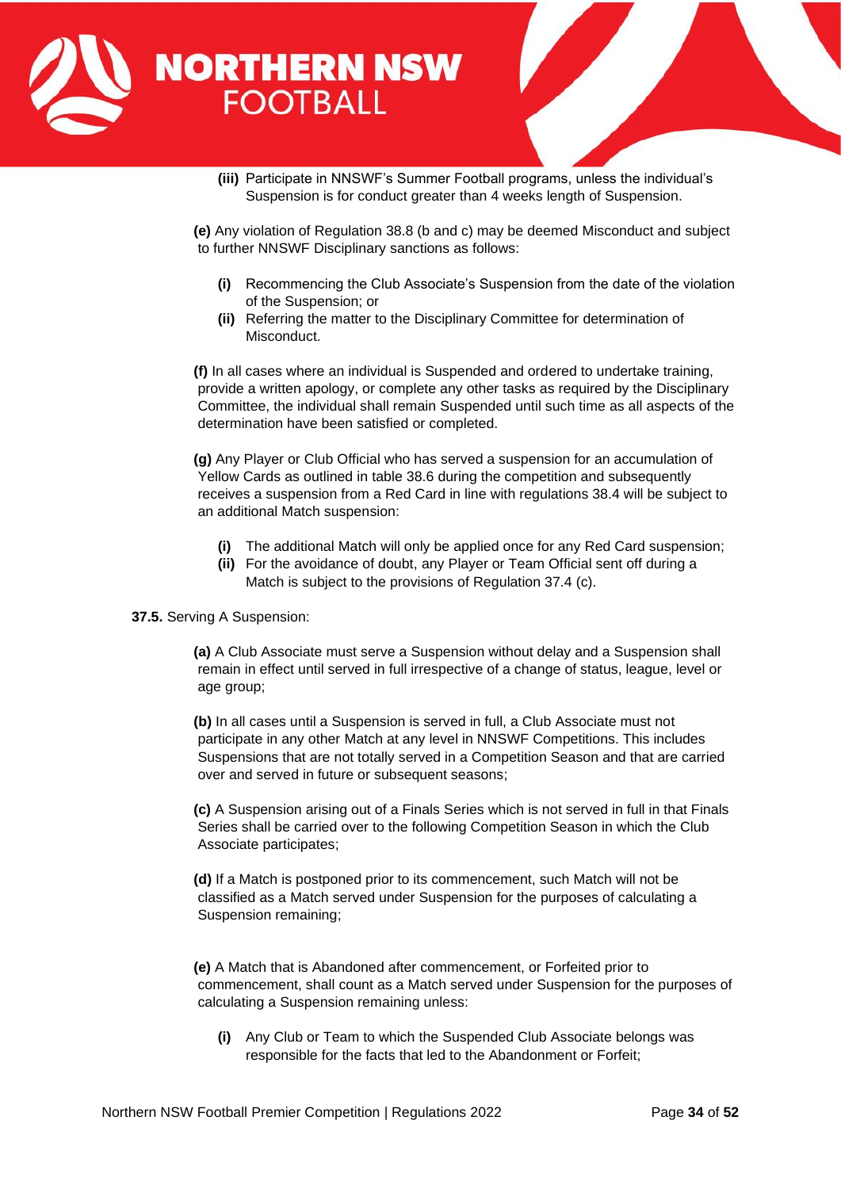- **(iii)** Participate in NNSWF's Summer Football programs, unless the individual's Suspension is for conduct greater than 4 weeks length of Suspension.

**(e)** Any violation of Regulation 38.8 (b and c) may be deemed Misconduct and subject to further NNSWF Disciplinary sanctions as follows:

- **(i)** Recommencing the Club Associate's Suspension from the date of the violation of the Suspension; or
- **(ii)** Referring the matter to the Disciplinary Committee for determination of Misconduct.

**(f)** In all cases where an individual is Suspended and ordered to undertake training, provide a written apology, or complete any other tasks as required by the Disciplinary Committee, the individual shall remain Suspended until such time as all aspects of the determination have been satisfied or completed.

**(g)** Any Player or Club Official who has served a suspension for an accumulation of Yellow Cards as outlined in table 38.6 during the competition and subsequently receives a suspension from a Red Card in line with regulations 38.4 will be subject to an additional Match suspension:

- **(i)** The additional Match will only be applied once for any Red Card suspension;
- **(ii)** For the avoidance of doubt, any Player or Team Official sent off during a Match is subject to the provisions of Regulation 37.4 (c).

**37.5.** Serving A Suspension:

**(a)** A Club Associate must serve a Suspension without delay and a Suspension shall remain in effect until served in full irrespective of a change of status, league, level or age group;

**(b)** In all cases until a Suspension is served in full, a Club Associate must not participate in any other Match at any level in NNSWF Competitions. This includes Suspensions that are not totally served in a Competition Season and that are carried over and served in future or subsequent seasons;

**(c)** A Suspension arising out of a Finals Series which is not served in full in that Finals Series shall be carried over to the following Competition Season in which the Club Associate participates;

**(d)** If a Match is postponed prior to its commencement, such Match will not be classified as a Match served under Suspension for the purposes of calculating a Suspension remaining;

**(e)** A Match that is Abandoned after commencement, or Forfeited prior to commencement, shall count as a Match served under Suspension for the purposes of calculating a Suspension remaining unless:

- **(i)** Any Club or Team to which the Suspended Club Associate belongs was responsible for the facts that led to the Abandonment or Forfeit;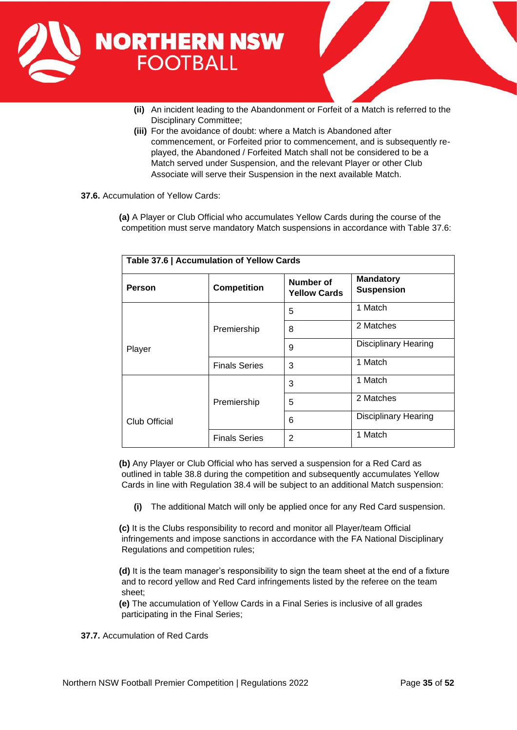(ii) An incident leading to the Abandonment or Forfeit of a Match is referred to the Disciplinary Committee;

(iii) For the avoidance of doubt: where a Match is Abandoned after commencement, or Forfeited prior to commencement, and is subsequently re-played, the Abandoned / Forfeited Match shall not be considered to be a Match served under Suspension, and the relevant Player or other Club Associate will serve their Suspension in the next available Match.

**37.6.** Accumulation of Yellow Cards:

**(a)** A Player or Club Official who accumulates Yellow Cards during the course of the competition must serve mandatory Match suspensions in accordance with Table 37.6:

**Table 37.6 | Accumulation of Yellow Cards**

| Person | Competition | Number of Yellow Cards | Mandatory Suspension |
|---|---|---|---|
| Player | Premiership | 5 | 1 Match |
| | | 8 | 2 Matches |
| | | 9 | Disciplinary Hearing |
| | Finals Series | 3 | 1 Match |
| Club Official | Premiership | 3 | 1 Match |
| | | 5 | 2 Matches |
| | | 6 | Disciplinary Hearing |
| | Finals Series | 2 | 1 Match |

**(b)** Any Player or Club Official who has served a suspension for a Red Card as outlined in table 38.8 during the competition and subsequently accumulates Yellow Cards in line with Regulation 38.4 will be subject to an additional Match suspension:

(i) The additional Match will only be applied once for any Red Card suspension.

**(c)** It is the Clubs responsibility to record and monitor all Player/team Official infringements and impose sanctions in accordance with the FA National Disciplinary Regulations and competition rules;

**(d)** It is the team manager's responsibility to sign the team sheet at the end of a fixture and to record yellow and Red Card infringements listed by the referee on the team sheet;

**(e)** The accumulation of Yellow Cards in a Final Series is inclusive of all grades participating in the Final Series;

**37.7.** Accumulation of Red Cards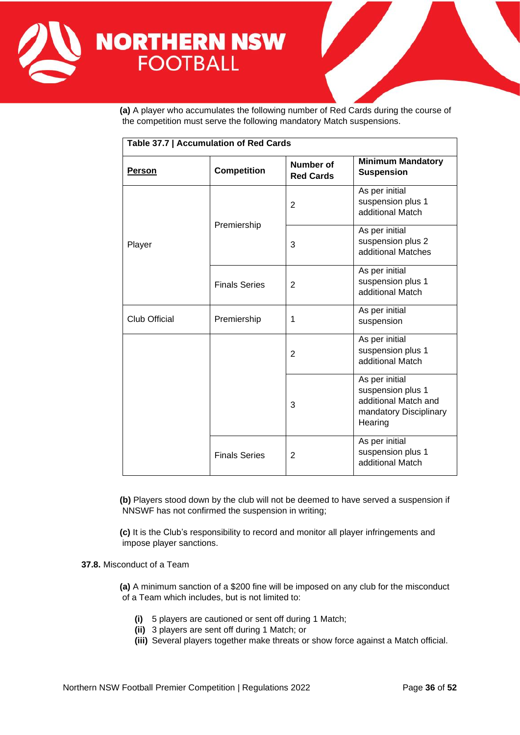**(a)** A player who accumulates the following number of Red Cards during the course of the competition must serve the following mandatory Match suspensions.

| **Table 37.7 \| Accumulation of Red Cards** | | | |
|---|---|---|---|
| **Person** | **Competition** | **Number of Red Cards** | **Minimum Mandatory Suspension** |
| Player | Premiership | 2 | As per initial suspension plus 1 additional Match |
| | | 3 | As per initial suspension plus 2 additional Matches |
| | Finals Series | 2 | As per initial suspension plus 1 additional Match |
| Club Official | Premiership | 1 | As per initial suspension |
| | | 2 | As per initial suspension plus 1 additional Match |
| | | 3 | As per initial suspension plus 1 additional Match and mandatory Disciplinary Hearing |
| | Finals Series | 2 | As per initial suspension plus 1 additional Match |

**(b)** Players stood down by the club will not be deemed to have served a suspension if NNSWF has not confirmed the suspension in writing;

**(c)** It is the Club's responsibility to record and monitor all player infringements and impose player sanctions.

**37.8.** Misconduct of a Team

**(a)** A minimum sanction of a $200 fine will be imposed on any club for the misconduct of a Team which includes, but is not limited to:

- **(i)** 5 players are cautioned or sent off during 1 Match;
- **(ii)** 3 players are sent off during 1 Match; or
- **(iii)** Several players together make threats or show force against a Match official.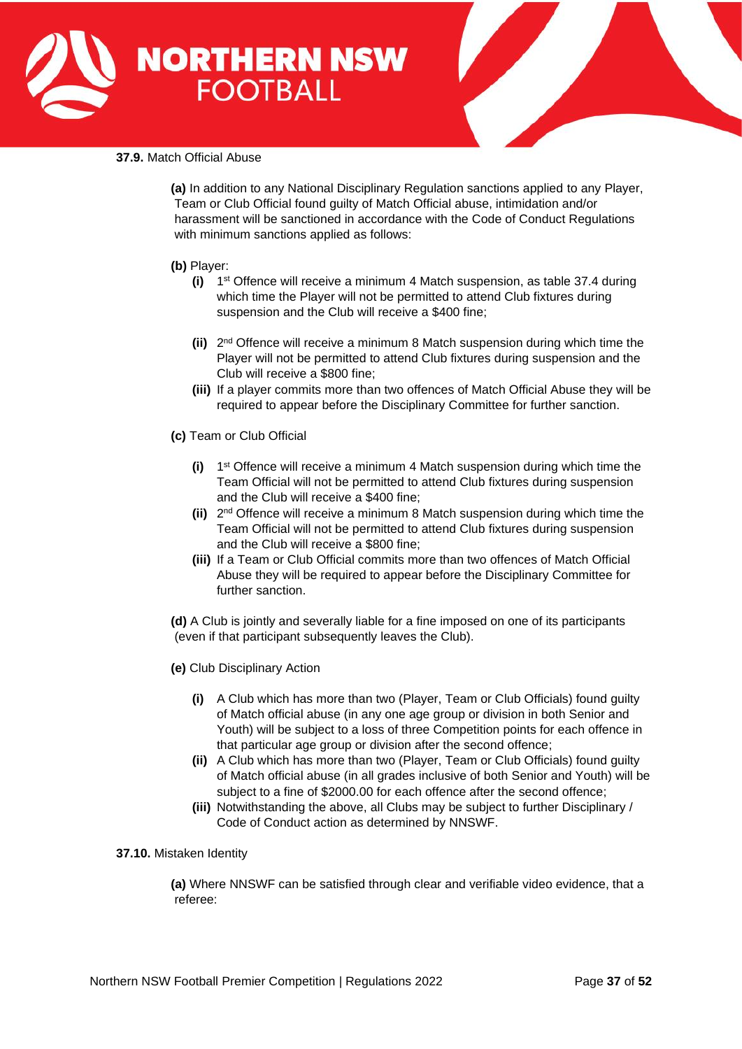**37.9.** Match Official Abuse

**(a)** In addition to any National Disciplinary Regulation sanctions applied to any Player, Team or Club Official found guilty of Match Official abuse, intimidation and/or harassment will be sanctioned in accordance with the Code of Conduct Regulations with minimum sanctions applied as follows:

**(b)** Player:

- **(i)** 1st Offence will receive a minimum 4 Match suspension, as table 37.4 during which time the Player will not be permitted to attend Club fixtures during suspension and the Club will receive a $400 fine;
- **(ii)** 2nd Offence will receive a minimum 8 Match suspension during which time the Player will not be permitted to attend Club fixtures during suspension and the Club will receive a $800 fine;
- **(iii)** If a player commits more than two offences of Match Official Abuse they will be required to appear before the Disciplinary Committee for further sanction.

**(c)** Team or Club Official

- **(i)** 1st Offence will receive a minimum 4 Match suspension during which time the Team Official will not be permitted to attend Club fixtures during suspension and the Club will receive a $400 fine;
- **(ii)** 2nd Offence will receive a minimum 8 Match suspension during which time the Team Official will not be permitted to attend Club fixtures during suspension and the Club will receive a $800 fine;
- **(iii)** If a Team or Club Official commits more than two offences of Match Official Abuse they will be required to appear before the Disciplinary Committee for further sanction.

**(d)** A Club is jointly and severally liable for a fine imposed on one of its participants (even if that participant subsequently leaves the Club).

**(e)** Club Disciplinary Action

- **(i)** A Club which has more than two (Player, Team or Club Officials) found guilty of Match official abuse (in any one age group or division in both Senior and Youth) will be subject to a loss of three Competition points for each offence in that particular age group or division after the second offence;
- **(ii)** A Club which has more than two (Player, Team or Club Officials) found guilty of Match official abuse (in all grades inclusive of both Senior and Youth) will be subject to a fine of $2000.00 for each offence after the second offence;
- **(iii)** Notwithstanding the above, all Clubs may be subject to further Disciplinary / Code of Conduct action as determined by NNSWF.

**37.10.** Mistaken Identity

**(a)** Where NNSWF can be satisfied through clear and verifiable video evidence, that a referee: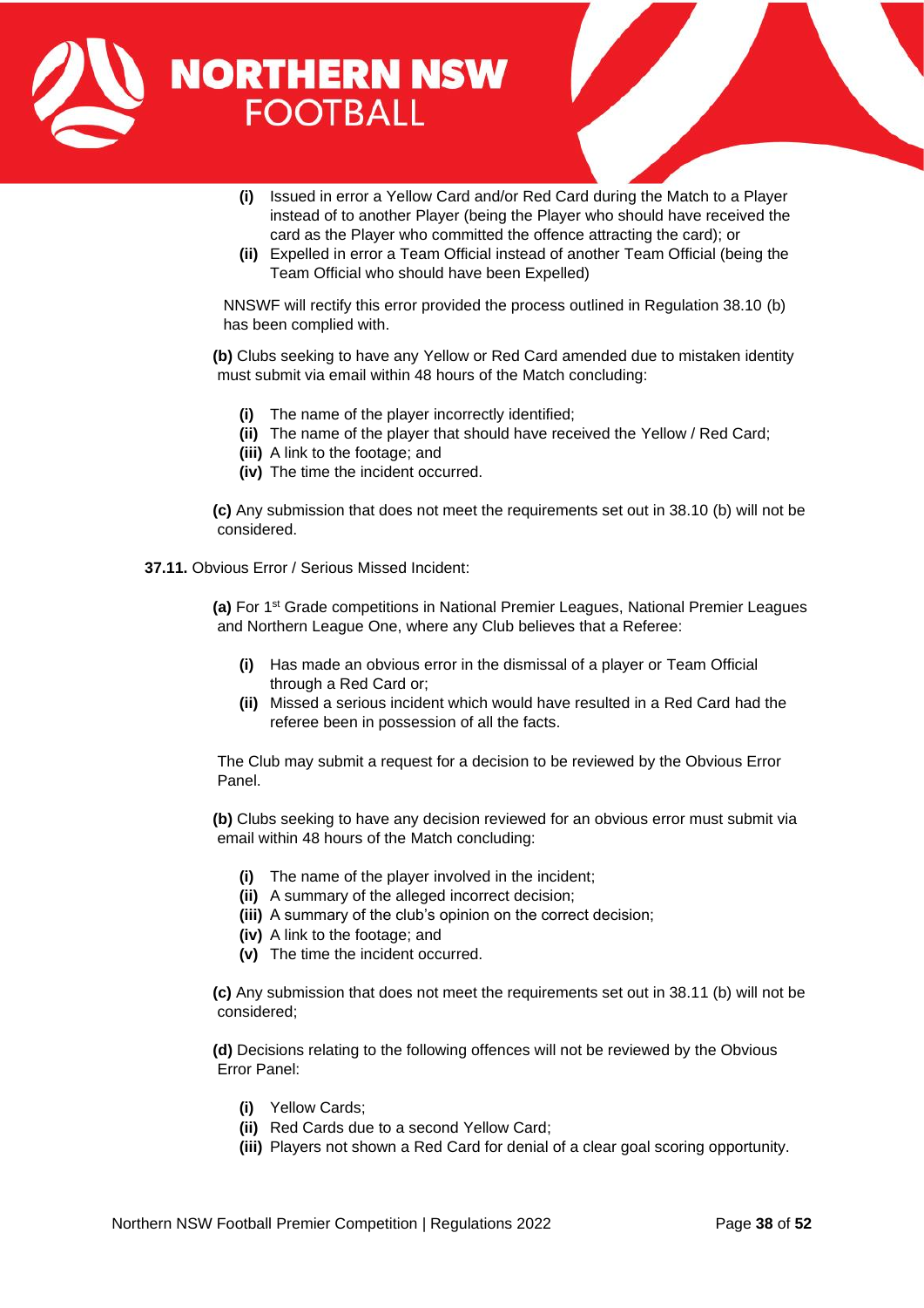- **(i)** Issued in error a Yellow Card and/or Red Card during the Match to a Player instead of to another Player (being the Player who should have received the card as the Player who committed the offence attracting the card); or
- **(ii)** Expelled in error a Team Official instead of another Team Official (being the Team Official who should have been Expelled)

NNSWF will rectify this error provided the process outlined in Regulation 38.10 (b) has been complied with.

**(b)** Clubs seeking to have any Yellow or Red Card amended due to mistaken identity must submit via email within 48 hours of the Match concluding:

- **(i)** The name of the player incorrectly identified;
- **(ii)** The name of the player that should have received the Yellow / Red Card;
- **(iii)** A link to the footage; and
- **(iv)** The time the incident occurred.

**(c)** Any submission that does not meet the requirements set out in 38.10 (b) will not be considered.

**37.11.** Obvious Error / Serious Missed Incident:

**(a)** For 1st Grade competitions in National Premier Leagues, National Premier Leagues and Northern League One, where any Club believes that a Referee:

- **(i)** Has made an obvious error in the dismissal of a player or Team Official through a Red Card or;
- **(ii)** Missed a serious incident which would have resulted in a Red Card had the referee been in possession of all the facts.

The Club may submit a request for a decision to be reviewed by the Obvious Error Panel.

**(b)** Clubs seeking to have any decision reviewed for an obvious error must submit via email within 48 hours of the Match concluding:

- **(i)** The name of the player involved in the incident;
- **(ii)** A summary of the alleged incorrect decision;
- **(iii)** A summary of the club's opinion on the correct decision;
- **(iv)** A link to the footage; and
- **(v)** The time the incident occurred.

**(c)** Any submission that does not meet the requirements set out in 38.11 (b) will not be considered;

**(d)** Decisions relating to the following offences will not be reviewed by the Obvious Error Panel:

- **(i)** Yellow Cards;
- **(ii)** Red Cards due to a second Yellow Card;
- **(iii)** Players not shown a Red Card for denial of a clear goal scoring opportunity.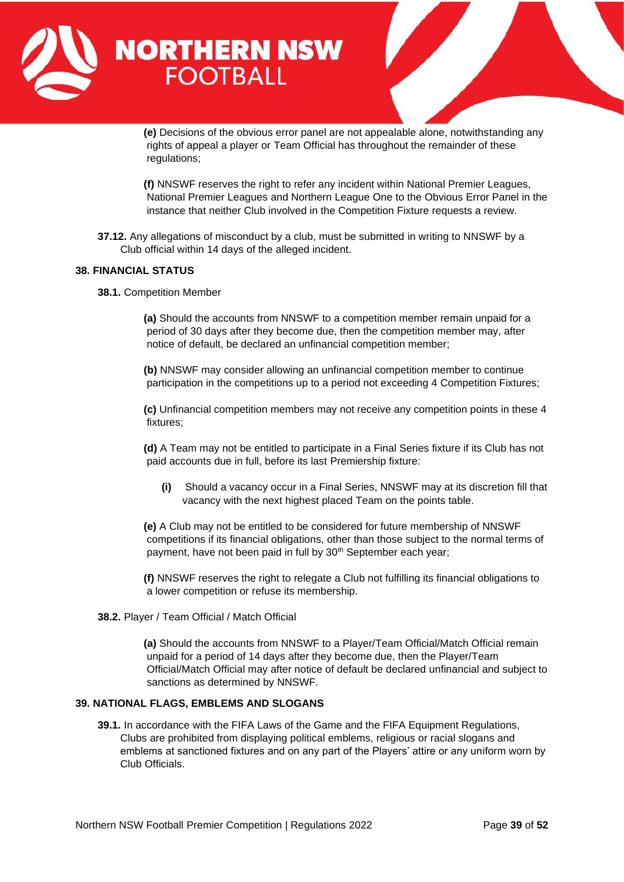**(e)** Decisions of the obvious error panel are not appealable alone, notwithstanding any rights of appeal a player or Team Official has throughout the remainder of these regulations;

**(f)** NNSWF reserves the right to refer any incident within National Premier Leagues, National Premier Leagues and Northern League One to the Obvious Error Panel in the instance that neither Club involved in the Competition Fixture requests a review.

**37.12.** Any allegations of misconduct by a club, must be submitted in writing to NNSWF by a Club official within 14 days of the alleged incident.

## 38. FINANCIAL STATUS

**38.1.** Competition Member

**(a)** Should the accounts from NNSWF to a competition member remain unpaid for a period of 30 days after they become due, then the competition member may, after notice of default, be declared an unfinancial competition member;

**(b)** NNSWF may consider allowing an unfinancial competition member to continue participation in the competitions up to a period not exceeding 4 Competition Fixtures;

**(c)** Unfinancial competition members may not receive any competition points in these 4 fixtures;

**(d)** A Team may not be entitled to participate in a Final Series fixture if its Club has not paid accounts due in full, before its last Premiership fixture:

**(i)** Should a vacancy occur in a Final Series, NNSWF may at its discretion fill that vacancy with the next highest placed Team on the points table.

**(e)** A Club may not be entitled to be considered for future membership of NNSWF competitions if its financial obligations, other than those subject to the normal terms of payment, have not been paid in full by 30th September each year;

**(f)** NNSWF reserves the right to relegate a Club not fulfilling its financial obligations to a lower competition or refuse its membership.

**38.2.** Player / Team Official / Match Official

**(a)** Should the accounts from NNSWF to a Player/Team Official/Match Official remain unpaid for a period of 14 days after they become due, then the Player/Team Official/Match Official may after notice of default be declared unfinancial and subject to sanctions as determined by NNSWF.

## 39. NATIONAL FLAGS, EMBLEMS AND SLOGANS

**39.1.** In accordance with the FIFA Laws of the Game and the FIFA Equipment Regulations, Clubs are prohibited from displaying political emblems, religious or racial slogans and emblems at sanctioned fixtures and on any part of the Players' attire or any uniform worn by Club Officials.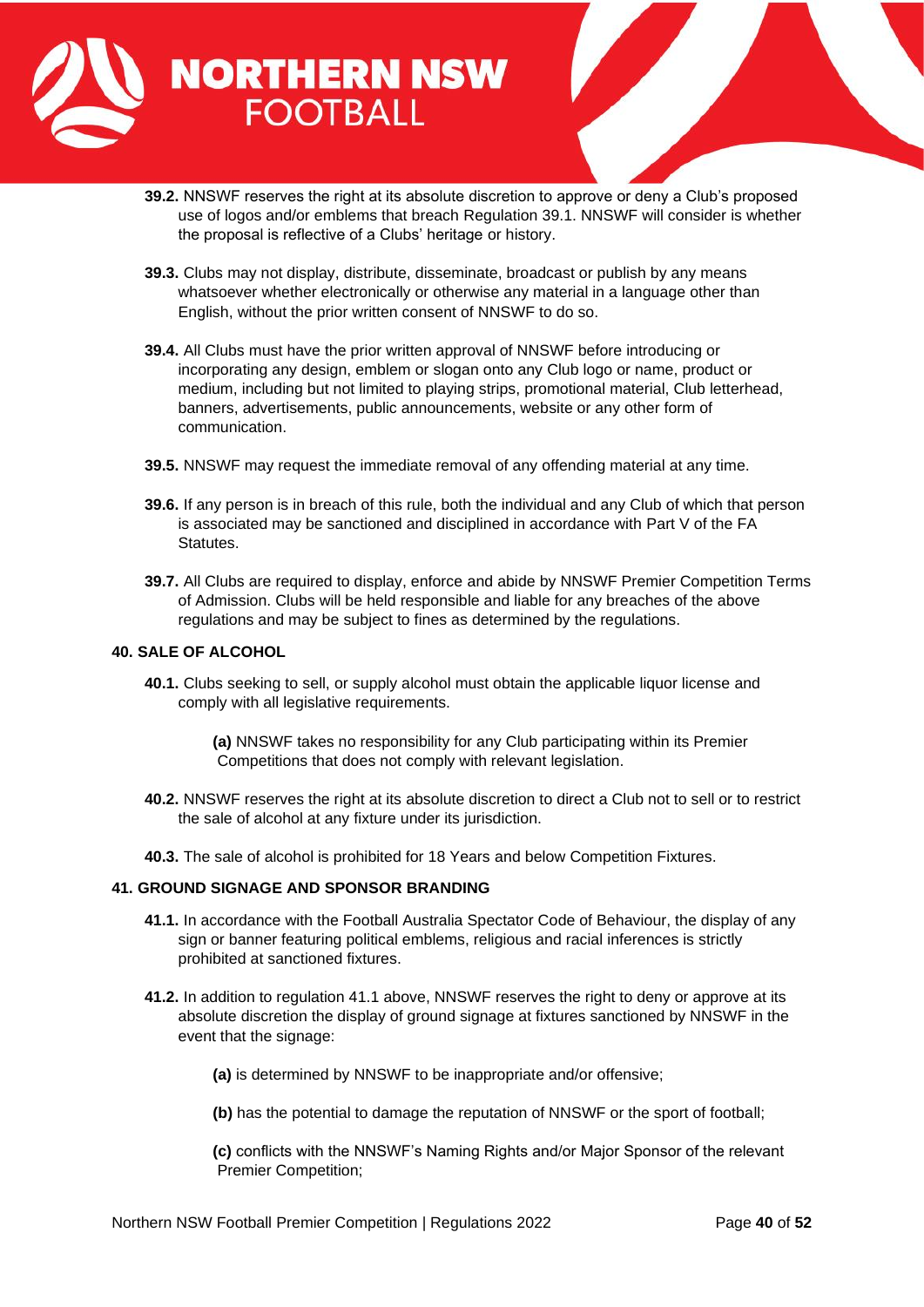**39.2.** NNSWF reserves the right at its absolute discretion to approve or deny a Club's proposed use of logos and/or emblems that breach Regulation 39.1. NNSWF will consider is whether the proposal is reflective of a Clubs' heritage or history.

**39.3.** Clubs may not display, distribute, disseminate, broadcast or publish by any means whatsoever whether electronically or otherwise any material in a language other than English, without the prior written consent of NNSWF to do so.

**39.4.** All Clubs must have the prior written approval of NNSWF before introducing or incorporating any design, emblem or slogan onto any Club logo or name, product or medium, including but not limited to playing strips, promotional material, Club letterhead, banners, advertisements, public announcements, website or any other form of communication.

**39.5.** NNSWF may request the immediate removal of any offending material at any time.

**39.6.** If any person is in breach of this rule, both the individual and any Club of which that person is associated may be sanctioned and disciplined in accordance with Part V of the FA Statutes.

**39.7.** All Clubs are required to display, enforce and abide by NNSWF Premier Competition Terms of Admission. Clubs will be held responsible and liable for any breaches of the above regulations and may be subject to fines as determined by the regulations.

## 40. SALE OF ALCOHOL

**40.1.** Clubs seeking to sell, or supply alcohol must obtain the applicable liquor license and comply with all legislative requirements.

> **(a)** NNSWF takes no responsibility for any Club participating within its Premier Competitions that does not comply with relevant legislation.

**40.2.** NNSWF reserves the right at its absolute discretion to direct a Club not to sell or to restrict the sale of alcohol at any fixture under its jurisdiction.

**40.3.** The sale of alcohol is prohibited for 18 Years and below Competition Fixtures.

## 41. GROUND SIGNAGE AND SPONSOR BRANDING

**41.1.** In accordance with the Football Australia Spectator Code of Behaviour, the display of any sign or banner featuring political emblems, religious and racial inferences is strictly prohibited at sanctioned fixtures.

**41.2.** In addition to regulation 41.1 above, NNSWF reserves the right to deny or approve at its absolute discretion the display of ground signage at fixtures sanctioned by NNSWF in the event that the signage:

> **(a)** is determined by NNSWF to be inappropriate and/or offensive;
>
> **(b)** has the potential to damage the reputation of NNSWF or the sport of football;
>
> **(c)** conflicts with the NNSWF's Naming Rights and/or Major Sponsor of the relevant Premier Competition;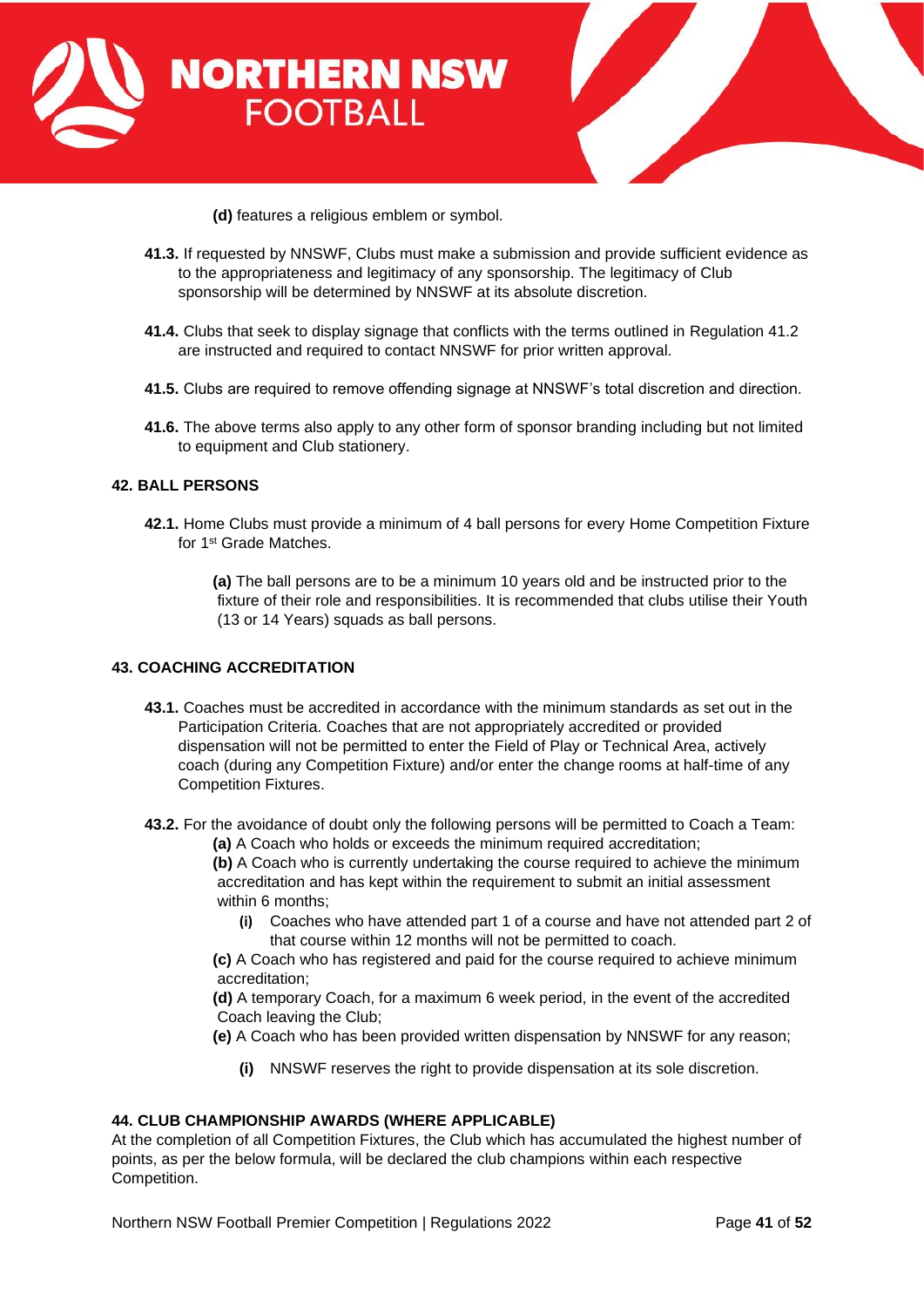**(d)** features a religious emblem or symbol.

**41.3.** If requested by NNSWF, Clubs must make a submission and provide sufficient evidence as to the appropriateness and legitimacy of any sponsorship. The legitimacy of Club sponsorship will be determined by NNSWF at its absolute discretion.

**41.4.** Clubs that seek to display signage that conflicts with the terms outlined in Regulation 41.2 are instructed and required to contact NNSWF for prior written approval.

**41.5.** Clubs are required to remove offending signage at NNSWF's total discretion and direction.

**41.6.** The above terms also apply to any other form of sponsor branding including but not limited to equipment and Club stationery.

## 42. BALL PERSONS

**42.1.** Home Clubs must provide a minimum of 4 ball persons for every Home Competition Fixture for 1st Grade Matches.

**(a)** The ball persons are to be a minimum 10 years old and be instructed prior to the fixture of their role and responsibilities. It is recommended that clubs utilise their Youth (13 or 14 Years) squads as ball persons.

## 43. COACHING ACCREDITATION

**43.1.** Coaches must be accredited in accordance with the minimum standards as set out in the Participation Criteria. Coaches that are not appropriately accredited or provided dispensation will not be permitted to enter the Field of Play or Technical Area, actively coach (during any Competition Fixture) and/or enter the change rooms at half-time of any Competition Fixtures.

**43.2.** For the avoidance of doubt only the following persons will be permitted to Coach a Team:

**(a)** A Coach who holds or exceeds the minimum required accreditation;

**(b)** A Coach who is currently undertaking the course required to achieve the minimum accreditation and has kept within the requirement to submit an initial assessment within 6 months;

- **(i)** Coaches who have attended part 1 of a course and have not attended part 2 of that course within 12 months will not be permitted to coach.

**(c)** A Coach who has registered and paid for the course required to achieve minimum accreditation;

**(d)** A temporary Coach, for a maximum 6 week period, in the event of the accredited Coach leaving the Club;

**(e)** A Coach who has been provided written dispensation by NNSWF for any reason;

- **(i)** NNSWF reserves the right to provide dispensation at its sole discretion.

## 44. CLUB CHAMPIONSHIP AWARDS (WHERE APPLICABLE)

At the completion of all Competition Fixtures, the Club which has accumulated the highest number of points, as per the below formula, will be declared the club champions within each respective Competition.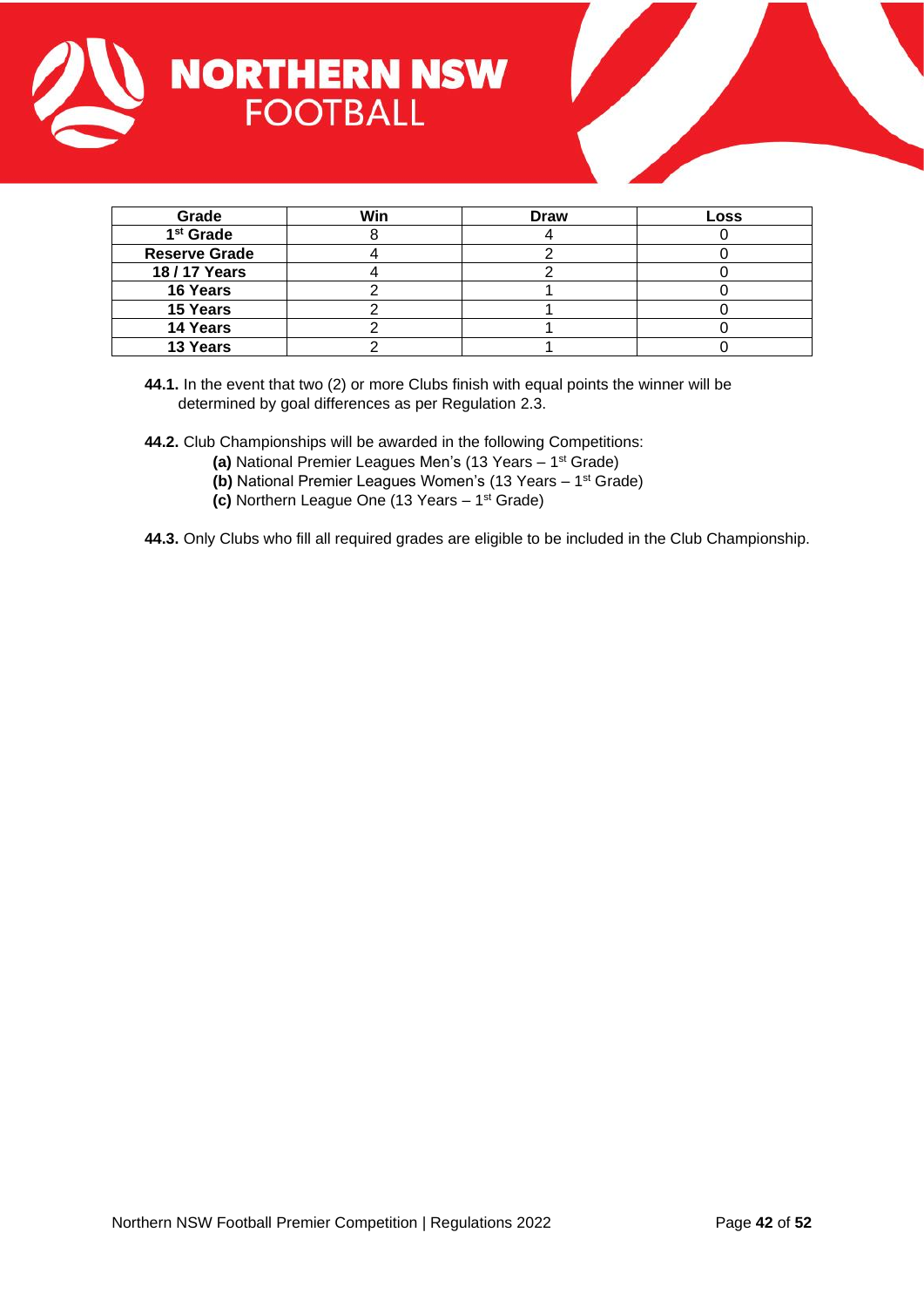| Grade | Win | Draw | Loss |
|---|---|---|---|
| 1st Grade | 8 | 4 | 0 |
| Reserve Grade | 4 | 2 | 0 |
| 18 / 17 Years | 4 | 2 | 0 |
| 16 Years | 2 | 1 | 0 |
| 15 Years | 2 | 1 | 0 |
| 14 Years | 2 | 1 | 0 |
| 13 Years | 2 | 1 | 0 |

**44.1.** In the event that two (2) or more Clubs finish with equal points the winner will be determined by goal differences as per Regulation 2.3.

**44.2.** Club Championships will be awarded in the following Competitions:

- **(a)** National Premier Leagues Men's (13 Years – 1st Grade)
- **(b)** National Premier Leagues Women's (13 Years – 1st Grade)
- **(c)** Northern League One (13 Years – 1st Grade)

**44.3.** Only Clubs who fill all required grades are eligible to be included in the Club Championship.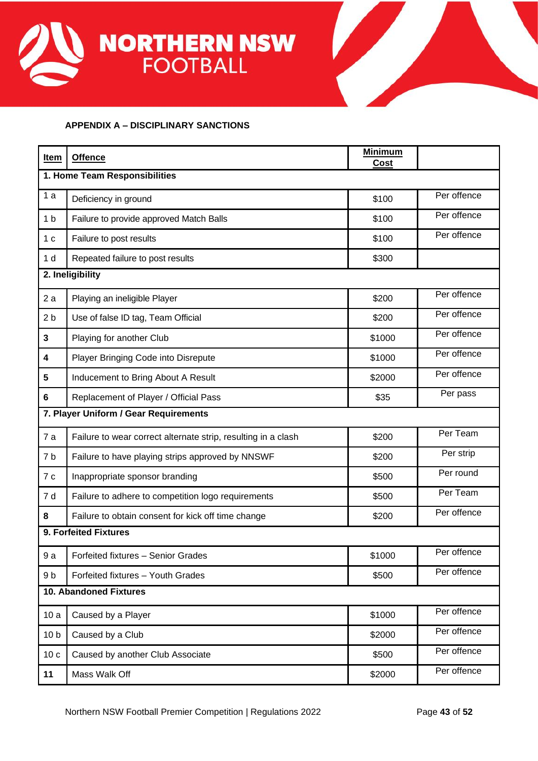**APPENDIX A – DISCIPLINARY SANCTIONS**

| Item | Offence | Minimum Cost | |
|---|---|---|---|
| **1. Home Team Responsibilities** | | | |
| 1 a | Deficiency in ground | $100 | Per offence |
| 1 b | Failure to provide approved Match Balls | $100 | Per offence |
| 1 c | Failure to post results | $100 | Per offence |
| 1 d | Repeated failure to post results | $300 | |
| **2. Ineligibility** | | | |
| 2 a | Playing an ineligible Player | $200 | Per offence |
| 2 b | Use of false ID tag, Team Official | $200 | Per offence |
| **3** | Playing for another Club | $1000 | Per offence |
| **4** | Player Bringing Code into Disrepute | $1000 | Per offence |
| **5** | Inducement to Bring About A Result | $2000 | Per offence |
| **6** | Replacement of Player / Official Pass | $35 | Per pass |
| **7. Player Uniform / Gear Requirements** | | | |
| 7 a | Failure to wear correct alternate strip, resulting in a clash | $200 | Per Team |
| 7 b | Failure to have playing strips approved by NNSWF | $200 | Per strip |
| 7 c | Inappropriate sponsor branding | $500 | Per round |
| 7 d | Failure to adhere to competition logo requirements | $500 | Per Team |
| **8** | Failure to obtain consent for kick off time change | $200 | Per offence |
| **9. Forfeited Fixtures** | | | |
| 9 a | Forfeited fixtures – Senior Grades | $1000 | Per offence |
| 9 b | Forfeited fixtures – Youth Grades | $500 | Per offence |
| **10. Abandoned Fixtures** | | | |
| 10 a | Caused by a Player | $1000 | Per offence |
| 10 b | Caused by a Club | $2000 | Per offence |
| 10 c | Caused by another Club Associate | $500 | Per offence |
| **11** | Mass Walk Off | $2000 | Per offence |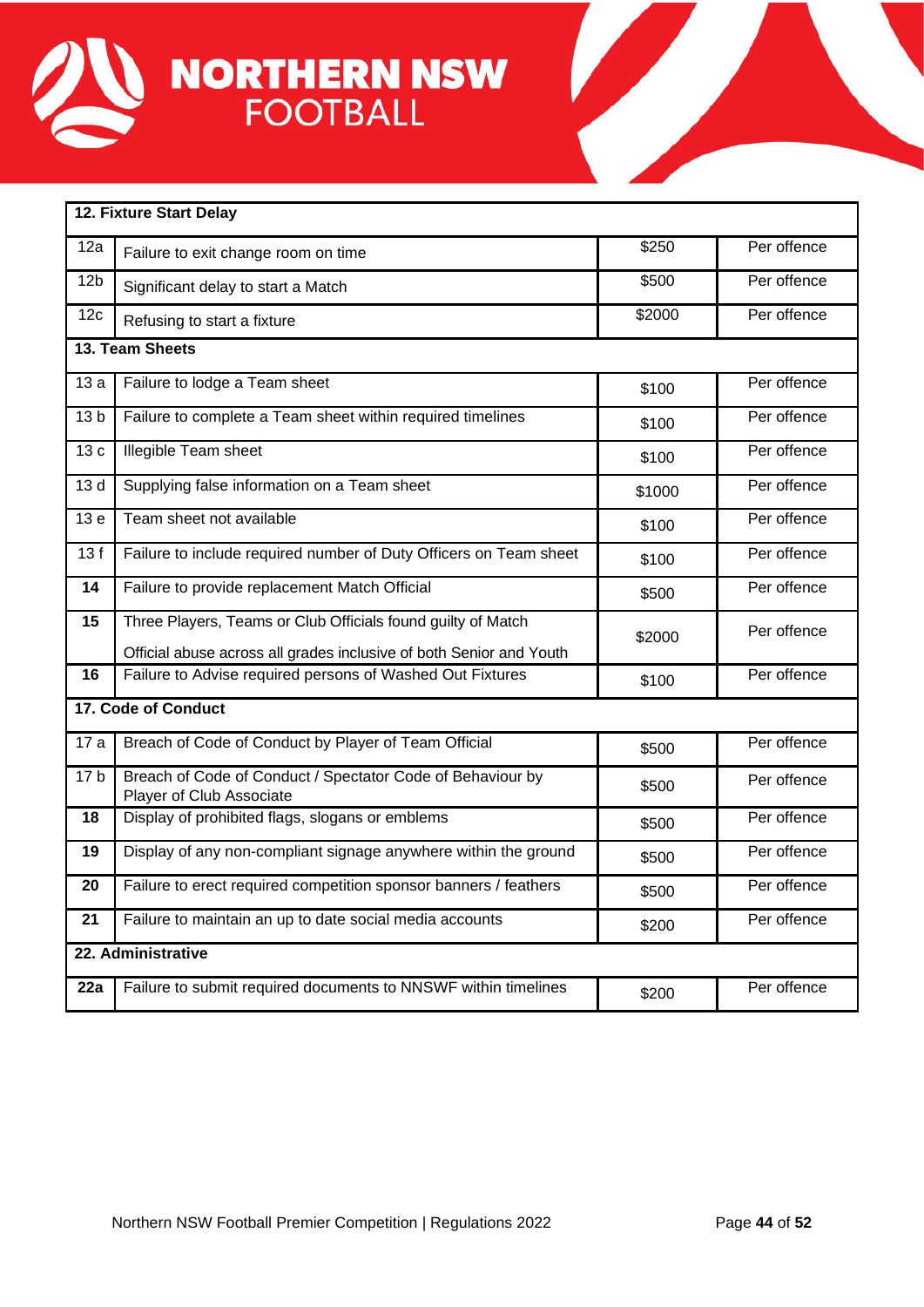| **12. Fixture Start Delay** | | | |
|---|---|---|---|
| 12a | Failure to exit change room on time | $250 | Per offence |
| 12b | Significant delay to start a Match | $500 | Per offence |
| 12c | Refusing to start a fixture | $2000 | Per offence |
| **13. Team Sheets** | | | |
| 13 a | Failure to lodge a Team sheet | $100 | Per offence |
| 13 b | Failure to complete a Team sheet within required timelines | $100 | Per offence |
| 13 c | Illegible Team sheet | $100 | Per offence |
| 13 d | Supplying false information on a Team sheet | $1000 | Per offence |
| 13 e | Team sheet not available | $100 | Per offence |
| 13 f | Failure to include required number of Duty Officers on Team sheet | $100 | Per offence |
| **14** | Failure to provide replacement Match Official | $500 | Per offence |
| **15** | Three Players, Teams or Club Officials found guilty of Match Official abuse across all grades inclusive of both Senior and Youth | $2000 | Per offence |
| **16** | Failure to Advise required persons of Washed Out Fixtures | $100 | Per offence |
| **17. Code of Conduct** | | | |
| 17 a | Breach of Code of Conduct by Player of Team Official | $500 | Per offence |
| 17 b | Breach of Code of Conduct / Spectator Code of Behaviour by Player of Club Associate | $500 | Per offence |
| **18** | Display of prohibited flags, slogans or emblems | $500 | Per offence |
| **19** | Display of any non-compliant signage anywhere within the ground | $500 | Per offence |
| **20** | Failure to erect required competition sponsor banners / feathers | $500 | Per offence |
| **21** | Failure to maintain an up to date social media accounts | $200 | Per offence |
| **22. Administrative** | | | |
| **22a** | Failure to submit required documents to NNSWF within timelines | $200 | Per offence |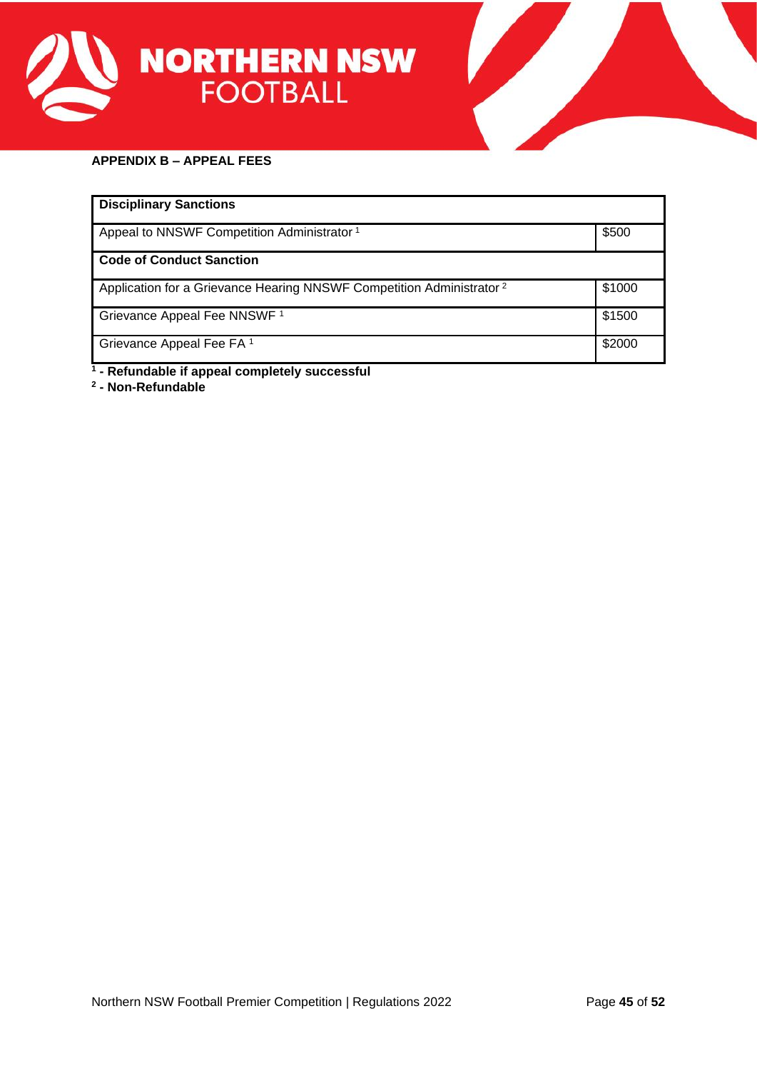## APPENDIX B – APPEAL FEES

| Disciplinary Sanctions | |
|---|---|
| Appeal to NNSWF Competition Administrator [1] | $500 |
| **Code of Conduct Sanction** | |
| Application for a Grievance Hearing NNSWF Competition Administrator [2] | $1000 |
| Grievance Appeal Fee NNSWF [1] | $1500 |
| Grievance Appeal Fee FA [1] | $2000 |

**[1] - Refundable if appeal completely successful**

**[2] - Non-Refundable**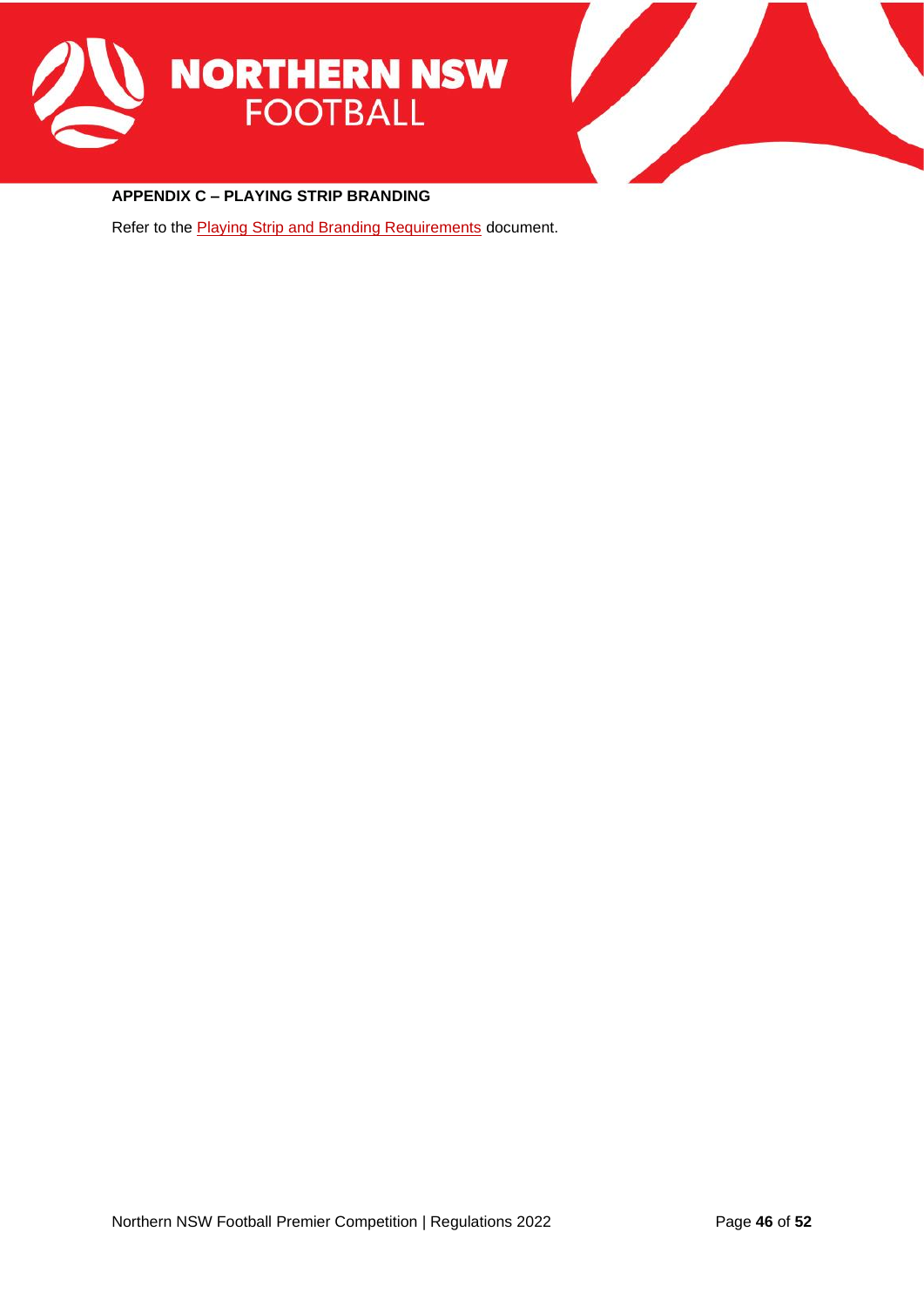**APPENDIX C – PLAYING STRIP BRANDING**

Refer to the Playing Strip and Branding Requirements document.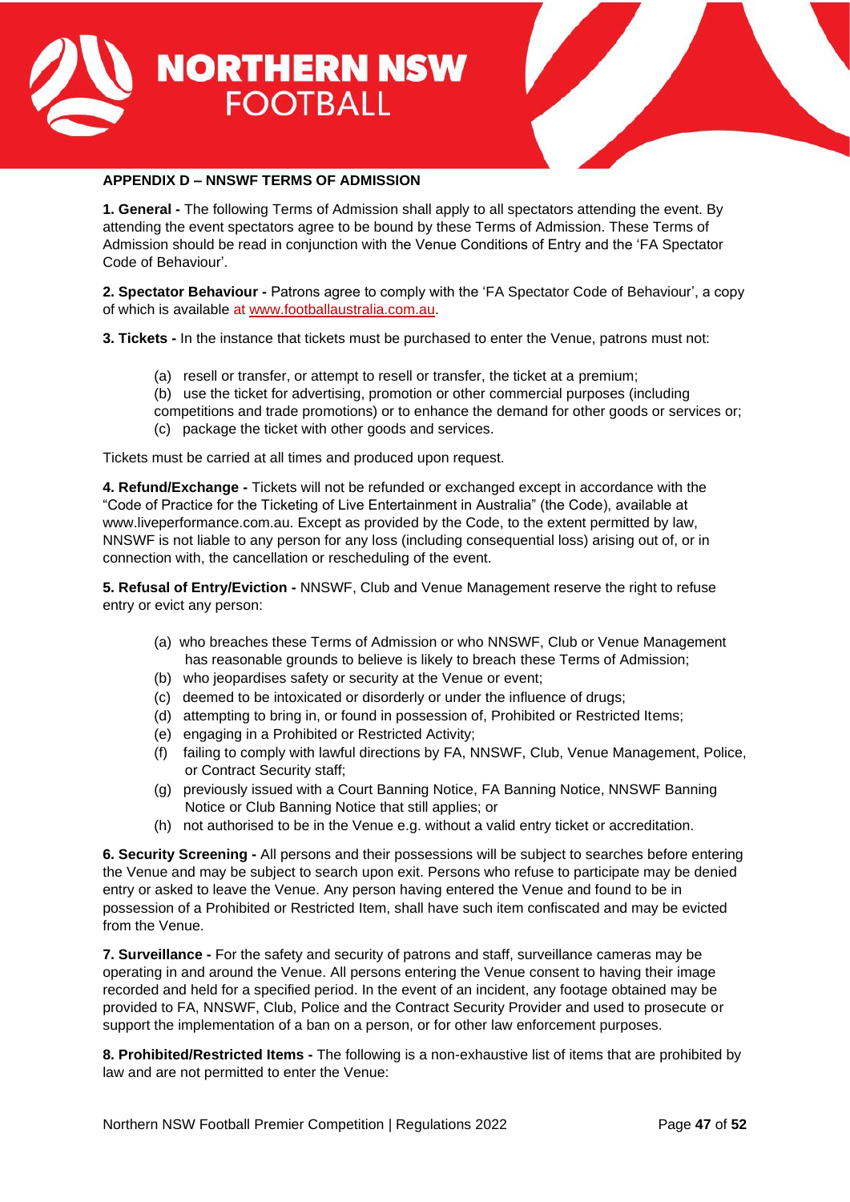## APPENDIX D – NNSWF TERMS OF ADMISSION

**1. General -** The following Terms of Admission shall apply to all spectators attending the event. By attending the event spectators agree to be bound by these Terms of Admission. These Terms of Admission should be read in conjunction with the Venue Conditions of Entry and the 'FA Spectator Code of Behaviour'.

**2. Spectator Behaviour -** Patrons agree to comply with the 'FA Spectator Code of Behaviour', a copy of which is available at www.footballaustralia.com.au.

**3. Tickets -** In the instance that tickets must be purchased to enter the Venue, patrons must not:

(a) resell or transfer, or attempt to resell or transfer, the ticket at a premium;
(b) use the ticket for advertising, promotion or other commercial purposes (including competitions and trade promotions) or to enhance the demand for other goods or services or;
(c) package the ticket with other goods and services.

Tickets must be carried at all times and produced upon request.

**4. Refund/Exchange -** Tickets will not be refunded or exchanged except in accordance with the "Code of Practice for the Ticketing of Live Entertainment in Australia" (the Code), available at www.liveperformance.com.au. Except as provided by the Code, to the extent permitted by law, NNSWF is not liable to any person for any loss (including consequential loss) arising out of, or in connection with, the cancellation or rescheduling of the event.

**5. Refusal of Entry/Eviction -** NNSWF, Club and Venue Management reserve the right to refuse entry or evict any person:

(a) who breaches these Terms of Admission or who NNSWF, Club or Venue Management has reasonable grounds to believe is likely to breach these Terms of Admission;
(b) who jeopardises safety or security at the Venue or event;
(c) deemed to be intoxicated or disorderly or under the influence of drugs;
(d) attempting to bring in, or found in possession of, Prohibited or Restricted Items;
(e) engaging in a Prohibited or Restricted Activity;
(f) failing to comply with lawful directions by FA, NNSWF, Club, Venue Management, Police, or Contract Security staff;
(g) previously issued with a Court Banning Notice, FA Banning Notice, NNSWF Banning Notice or Club Banning Notice that still applies; or
(h) not authorised to be in the Venue e.g. without a valid entry ticket or accreditation.

**6. Security Screening -** All persons and their possessions will be subject to searches before entering the Venue and may be subject to search upon exit. Persons who refuse to participate may be denied entry or asked to leave the Venue. Any person having entered the Venue and found to be in possession of a Prohibited or Restricted Item, shall have such item confiscated and may be evicted from the Venue.

**7. Surveillance -** For the safety and security of patrons and staff, surveillance cameras may be operating in and around the Venue. All persons entering the Venue consent to having their image recorded and held for a specified period. In the event of an incident, any footage obtained may be provided to FA, NNSWF, Club, Police and the Contract Security Provider and used to prosecute or support the implementation of a ban on a person, or for other law enforcement purposes.

**8. Prohibited/Restricted Items -** The following is a non-exhaustive list of items that are prohibited by law and are not permitted to enter the Venue: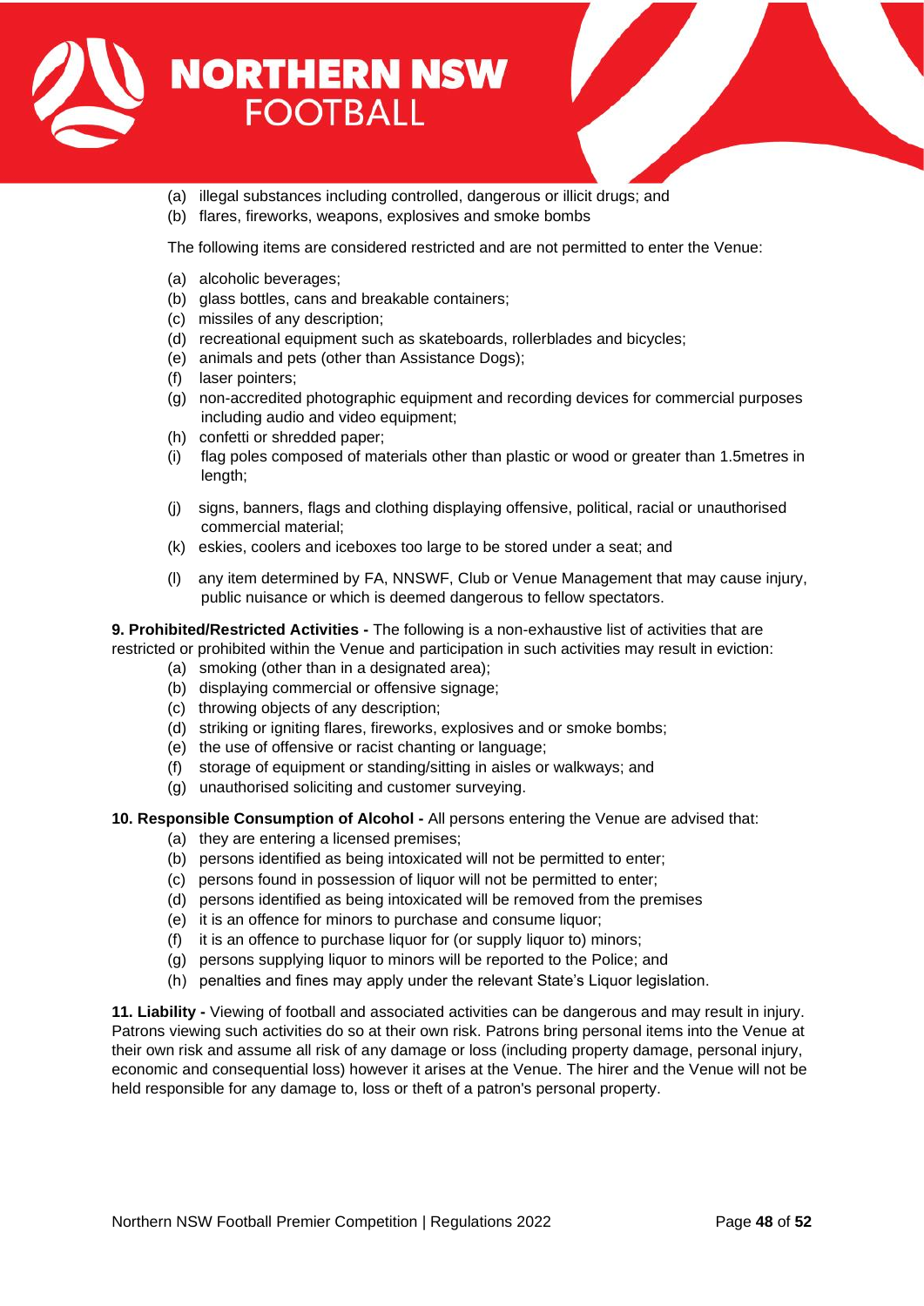(a) illegal substances including controlled, dangerous or illicit drugs; and
(b) flares, fireworks, weapons, explosives and smoke bombs

The following items are considered restricted and are not permitted to enter the Venue:

(a) alcoholic beverages;
(b) glass bottles, cans and breakable containers;
(c) missiles of any description;
(d) recreational equipment such as skateboards, rollerblades and bicycles;
(e) animals and pets (other than Assistance Dogs);
(f) laser pointers;
(g) non-accredited photographic equipment and recording devices for commercial purposes including audio and video equipment;
(h) confetti or shredded paper;
(i) flag poles composed of materials other than plastic or wood or greater than 1.5metres in length;
(j) signs, banners, flags and clothing displaying offensive, political, racial or unauthorised commercial material;
(k) eskies, coolers and iceboxes too large to be stored under a seat; and
(l) any item determined by FA, NNSWF, Club or Venue Management that may cause injury, public nuisance or which is deemed dangerous to fellow spectators.

**9. Prohibited/Restricted Activities -** The following is a non-exhaustive list of activities that are restricted or prohibited within the Venue and participation in such activities may result in eviction:

(a) smoking (other than in a designated area);
(b) displaying commercial or offensive signage;
(c) throwing objects of any description;
(d) striking or igniting flares, fireworks, explosives and or smoke bombs;
(e) the use of offensive or racist chanting or language;
(f) storage of equipment or standing/sitting in aisles or walkways; and
(g) unauthorised soliciting and customer surveying.

**10. Responsible Consumption of Alcohol -** All persons entering the Venue are advised that:

(a) they are entering a licensed premises;
(b) persons identified as being intoxicated will not be permitted to enter;
(c) persons found in possession of liquor will not be permitted to enter;
(d) persons identified as being intoxicated will be removed from the premises
(e) it is an offence for minors to purchase and consume liquor;
(f) it is an offence to purchase liquor for (or supply liquor to) minors;
(g) persons supplying liquor to minors will be reported to the Police; and
(h) penalties and fines may apply under the relevant State's Liquor legislation.

**11. Liability -** Viewing of football and associated activities can be dangerous and may result in injury. Patrons viewing such activities do so at their own risk. Patrons bring personal items into the Venue at their own risk and assume all risk of any damage or loss (including property damage, personal injury, economic and consequential loss) however it arises at the Venue. The hirer and the Venue will not be held responsible for any damage to, loss or theft of a patron's personal property.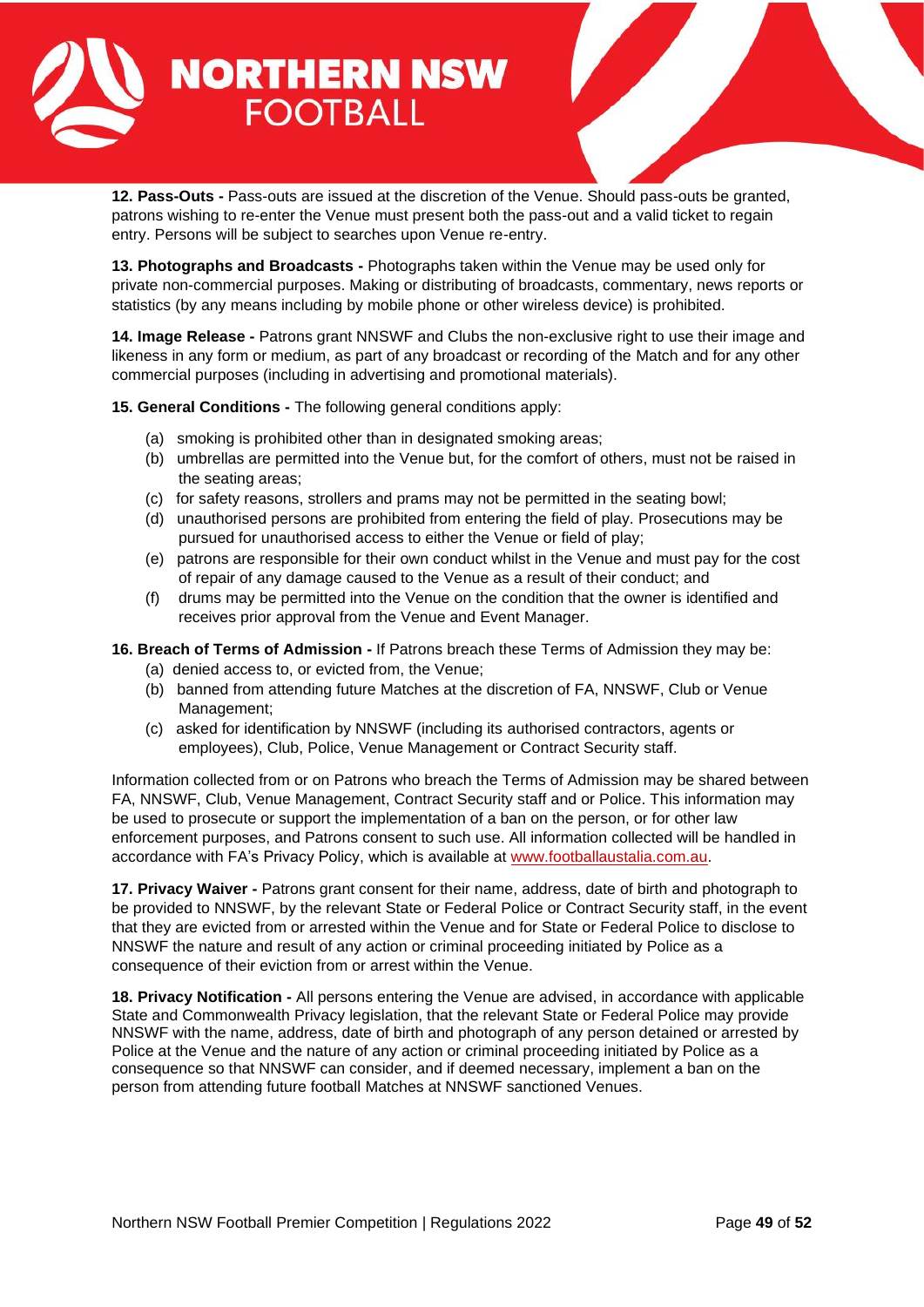**12. Pass-Outs -** Pass-outs are issued at the discretion of the Venue. Should pass-outs be granted, patrons wishing to re-enter the Venue must present both the pass-out and a valid ticket to regain entry. Persons will be subject to searches upon Venue re-entry.

**13. Photographs and Broadcasts -** Photographs taken within the Venue may be used only for private non-commercial purposes. Making or distributing of broadcasts, commentary, news reports or statistics (by any means including by mobile phone or other wireless device) is prohibited.

**14. Image Release -** Patrons grant NNSWF and Clubs the non-exclusive right to use their image and likeness in any form or medium, as part of any broadcast or recording of the Match and for any other commercial purposes (including in advertising and promotional materials).

**15. General Conditions -** The following general conditions apply:

(a) smoking is prohibited other than in designated smoking areas;
(b) umbrellas are permitted into the Venue but, for the comfort of others, must not be raised in the seating areas;
(c) for safety reasons, strollers and prams may not be permitted in the seating bowl;
(d) unauthorised persons are prohibited from entering the field of play. Prosecutions may be pursued for unauthorised access to either the Venue or field of play;
(e) patrons are responsible for their own conduct whilst in the Venue and must pay for the cost of repair of any damage caused to the Venue as a result of their conduct; and
(f) drums may be permitted into the Venue on the condition that the owner is identified and receives prior approval from the Venue and Event Manager.

**16. Breach of Terms of Admission -** If Patrons breach these Terms of Admission they may be:

(a) denied access to, or evicted from, the Venue;
(b) banned from attending future Matches at the discretion of FA, NNSWF, Club or Venue Management;
(c) asked for identification by NNSWF (including its authorised contractors, agents or employees), Club, Police, Venue Management or Contract Security staff.

Information collected from or on Patrons who breach the Terms of Admission may be shared between FA, NNSWF, Club, Venue Management, Contract Security staff and or Police. This information may be used to prosecute or support the implementation of a ban on the person, or for other law enforcement purposes, and Patrons consent to such use. All information collected will be handled in accordance with FA's Privacy Policy, which is available at www.footballaustalia.com.au.

**17. Privacy Waiver -** Patrons grant consent for their name, address, date of birth and photograph to be provided to NNSWF, by the relevant State or Federal Police or Contract Security staff, in the event that they are evicted from or arrested within the Venue and for State or Federal Police to disclose to NNSWF the nature and result of any action or criminal proceeding initiated by Police as a consequence of their eviction from or arrest within the Venue.

**18. Privacy Notification -** All persons entering the Venue are advised, in accordance with applicable State and Commonwealth Privacy legislation, that the relevant State or Federal Police may provide NNSWF with the name, address, date of birth and photograph of any person detained or arrested by Police at the Venue and the nature of any action or criminal proceeding initiated by Police as a consequence so that NNSWF can consider, and if deemed necessary, implement a ban on the person from attending future football Matches at NNSWF sanctioned Venues.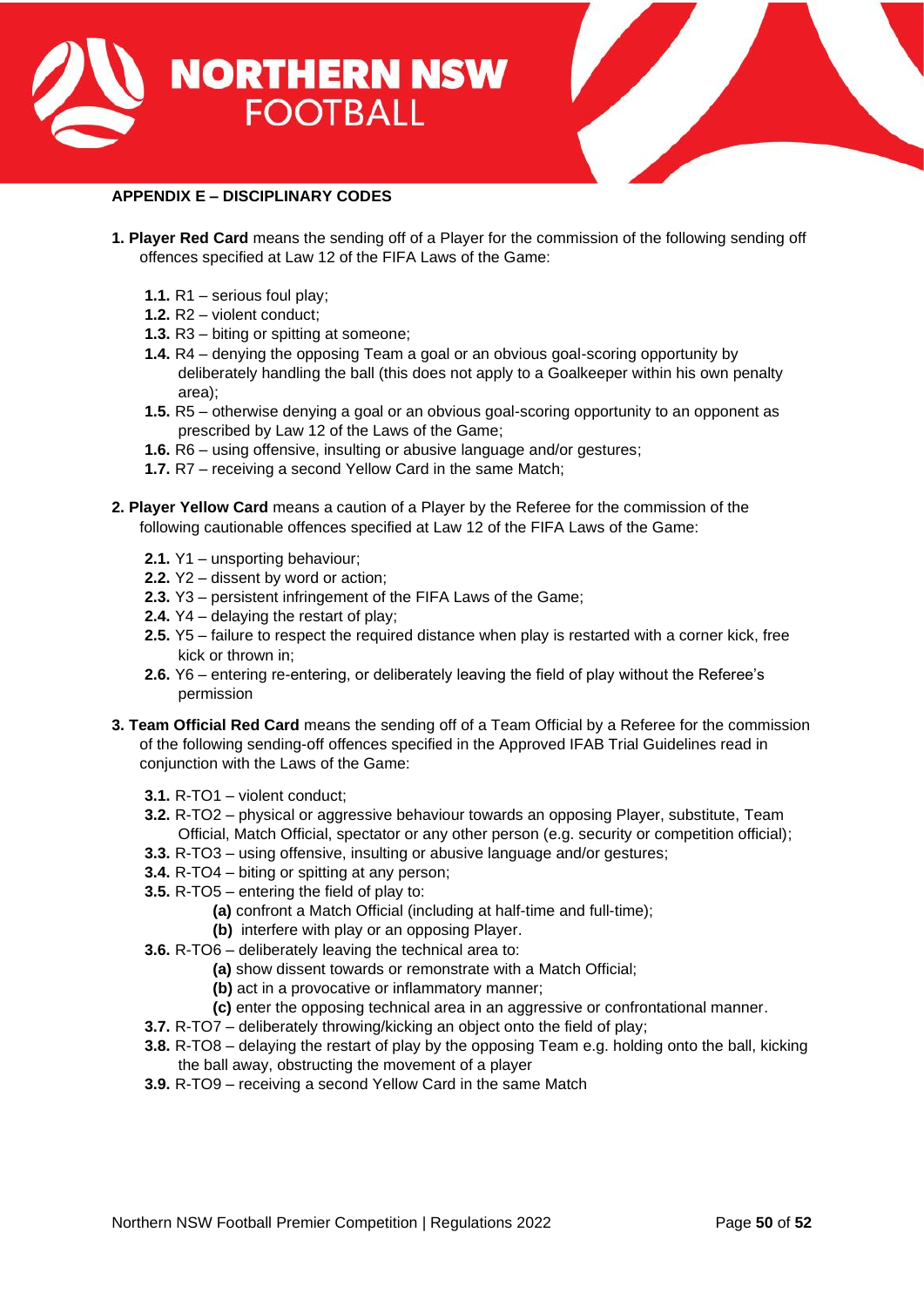## APPENDIX E – DISCIPLINARY CODES

1. **Player Red Card** means the sending off of a Player for the commission of the following sending off offences specified at Law 12 of the FIFA Laws of the Game:
   - **1.1.** R1 – serious foul play;
   - **1.2.** R2 – violent conduct;
   - **1.3.** R3 – biting or spitting at someone;
   - **1.4.** R4 – denying the opposing Team a goal or an obvious goal-scoring opportunity by deliberately handling the ball (this does not apply to a Goalkeeper within his own penalty area);
   - **1.5.** R5 – otherwise denying a goal or an obvious goal-scoring opportunity to an opponent as prescribed by Law 12 of the Laws of the Game;
   - **1.6.** R6 – using offensive, insulting or abusive language and/or gestures;
   - **1.7.** R7 – receiving a second Yellow Card in the same Match;

2. **Player Yellow Card** means a caution of a Player by the Referee for the commission of the following cautionable offences specified at Law 12 of the FIFA Laws of the Game:
   - **2.1.** Y1 – unsporting behaviour;
   - **2.2.** Y2 – dissent by word or action;
   - **2.3.** Y3 – persistent infringement of the FIFA Laws of the Game;
   - **2.4.** Y4 – delaying the restart of play;
   - **2.5.** Y5 – failure to respect the required distance when play is restarted with a corner kick, free kick or thrown in;
   - **2.6.** Y6 – entering re-entering, or deliberately leaving the field of play without the Referee's permission

3. **Team Official Red Card** means the sending off of a Team Official by a Referee for the commission of the following sending-off offences specified in the Approved IFAB Trial Guidelines read in conjunction with the Laws of the Game:
   - **3.1.** R-TO1 – violent conduct;
   - **3.2.** R-TO2 – physical or aggressive behaviour towards an opposing Player, substitute, Team Official, Match Official, spectator or any other person (e.g. security or competition official);
   - **3.3.** R-TO3 – using offensive, insulting or abusive language and/or gestures;
   - **3.4.** R-TO4 – biting or spitting at any person;
   - **3.5.** R-TO5 – entering the field of play to:
     - **(a)** confront a Match Official (including at half-time and full-time);
     - **(b)** interfere with play or an opposing Player.
   - **3.6.** R-TO6 – deliberately leaving the technical area to:
     - **(a)** show dissent towards or remonstrate with a Match Official;
     - **(b)** act in a provocative or inflammatory manner;
     - **(c)** enter the opposing technical area in an aggressive or confrontational manner.
   - **3.7.** R-TO7 – deliberately throwing/kicking an object onto the field of play;
   - **3.8.** R-TO8 – delaying the restart of play by the opposing Team e.g. holding onto the ball, kicking the ball away, obstructing the movement of a player
   - **3.9.** R-TO9 – receiving a second Yellow Card in the same Match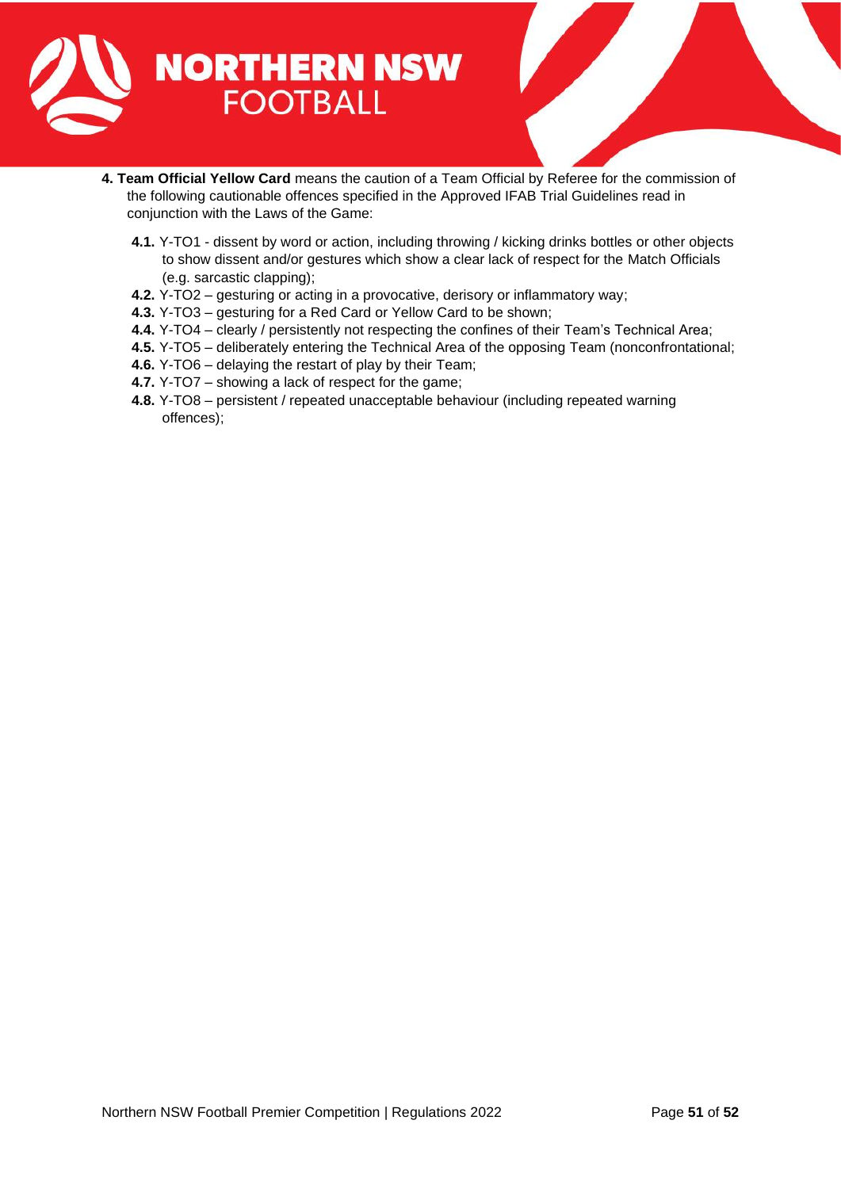**4. Team Official Yellow Card** means the caution of a Team Official by Referee for the commission of the following cautionable offences specified in the Approved IFAB Trial Guidelines read in conjunction with the Laws of the Game:

- **4.1.** Y-TO1 - dissent by word or action, including throwing / kicking drinks bottles or other objects to show dissent and/or gestures which show a clear lack of respect for the Match Officials (e.g. sarcastic clapping);
- **4.2.** Y-TO2 – gesturing or acting in a provocative, derisory or inflammatory way;
- **4.3.** Y-TO3 – gesturing for a Red Card or Yellow Card to be shown;
- **4.4.** Y-TO4 – clearly / persistently not respecting the confines of their Team's Technical Area;
- **4.5.** Y-TO5 – deliberately entering the Technical Area of the opposing Team (nonconfrontational;
- **4.6.** Y-TO6 – delaying the restart of play by their Team;
- **4.7.** Y-TO7 – showing a lack of respect for the game;
- **4.8.** Y-TO8 – persistent / repeated unacceptable behaviour (including repeated warning offences);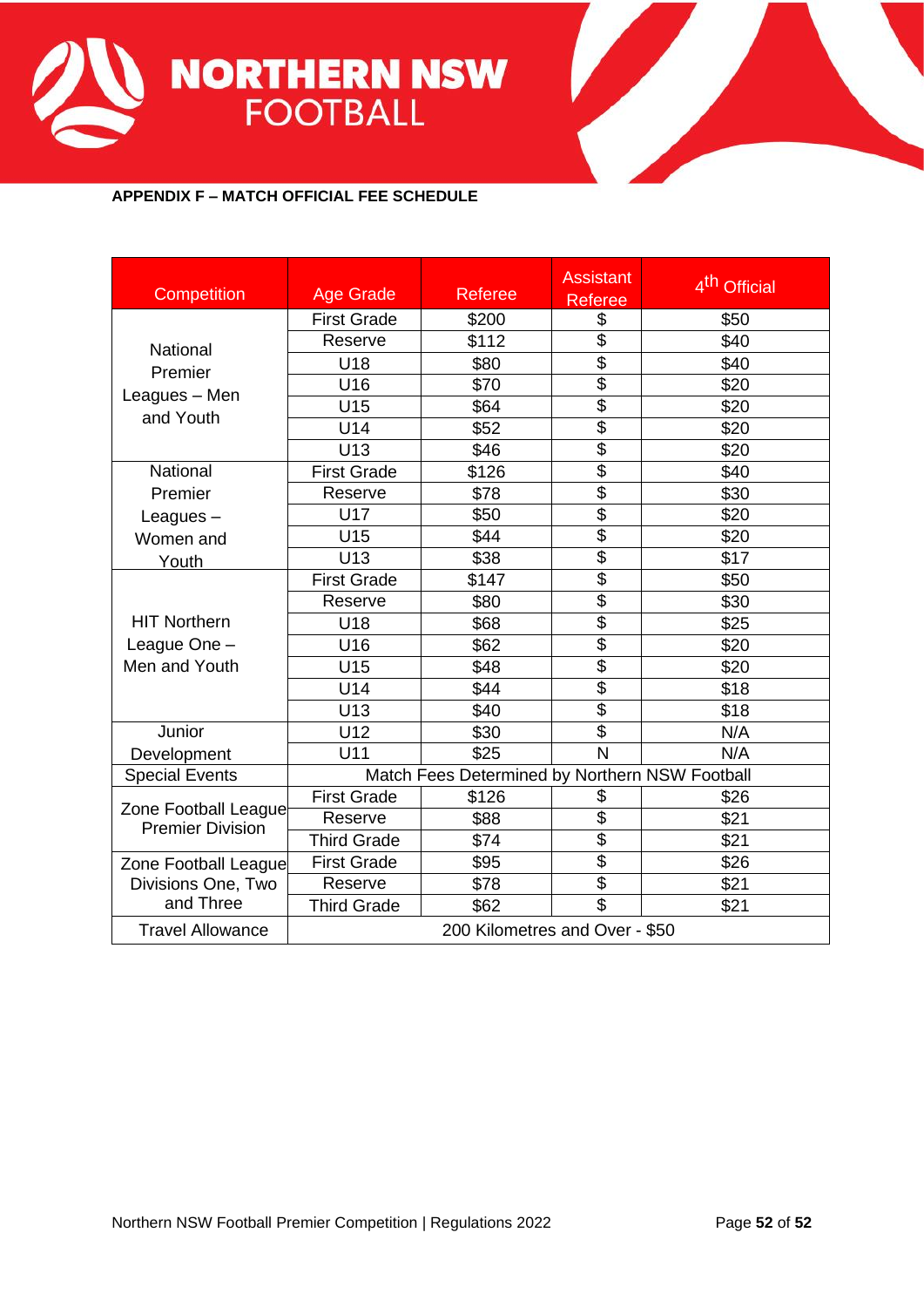**APPENDIX F – MATCH OFFICIAL FEE SCHEDULE**

| Competition | Age Grade | Referee | Assistant Referee | 4th Official |
|---|---|---|---|---|
| National Premier Leagues – Men and Youth | First Grade | $200 | $ | $50 |
| | Reserve | $112 | $ | $40 |
| | U18 | $80 | $ | $40 |
| | U16 | $70 | $ | $20 |
| | U15 | $64 | $ | $20 |
| | U14 | $52 | $ | $20 |
| | U13 | $46 | $ | $20 |
| National Premier Leagues – Women and Youth | First Grade | $126 | $ | $40 |
| | Reserve | $78 | $ | $30 |
| | U17 | $50 | $ | $20 |
| | U15 | $44 | $ | $20 |
| | U13 | $38 | $ | $17 |
| HIT Northern League One – Men and Youth | First Grade | $147 | $ | $50 |
| | Reserve | $80 | $ | $30 |
| | U18 | $68 | $ | $25 |
| | U16 | $62 | $ | $20 |
| | U15 | $48 | $ | $20 |
| | U14 | $44 | $ | $18 |
| | U13 | $40 | $ | $18 |
| Junior Development | U12 | $30 | $ | N/A |
| | U11 | $25 | N | N/A |
| Special Events | Match Fees Determined by Northern NSW Football | | | |
| Zone Football League Premier Division | First Grade | $126 | $ | $26 |
| | Reserve | $88 | $ | $21 |
| | Third Grade | $74 | $ | $21 |
| Zone Football League Divisions One, Two and Three | First Grade | $95 | $ | $26 |
| | Reserve | $78 | $ | $21 |
| | Third Grade | $62 | $ | $21 |
| Travel Allowance | 200 Kilometres and Over - $50 | | | |